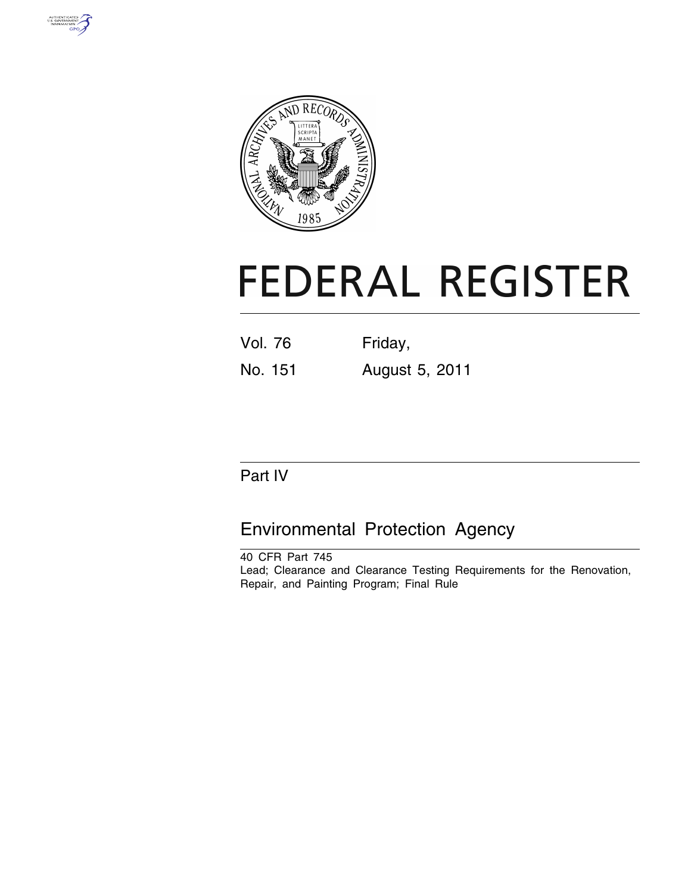# FEDERAL REGISTER

Vol. 76 No. 151

Friday, August 5, 2011

## Part IV

## Environmental Protection Agency

40 CFR Part 745

Lead; Clearance and Clearance Testing Requirements for the Renovation, Repair, and Painting Program; Final Rule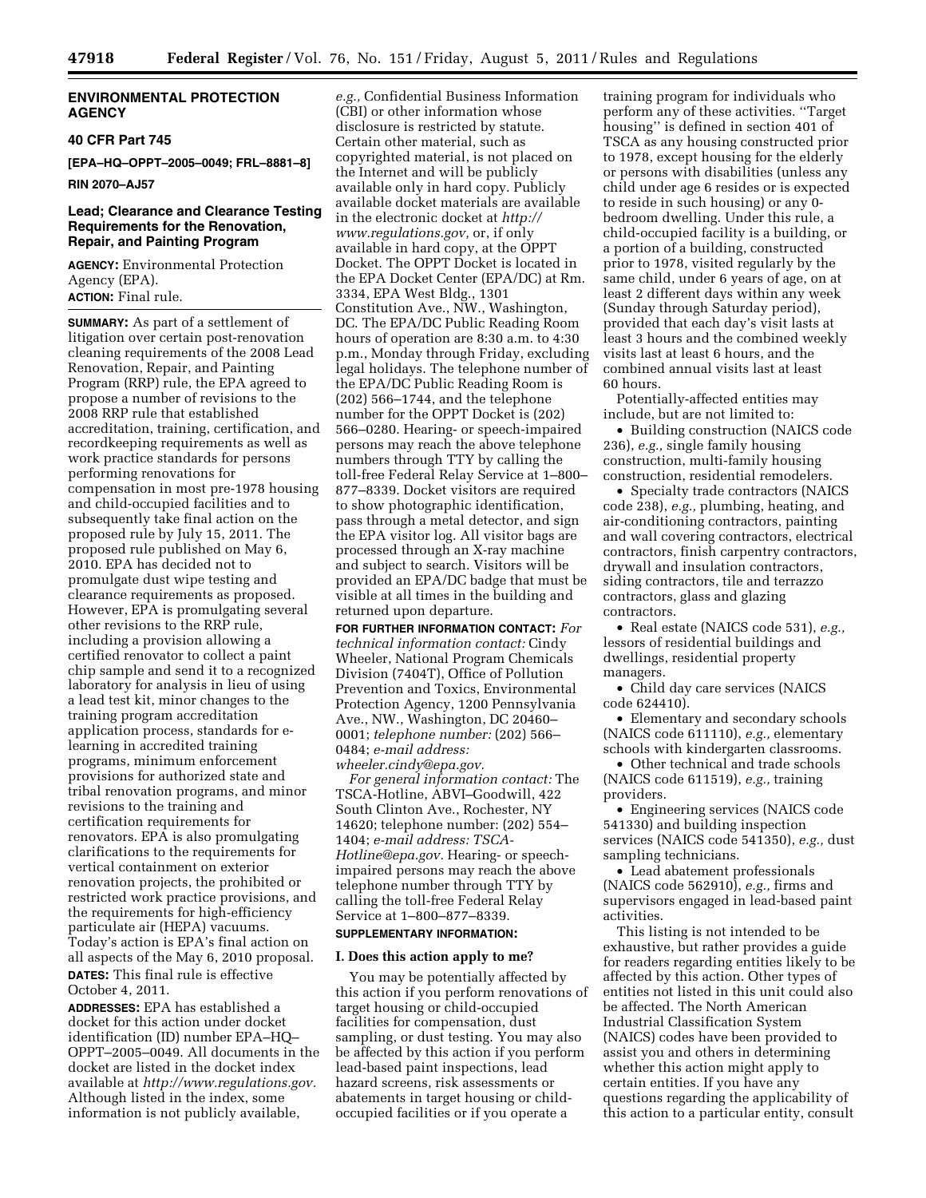## ENVIRONMENTAL PROTECTION AGENCY

### 40 CFR Part 745

**[EPA–HQ–OPPT–2005–0049; FRL–8881–8]**

**RIN 2070–AJ57**

### Lead; Clearance and Clearance Testing Requirements for the Renovation, Repair, and Painting Program

**AGENCY:** Environmental Protection Agency (EPA).

**ACTION:** Final rule.

**SUMMARY:** As part of a settlement of litigation over certain post-renovation cleaning requirements of the 2008 Lead Renovation, Repair, and Painting Program (RRP) rule, the EPA agreed to propose a number of revisions to the 2008 RRP rule that established accreditation, training, certification, and recordkeeping requirements as well as work practice standards for persons performing renovations for compensation in most pre-1978 housing and child-occupied facilities and to subsequently take final action on the proposed rule by July 15, 2011. The proposed rule published on May 6, 2010. EPA has decided not to promulgate dust wipe testing and clearance requirements as proposed. However, EPA is promulgating several other revisions to the RRP rule, including a provision allowing a certified renovator to collect a paint chip sample and send it to a recognized laboratory for analysis in lieu of using a lead test kit, minor changes to the training program accreditation application process, standards for e-learning in accredited training programs, minimum enforcement provisions for authorized state and tribal renovation programs, and minor revisions to the training and certification requirements for renovators. EPA is also promulgating clarifications to the requirements for vertical containment on exterior renovation projects, the prohibited or restricted work practice provisions, and the requirements for high-efficiency particulate air (HEPA) vacuums. Today's action is EPA's final action on all aspects of the May 6, 2010 proposal.

**DATES:** This final rule is effective October 4, 2011.

**ADDRESSES:** EPA has established a docket for this action under docket identification (ID) number EPA–HQ–OPPT–2005–0049. All documents in the docket are listed in the docket index available at *http://www.regulations.gov.* Although listed in the index, some information is not publicly available, *e.g.,* Confidential Business Information (CBI) or other information whose disclosure is restricted by statute. Certain other material, such as copyrighted material, is not placed on the Internet and will be publicly available only in hard copy. Publicly available docket materials are available in the electronic docket at *http://www.regulations.gov,* or, if only available in hard copy, at the OPPT Docket. The OPPT Docket is located in the EPA Docket Center (EPA/DC) at Rm. 3334, EPA West Bldg., 1301 Constitution Ave., NW., Washington, DC. The EPA/DC Public Reading Room hours of operation are 8:30 a.m. to 4:30 p.m., Monday through Friday, excluding legal holidays. The telephone number of the EPA/DC Public Reading Room is (202) 566–1744, and the telephone number for the OPPT Docket is (202) 566–0280. Hearing- or speech-impaired persons may reach the above telephone numbers through TTY by calling the toll-free Federal Relay Service at 1–800–877–8339. Docket visitors are required to show photographic identification, pass through a metal detector, and sign the EPA visitor log. All visitor bags are processed through an X-ray machine and subject to search. Visitors will be provided an EPA/DC badge that must be visible at all times in the building and returned upon departure.

**FOR FURTHER INFORMATION CONTACT:** *For technical information contact:* Cindy Wheeler, National Program Chemicals Division (7404T), Office of Pollution Prevention and Toxics, Environmental Protection Agency, 1200 Pennsylvania Ave., NW., Washington, DC 20460–0001; *telephone number:* (202) 566–0484; *e-mail address: wheeler.cindy@epa.gov.*

*For general information contact:* The TSCA-Hotline, ABVI–Goodwill, 422 South Clinton Ave., Rochester, NY 14620; telephone number: (202) 554–1404; *e-mail address: TSCA-Hotline@epa.gov.* Hearing- or speech-impaired persons may reach the above telephone number through TTY by calling the toll-free Federal Relay Service at 1–800–877–8339.

**SUPPLEMENTARY INFORMATION:**

### I. Does this action apply to me?

You may be potentially affected by this action if you perform renovations of target housing or child-occupied facilities for compensation, dust sampling, or dust testing. You may also be affected by this action if you perform lead-based paint inspections, lead hazard screens, risk assessments or abatements in target housing or child-occupied facilities or if you operate a training program for individuals who perform any of these activities. "Target housing" is defined in section 401 of TSCA as any housing constructed prior to 1978, except housing for the elderly or persons with disabilities (unless any child under age 6 resides or is expected to reside in such housing) or any 0-bedroom dwelling. Under this rule, a child-occupied facility is a building, or a portion of a building, constructed prior to 1978, visited regularly by the same child, under 6 years of age, on at least 2 different days within any week (Sunday through Saturday period), provided that each day's visit lasts at least 3 hours and the combined weekly visits last at least 6 hours, and the combined annual visits last at least 60 hours.

Potentially-affected entities may include, but are not limited to:

- Building construction (NAICS code 236), *e.g.,* single family housing construction, multi-family housing construction, residential remodelers.
- Specialty trade contractors (NAICS code 238), *e.g.,* plumbing, heating, and air-conditioning contractors, painting and wall covering contractors, electrical contractors, finish carpentry contractors, drywall and insulation contractors, siding contractors, tile and terrazzo contractors, glass and glazing contractors.
- Real estate (NAICS code 531), *e.g.,* lessors of residential buildings and dwellings, residential property managers.
- Child day care services (NAICS code 624410).
- Elementary and secondary schools (NAICS code 611110), *e.g.,* elementary schools with kindergarten classrooms.
- Other technical and trade schools (NAICS code 611519), *e.g.,* training providers.
- Engineering services (NAICS code 541330) and building inspection services (NAICS code 541350), *e.g.,* dust sampling technicians.
- Lead abatement professionals (NAICS code 562910), *e.g.,* firms and supervisors engaged in lead-based paint activities.

This listing is not intended to be exhaustive, but rather provides a guide for readers regarding entities likely to be affected by this action. Other types of entities not listed in this unit could also be affected. The North American Industrial Classification System (NAICS) codes have been provided to assist you and others in determining whether this action might apply to certain entities. If you have any questions regarding the applicability of this action to a particular entity, consult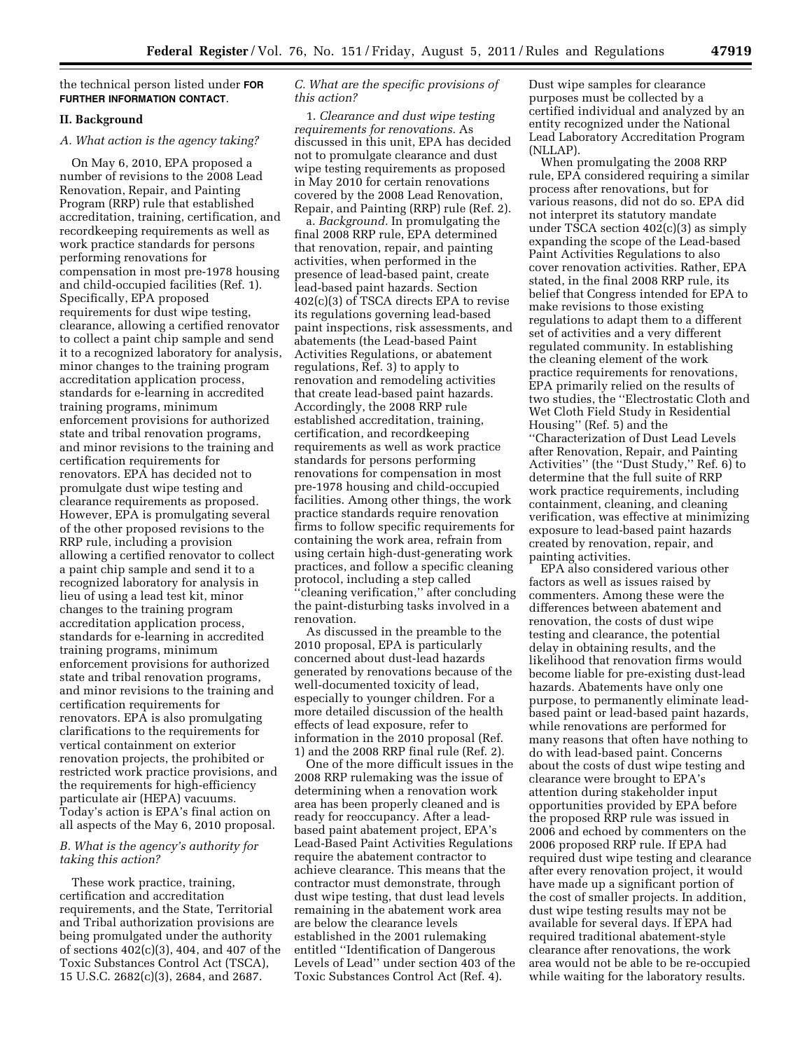the technical person listed under **FOR FURTHER INFORMATION CONTACT**.

## II. Background

### A. What action is the agency taking?

On May 6, 2010, EPA proposed a number of revisions to the 2008 Lead Renovation, Repair, and Painting Program (RRP) rule that established accreditation, training, certification, and recordkeeping requirements as well as work practice standards for persons performing renovations for compensation in most pre-1978 housing and child-occupied facilities (Ref. 1). Specifically, EPA proposed requirements for dust wipe testing, clearance, allowing a certified renovator to collect a paint chip sample and send it to a recognized laboratory for analysis, minor changes to the training program accreditation application process, standards for e-learning in accredited training programs, minimum enforcement provisions for authorized state and tribal renovation programs, and minor revisions to the training and certification requirements for renovators. EPA has decided not to promulgate dust wipe testing and clearance requirements as proposed. However, EPA is promulgating several of the other proposed revisions to the RRP rule, including a provision allowing a certified renovator to collect a paint chip sample and send it to a recognized laboratory for analysis in lieu of using a lead test kit, minor changes to the training program accreditation application process, standards for e-learning in accredited training programs, minimum enforcement provisions for authorized state and tribal renovation programs, and minor revisions to the training and certification requirements for renovators. EPA is also promulgating clarifications to the requirements for vertical containment on exterior renovation projects, the prohibited or restricted work practice provisions, and the requirements for high-efficiency particulate air (HEPA) vacuums. Today's action is EPA's final action on all aspects of the May 6, 2010 proposal.

### B. What is the agency's authority for taking this action?

These work practice, training, certification and accreditation requirements, and the State, Territorial and Tribal authorization provisions are being promulgated under the authority of sections 402(c)(3), 404, and 407 of the Toxic Substances Control Act (TSCA), 15 U.S.C. 2682(c)(3), 2684, and 2687.

### C. What are the specific provisions of this action?

1. *Clearance and dust wipe testing requirements for renovations.* As discussed in this unit, EPA has decided not to promulgate clearance and dust wipe testing requirements as proposed in May 2010 for certain renovations covered by the 2008 Lead Renovation, Repair, and Painting (RRP) rule (Ref. 2).

a. *Background.* In promulgating the final 2008 RRP rule, EPA determined that renovation, repair, and painting activities, when performed in the presence of lead-based paint, create lead-based paint hazards. Section 402(c)(3) of TSCA directs EPA to revise its regulations governing lead-based paint inspections, risk assessments, and abatements (the Lead-based Paint Activities Regulations, or abatement regulations, Ref. 3) to apply to renovation and remodeling activities that create lead-based paint hazards. Accordingly, the 2008 RRP rule established accreditation, training, certification, and recordkeeping requirements as well as work practice standards for persons performing renovations for compensation in most pre-1978 housing and child-occupied facilities. Among other things, the work practice standards require renovation firms to follow specific requirements for containing the work area, refrain from using certain high-dust-generating work practices, and follow a specific cleaning protocol, including a step called ''cleaning verification,'' after concluding the paint-disturbing tasks involved in a renovation.

As discussed in the preamble to the 2010 proposal, EPA is particularly concerned about dust-lead hazards generated by renovations because of the well-documented toxicity of lead, especially to younger children. For a more detailed discussion of the health effects of lead exposure, refer to information in the 2010 proposal (Ref. 1) and the 2008 RRP final rule (Ref. 2).

One of the more difficult issues in the 2008 RRP rulemaking was the issue of determining when a renovation work area has been properly cleaned and is ready for reoccupancy. After a lead-based paint abatement project, EPA's Lead-Based Paint Activities Regulations require the abatement contractor to achieve clearance. This means that the contractor must demonstrate, through dust wipe testing, that dust lead levels remaining in the abatement work area are below the clearance levels established in the 2001 rulemaking entitled ''Identification of Dangerous Levels of Lead'' under section 403 of the Toxic Substances Control Act (Ref. 4). Dust wipe samples for clearance purposes must be collected by a certified individual and analyzed by an entity recognized under the National Lead Laboratory Accreditation Program (NLLAP).

When promulgating the 2008 RRP rule, EPA considered requiring a similar process after renovations, but for various reasons, did not do so. EPA did not interpret its statutory mandate under TSCA section 402(c)(3) as simply expanding the scope of the Lead-based Paint Activities Regulations to also cover renovation activities. Rather, EPA stated, in the final 2008 RRP rule, its belief that Congress intended for EPA to make revisions to those existing regulations to adapt them to a different set of activities and a very different regulated community. In establishing the cleaning element of the work practice requirements for renovations, EPA primarily relied on the results of two studies, the ''Electrostatic Cloth and Wet Cloth Field Study in Residential Housing'' (Ref. 5) and the ''Characterization of Dust Lead Levels after Renovation, Repair, and Painting Activities'' (the ''Dust Study,'' Ref. 6) to determine that the full suite of RRP work practice requirements, including containment, cleaning, and cleaning verification, was effective at minimizing exposure to lead-based paint hazards created by renovation, repair, and painting activities.

EPA also considered various other factors as well as issues raised by commenters. Among these were the differences between abatement and renovation, the costs of dust wipe testing and clearance, the potential delay in obtaining results, and the likelihood that renovation firms would become liable for pre-existing dust-lead hazards. Abatements have only one purpose, to permanently eliminate lead-based paint or lead-based paint hazards, while renovations are performed for many reasons that often have nothing to do with lead-based paint. Concerns about the costs of dust wipe testing and clearance were brought to EPA's attention during stakeholder input opportunities provided by EPA before the proposed RRP rule was issued in 2006 and echoed by commenters on the 2006 proposed RRP rule. If EPA had required dust wipe testing and clearance after every renovation project, it would have made up a significant portion of the cost of smaller projects. In addition, dust wipe testing results may not be available for several days. If EPA had required traditional abatement-style clearance after renovations, the work area would not be able to be re-occupied while waiting for the laboratory results.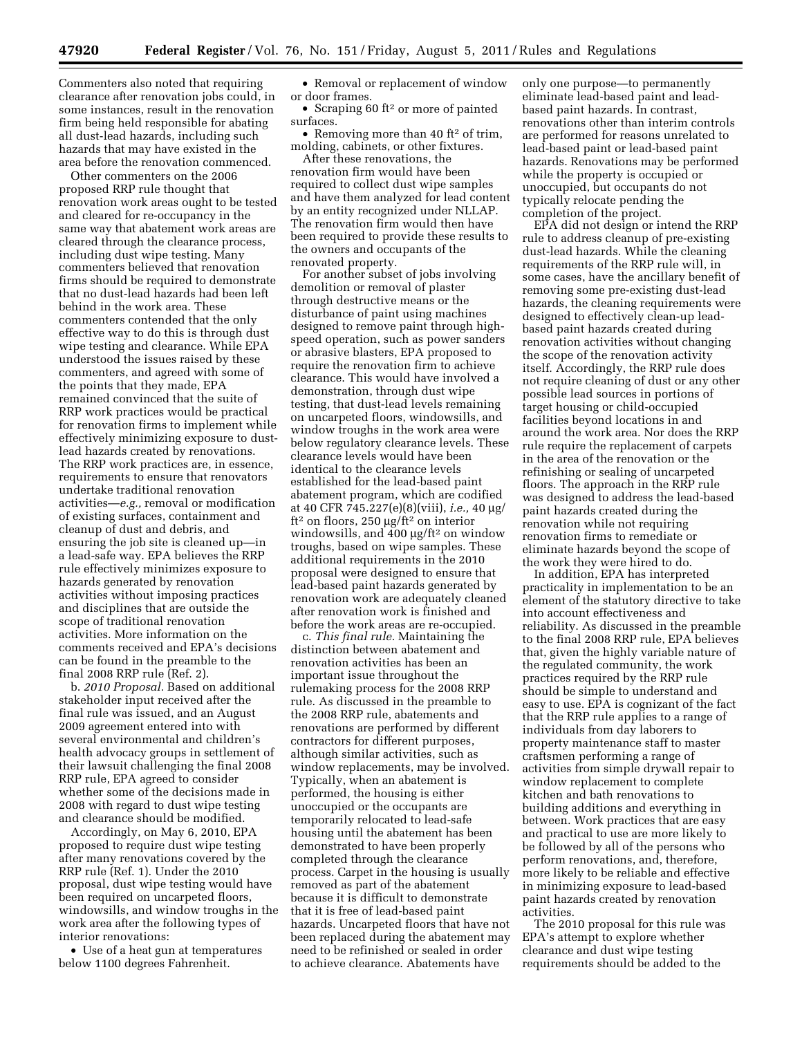Commenters also noted that requiring clearance after renovation jobs could, in some instances, result in the renovation firm being held responsible for abating all dust-lead hazards, including such hazards that may have existed in the area before the renovation commenced.

Other commenters on the 2006 proposed RRP rule thought that renovation work areas ought to be tested and cleared for re-occupancy in the same way that abatement work areas are cleared through the clearance process, including dust wipe testing. Many commenters believed that renovation firms should be required to demonstrate that no dust-lead hazards had been left behind in the work area. These commenters contended that the only effective way to do this is through dust wipe testing and clearance. While EPA understood the issues raised by these commenters, and agreed with some of the points that they made, EPA remained convinced that the suite of RRP work practices would be practical for renovation firms to implement while effectively minimizing exposure to dust-lead hazards created by renovations. The RRP work practices are, in essence, requirements to ensure that renovators undertake traditional renovation activities—*e.g.,* removal or modification of existing surfaces, containment and cleanup of dust and debris, and ensuring the job site is cleaned up—in a lead-safe way. EPA believes the RRP rule effectively minimizes exposure to hazards generated by renovation activities without imposing practices and disciplines that are outside the scope of traditional renovation activities. More information on the comments received and EPA's decisions can be found in the preamble to the final 2008 RRP rule (Ref. 2).

b. *2010 Proposal*. Based on additional stakeholder input received after the final rule was issued, and an August 2009 agreement entered into with several environmental and children's health advocacy groups in settlement of their lawsuit challenging the final 2008 RRP rule, EPA agreed to consider whether some of the decisions made in 2008 with regard to dust wipe testing and clearance should be modified.

Accordingly, on May 6, 2010, EPA proposed to require dust wipe testing after many renovations covered by the RRP rule (Ref. 1). Under the 2010 proposal, dust wipe testing would have been required on uncarpeted floors, windowsills, and window troughs in the work area after the following types of interior renovations:

- Use of a heat gun at temperatures below 1100 degrees Fahrenheit.
- Removal or replacement of window or door frames.
- Scraping 60 ft$^2$ or more of painted surfaces.
- Removing more than 40 ft$^2$ of trim, molding, cabinets, or other fixtures.

After these renovations, the renovation firm would have been required to collect dust wipe samples and have them analyzed for lead content by an entity recognized under NLLAP. The renovation firm would then have been required to provide these results to the owners and occupants of the renovated property.

For another subset of jobs involving demolition or removal of plaster through destructive means or the disturbance of paint using machines designed to remove paint through high-speed operation, such as power sanders or abrasive blasters, EPA proposed to require the renovation firm to achieve clearance. This would have involved a demonstration, through dust wipe testing, that dust-lead levels remaining on uncarpeted floors, windowsills, and window troughs in the work area were below regulatory clearance levels. These clearance levels would have been identical to the clearance levels established for the lead-based paint abatement program, which are codified at 40 CFR 745.227(e)(8)(viii), *i.e.,* 40 µg/ft$^2$ on floors, 250 µg/ft$^2$ on interior windowsills, and 400 µg/ft$^2$ on window troughs, based on wipe samples. These additional requirements in the 2010 proposal were designed to ensure that lead-based paint hazards generated by renovation work are adequately cleaned after renovation work is finished and before the work areas are re-occupied.

c. *This final rule.* Maintaining the distinction between abatement and renovation activities has been an important issue throughout the rulemaking process for the 2008 RRP rule. As discussed in the preamble to the 2008 RRP rule, abatements and renovations are performed by different contractors for different purposes, although similar activities, such as window replacements, may be involved. Typically, when an abatement is performed, the housing is either unoccupied or the occupants are temporarily relocated to lead-safe housing until the abatement has been demonstrated to have been properly completed through the clearance process. Carpet in the housing is usually removed as part of the abatement because it is difficult to demonstrate that it is free of lead-based paint hazards. Uncarpeted floors that have not been replaced during the abatement may need to be refinished or sealed in order to achieve clearance. Abatements have only one purpose—to permanently eliminate lead-based paint and lead-based paint hazards. In contrast, renovations other than interim controls are performed for reasons unrelated to lead-based paint or lead-based paint hazards. Renovations may be performed while the property is occupied or unoccupied, but occupants do not typically relocate pending the completion of the project.

EPA did not design or intend the RRP rule to address cleanup of pre-existing dust-lead hazards. While the cleaning requirements of the RRP rule will, in some cases, have the ancillary benefit of removing some pre-existing dust-lead hazards, the cleaning requirements were designed to effectively clean-up lead-based paint hazards created during renovation activities without changing the scope of the renovation activity itself. Accordingly, the RRP rule does not require cleaning of dust or any other possible lead sources in portions of target housing or child-occupied facilities beyond locations in and around the work area. Nor does the RRP rule require the replacement of carpets in the area of the renovation or the refinishing or sealing of uncarpeted floors. The approach in the RRP rule was designed to address the lead-based paint hazards created during the renovation while not requiring renovation firms to remediate or eliminate hazards beyond the scope of the work they were hired to do.

In addition, EPA has interpreted practicality in implementation to be an element of the statutory directive to take into account effectiveness and reliability. As discussed in the preamble to the final 2008 RRP rule, EPA believes that, given the highly variable nature of the regulated community, the work practices required by the RRP rule should be simple to understand and easy to use. EPA is cognizant of the fact that the RRP rule applies to a range of individuals from day laborers to property maintenance staff to master craftsmen performing a range of activities from simple drywall repair to window replacement to complete kitchen and bath renovations to building additions and everything in between. Work practices that are easy and practical to use are more likely to be followed by all of the persons who perform renovations, and, therefore, more likely to be reliable and effective in minimizing exposure to lead-based paint hazards created by renovation activities.

The 2010 proposal for this rule was EPA's attempt to explore whether clearance and dust wipe testing requirements should be added to the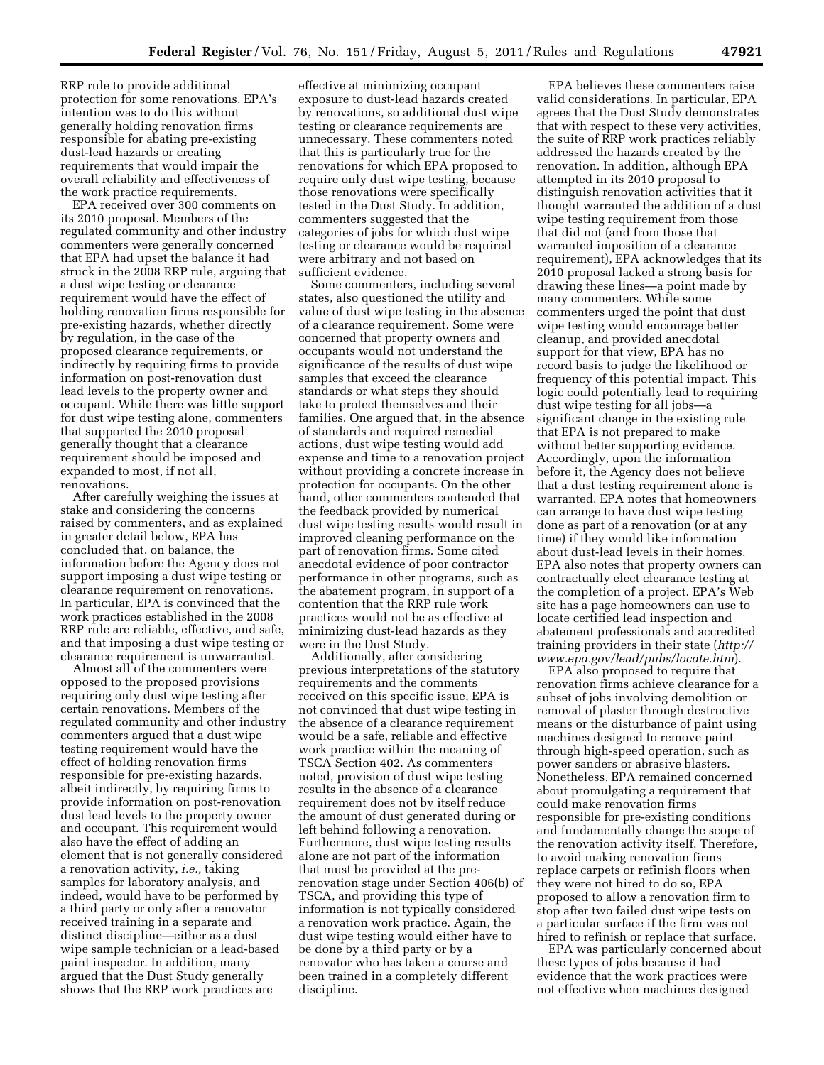RRP rule to provide additional protection for some renovations. EPA's intention was to do this without generally holding renovation firms responsible for abating pre-existing dust-lead hazards or creating requirements that would impair the overall reliability and effectiveness of the work practice requirements.

EPA received over 300 comments on its 2010 proposal. Members of the regulated community and other industry commenters were generally concerned that EPA had upset the balance it had struck in the 2008 RRP rule, arguing that a dust wipe testing or clearance requirement would have the effect of holding renovation firms responsible for pre-existing hazards, whether directly by regulation, in the case of the proposed clearance requirements, or indirectly by requiring firms to provide information on post-renovation dust lead levels to the property owner and occupant. While there was little support for dust wipe testing alone, commenters that supported the 2010 proposal generally thought that a clearance requirement should be imposed and expanded to most, if not all, renovations.

After carefully weighing the issues at stake and considering the concerns raised by commenters, and as explained in greater detail below, EPA has concluded that, on balance, the information before the Agency does not support imposing a dust wipe testing or clearance requirement on renovations. In particular, EPA is convinced that the work practices established in the 2008 RRP rule are reliable, effective, and safe, and that imposing a dust wipe testing or clearance requirement is unwarranted.

Almost all of the commenters were opposed to the proposed provisions requiring only dust wipe testing after certain renovations. Members of the regulated community and other industry commenters argued that a dust wipe testing requirement would have the effect of holding renovation firms responsible for pre-existing hazards, albeit indirectly, by requiring firms to provide information on post-renovation dust lead levels to the property owner and occupant. This requirement would also have the effect of adding an element that is not generally considered a renovation activity, *i.e.,* taking samples for laboratory analysis, and indeed, would have to be performed by a third party or only after a renovator received training in a separate and distinct discipline—either as a dust wipe sample technician or a lead-based paint inspector. In addition, many argued that the Dust Study generally shows that the RRP work practices are effective at minimizing occupant exposure to dust-lead hazards created by renovations, so additional dust wipe testing or clearance requirements are unnecessary. These commenters noted that this is particularly true for the renovations for which EPA proposed to require only dust wipe testing, because those renovations were specifically tested in the Dust Study. In addition, commenters suggested that the categories of jobs for which dust wipe testing or clearance would be required were arbitrary and not based on sufficient evidence.

Some commenters, including several states, also questioned the utility and value of dust wipe testing in the absence of a clearance requirement. Some were concerned that property owners and occupants would not understand the significance of the results of dust wipe samples that exceed the clearance standards or what steps they should take to protect themselves and their families. One argued that, in the absence of standards and required remedial actions, dust wipe testing would add expense and time to a renovation project without providing a concrete increase in protection for occupants. On the other hand, other commenters contended that the feedback provided by numerical dust wipe testing results would result in improved cleaning performance on the part of renovation firms. Some cited anecdotal evidence of poor contractor performance in other programs, such as the abatement program, in support of a contention that the RRP rule work practices would not be as effective at minimizing dust-lead hazards as they were in the Dust Study.

Additionally, after considering previous interpretations of the statutory requirements and the comments received on this specific issue, EPA is not convinced that dust wipe testing in the absence of a clearance requirement would be a safe, reliable and effective work practice within the meaning of TSCA Section 402. As commenters noted, provision of dust wipe testing results in the absence of a clearance requirement does not by itself reduce the amount of dust generated during or left behind following a renovation. Furthermore, dust wipe testing results alone are not part of the information that must be provided at the pre-renovation stage under Section 406(b) of TSCA, and providing this type of information is not typically considered a renovation work practice. Again, the dust wipe testing would either have to be done by a third party or by a renovator who has taken a course and been trained in a completely different discipline.

EPA believes these commenters raise valid considerations. In particular, EPA agrees that the Dust Study demonstrates that with respect to these very activities, the suite of RRP work practices reliably addressed the hazards created by the renovation. In addition, although EPA attempted in its 2010 proposal to distinguish renovation activities that it thought warranted the addition of a dust wipe testing requirement from those that did not (and from those that warranted imposition of a clearance requirement), EPA acknowledges that its 2010 proposal lacked a strong basis for drawing these lines—a point made by many commenters. While some commenters urged the point that dust wipe testing would encourage better cleanup, and provided anecdotal support for that view, EPA has no record basis to judge the likelihood or frequency of this potential impact. This logic could potentially lead to requiring dust wipe testing for all jobs—a significant change in the existing rule that EPA is not prepared to make without better supporting evidence. Accordingly, upon the information before it, the Agency does not believe that a dust testing requirement alone is warranted. EPA notes that homeowners can arrange to have dust wipe testing done as part of a renovation (or at any time) if they would like information about dust-lead levels in their homes. EPA also notes that property owners can contractually elect clearance testing at the completion of a project. EPA's Web site has a page homeowners can use to locate certified lead inspection and abatement professionals and accredited training providers in their state (*http://www.epa.gov/lead/pubs/locate.htm*).

EPA also proposed to require that renovation firms achieve clearance for a subset of jobs involving demolition or removal of plaster through destructive means or the disturbance of paint using machines designed to remove paint through high-speed operation, such as power sanders or abrasive blasters. Nonetheless, EPA remained concerned about promulgating a requirement that could make renovation firms responsible for pre-existing conditions and fundamentally change the scope of the renovation activity itself. Therefore, to avoid making renovation firms replace carpets or refinish floors when they were not hired to do so, EPA proposed to allow a renovation firm to stop after two failed dust wipe tests on a particular surface if the firm was not hired to refinish or replace that surface.

EPA was particularly concerned about these types of jobs because it had evidence that the work practices were not effective when machines designed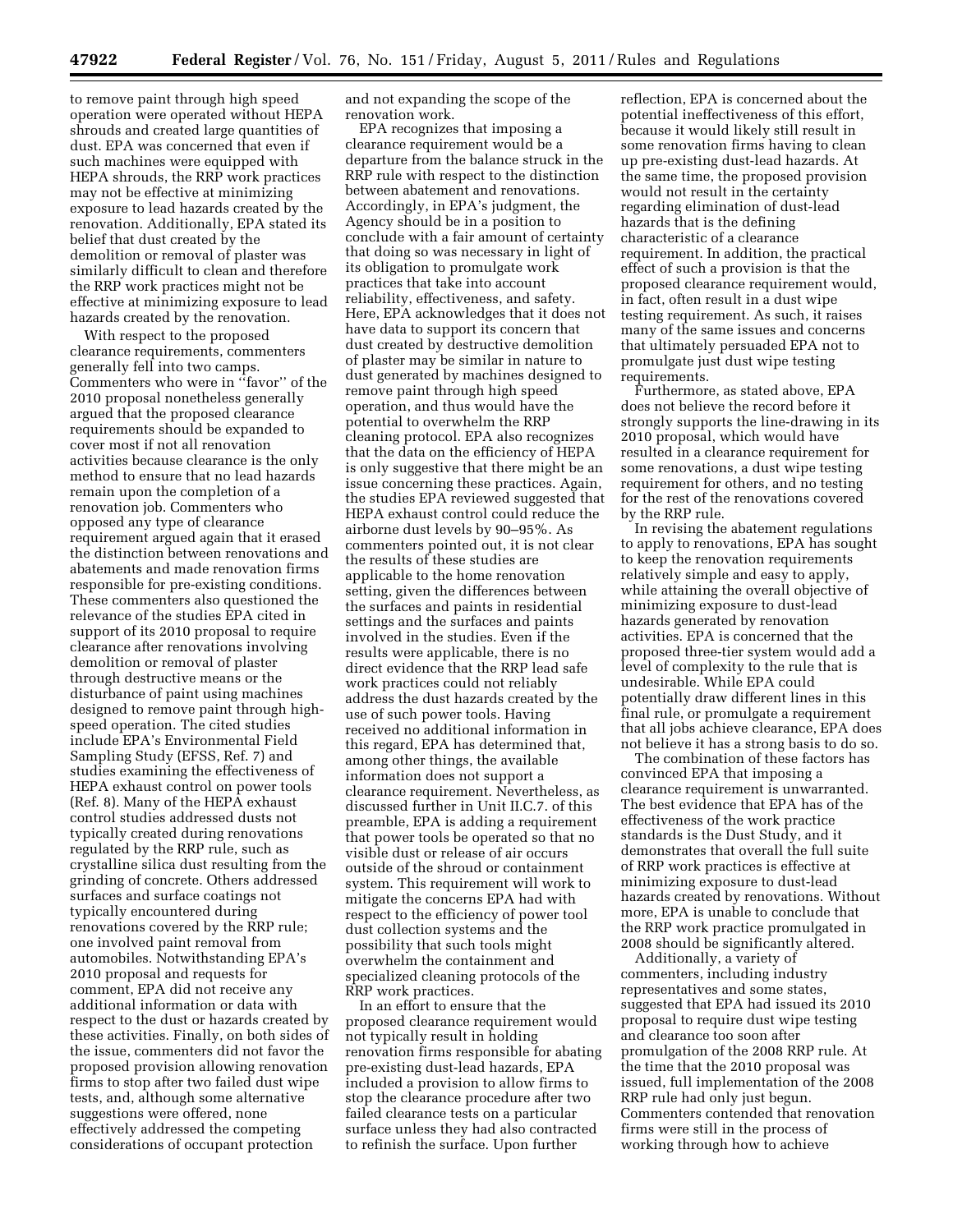to remove paint through high speed operation were operated without HEPA shrouds and created large quantities of dust. EPA was concerned that even if such machines were equipped with HEPA shrouds, the RRP work practices may not be effective at minimizing exposure to lead hazards created by the renovation. Additionally, EPA stated its belief that dust created by the demolition or removal of plaster was similarly difficult to clean and therefore the RRP work practices might not be effective at minimizing exposure to lead hazards created by the renovation.

With respect to the proposed clearance requirements, commenters generally fell into two camps. Commenters who were in "favor" of the 2010 proposal nonetheless generally argued that the proposed clearance requirements should be expanded to cover most if not all renovation activities because clearance is the only method to ensure that no lead hazards remain upon the completion of a renovation job. Commenters who opposed any type of clearance requirement argued again that it erased the distinction between renovations and abatements and made renovation firms responsible for pre-existing conditions. These commenters also questioned the relevance of the studies EPA cited in support of its 2010 proposal to require clearance after renovations involving demolition or removal of plaster through destructive means or the disturbance of paint using machines designed to remove paint through high-speed operation. The cited studies include EPA's Environmental Field Sampling Study (EFSS, Ref. 7) and studies examining the effectiveness of HEPA exhaust control on power tools (Ref. 8). Many of the HEPA exhaust control studies addressed dusts not typically created during renovations regulated by the RRP rule, such as crystalline silica dust resulting from the grinding of concrete. Others addressed surfaces and surface coatings not typically encountered during renovations covered by the RRP rule; one involved paint removal from automobiles. Notwithstanding EPA's 2010 proposal and requests for comment, EPA did not receive any additional information or data with respect to the dust or hazards created by these activities. Finally, on both sides of the issue, commenters did not favor the proposed provision allowing renovation firms to stop after two failed dust wipe tests, and, although some alternative suggestions were offered, none effectively addressed the competing considerations of occupant protection and not expanding the scope of the renovation work.

EPA recognizes that imposing a clearance requirement would be a departure from the balance struck in the RRP rule with respect to the distinction between abatement and renovations. Accordingly, in EPA's judgment, the Agency should be in a position to conclude with a fair amount of certainty that doing so was necessary in light of its obligation to promulgate work practices that take into account reliability, effectiveness, and safety. Here, EPA acknowledges that it does not have data to support its concern that dust created by destructive demolition of plaster may be similar in nature to dust generated by machines designed to remove paint through high speed operation, and thus would have the potential to overwhelm the RRP cleaning protocol. EPA also recognizes that the data on the efficiency of HEPA is only suggestive that there might be an issue concerning these practices. Again, the studies EPA reviewed suggested that HEPA exhaust control could reduce the airborne dust levels by 90–95%. As commenters pointed out, it is not clear the results of these studies are applicable to the home renovation setting, given the differences between the surfaces and paints in residential settings and the surfaces and paints involved in the studies. Even if the results were applicable, there is no direct evidence that the RRP lead safe work practices could not reliably address the dust hazards created by the use of such power tools. Having received no additional information in this regard, EPA has determined that, among other things, the available information does not support a clearance requirement. Nevertheless, as discussed further in Unit II.C.7. of this preamble, EPA is adding a requirement that power tools be operated so that no visible dust or release of air occurs outside of the shroud or containment system. This requirement will work to mitigate the concerns EPA had with respect to the efficiency of power tool dust collection systems and the possibility that such tools might overwhelm the containment and specialized cleaning protocols of the RRP work practices.

In an effort to ensure that the proposed clearance requirement would not typically result in holding renovation firms responsible for abating pre-existing dust-lead hazards, EPA included a provision to allow firms to stop the clearance procedure after two failed clearance tests on a particular surface unless they had also contracted to refinish the surface. Upon further reflection, EPA is concerned about the potential ineffectiveness of this effort, because it would likely still result in some renovation firms having to clean up pre-existing dust-lead hazards. At the same time, the proposed provision would not result in the certainty regarding elimination of dust-lead hazards that is the defining characteristic of a clearance requirement. In addition, the practical effect of such a provision is that the proposed clearance requirement would, in fact, often result in a dust wipe testing requirement. As such, it raises many of the same issues and concerns that ultimately persuaded EPA not to promulgate just dust wipe testing requirements.

Furthermore, as stated above, EPA does not believe the record before it strongly supports the line-drawing in its 2010 proposal, which would have resulted in a clearance requirement for some renovations, a dust wipe testing requirement for others, and no testing for the rest of the renovations covered by the RRP rule.

In revising the abatement regulations to apply to renovations, EPA has sought to keep the renovation requirements relatively simple and easy to apply, while attaining the overall objective of minimizing exposure to dust-lead hazards generated by renovation activities. EPA is concerned that the proposed three-tier system would add a level of complexity to the rule that is undesirable. While EPA could potentially draw different lines in this final rule, or promulgate a requirement that all jobs achieve clearance, EPA does not believe it has a strong basis to do so.

The combination of these factors has convinced EPA that imposing a clearance requirement is unwarranted. The best evidence that EPA has of the effectiveness of the work practice standards is the Dust Study, and it demonstrates that overall the full suite of RRP work practices is effective at minimizing exposure to dust-lead hazards created by renovations. Without more, EPA is unable to conclude that the RRP work practice promulgated in 2008 should be significantly altered.

Additionally, a variety of commenters, including industry representatives and some states, suggested that EPA had issued its 2010 proposal to require dust wipe testing and clearance too soon after promulgation of the 2008 RRP rule. At the time that the 2010 proposal was issued, full implementation of the 2008 RRP rule had only just begun. Commenters contended that renovation firms were still in the process of working through how to achieve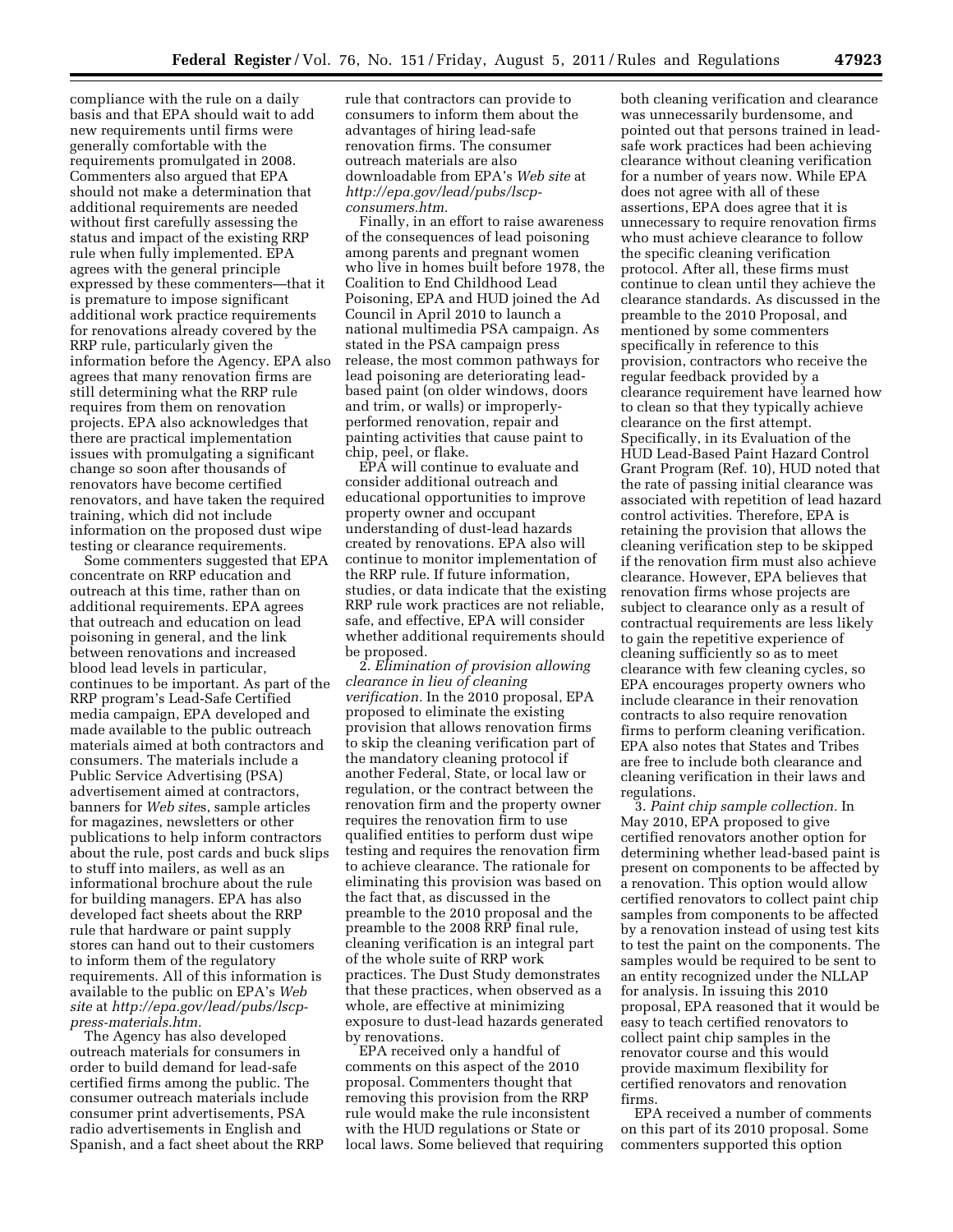compliance with the rule on a daily basis and that EPA should wait to add new requirements until firms were generally comfortable with the requirements promulgated in 2008. Commenters also argued that EPA should not make a determination that additional requirements are needed without first carefully assessing the status and impact of the existing RRP rule when fully implemented. EPA agrees with the general principle expressed by these commenters—that it is premature to impose significant additional work practice requirements for renovations already covered by the RRP rule, particularly given the information before the Agency. EPA also agrees that many renovation firms are still determining what the RRP rule requires from them on renovation projects. EPA also acknowledges that there are practical implementation issues with promulgating a significant change so soon after thousands of renovators have become certified renovators, and have taken the required training, which did not include information on the proposed dust wipe testing or clearance requirements.

Some commenters suggested that EPA concentrate on RRP education and outreach at this time, rather than on additional requirements. EPA agrees that outreach and education on lead poisoning in general, and the link between renovations and increased blood lead levels in particular, continues to be important. As part of the RRP program's Lead-Safe Certified media campaign, EPA developed and made available to the public outreach materials aimed at both contractors and consumers. The materials include a Public Service Advertising (PSA) advertisement aimed at contractors, banners for *Web sites*, sample articles for magazines, newsletters or other publications to help inform contractors about the rule, post cards and buck slips to stuff into mailers, as well as an informational brochure about the rule for building managers. EPA has also developed fact sheets about the RRP rule that hardware or paint supply stores can hand out to their customers to inform them of the regulatory requirements. All of this information is available to the public on EPA's *Web site* at *http://epa.gov/lead/pubs/lscp-press-materials.htm.*

The Agency has also developed outreach materials for consumers in order to build demand for lead-safe certified firms among the public. The consumer outreach materials include consumer print advertisements, PSA radio advertisements in English and Spanish, and a fact sheet about the RRP rule that contractors can provide to consumers to inform them about the advantages of hiring lead-safe renovation firms. The consumer outreach materials are also downloadable from EPA's *Web site* at *http://epa.gov/lead/pubs/lscp-consumers.htm.*

Finally, in an effort to raise awareness of the consequences of lead poisoning among parents and pregnant women who live in homes built before 1978, the Coalition to End Childhood Lead Poisoning, EPA and HUD joined the Ad Council in April 2010 to launch a national multimedia PSA campaign. As stated in the PSA campaign press release, the most common pathways for lead poisoning are deteriorating lead-based paint (on older windows, doors and trim, or walls) or improperly-performed renovation, repair and painting activities that cause paint to chip, peel, or flake.

EPA will continue to evaluate and consider additional outreach and educational opportunities to improve property owner and occupant understanding of dust-lead hazards created by renovations. EPA also will continue to monitor implementation of the RRP rule. If future information, studies, or data indicate that the existing RRP rule work practices are not reliable, safe, and effective, EPA will consider whether additional requirements should be proposed.

2. *Elimination of provision allowing clearance in lieu of cleaning verification.* In the 2010 proposal, EPA proposed to eliminate the existing provision that allows renovation firms to skip the cleaning verification part of the mandatory cleaning protocol if another Federal, State, or local law or regulation, or the contract between the renovation firm and the property owner requires the renovation firm to use qualified entities to perform dust wipe testing and requires the renovation firm to achieve clearance. The rationale for eliminating this provision was based on the fact that, as discussed in the preamble to the 2010 proposal and the preamble to the 2008 RRP final rule, cleaning verification is an integral part of the whole suite of RRP work practices. The Dust Study demonstrates that these practices, when observed as a whole, are effective at minimizing exposure to dust-lead hazards generated by renovations.

EPA received only a handful of comments on this aspect of the 2010 proposal. Commenters thought that removing this provision from the RRP rule would make the rule inconsistent with the HUD regulations or State or local laws. Some believed that requiring both cleaning verification and clearance was unnecessarily burdensome, and pointed out that persons trained in lead-safe work practices had been achieving clearance without cleaning verification for a number of years now. While EPA does not agree with all of these assertions, EPA does agree that it is unnecessary to require renovation firms who must achieve clearance to follow the specific cleaning verification protocol. After all, these firms must continue to clean until they achieve the clearance standards. As discussed in the preamble to the 2010 Proposal, and mentioned by some commenters specifically in reference to this provision, contractors who receive the regular feedback provided by a clearance requirement have learned how to clean so that they typically achieve clearance on the first attempt. Specifically, in its Evaluation of the HUD Lead-Based Paint Hazard Control Grant Program (Ref. 10), HUD noted that the rate of passing initial clearance was associated with repetition of lead hazard control activities. Therefore, EPA is retaining the provision that allows the cleaning verification step to be skipped if the renovation firm must also achieve clearance. However, EPA believes that renovation firms whose projects are subject to clearance only as a result of contractual requirements are less likely to gain the repetitive experience of cleaning sufficiently so as to meet clearance with few cleaning cycles, so EPA encourages property owners who include clearance in their renovation contracts to also require renovation firms to perform cleaning verification. EPA also notes that States and Tribes are free to include both clearance and cleaning verification in their laws and regulations.

3. *Paint chip sample collection.* In May 2010, EPA proposed to give certified renovators another option for determining whether lead-based paint is present on components to be affected by a renovation. This option would allow certified renovators to collect paint chip samples from components to be affected by a renovation instead of using test kits to test the paint on the components. The samples would be required to be sent to an entity recognized under the NLLAP for analysis. In issuing this 2010 proposal, EPA reasoned that it would be easy to teach certified renovators to collect paint chip samples in the renovator course and this would provide maximum flexibility for certified renovators and renovation firms.

EPA received a number of comments on this part of its 2010 proposal. Some commenters supported this option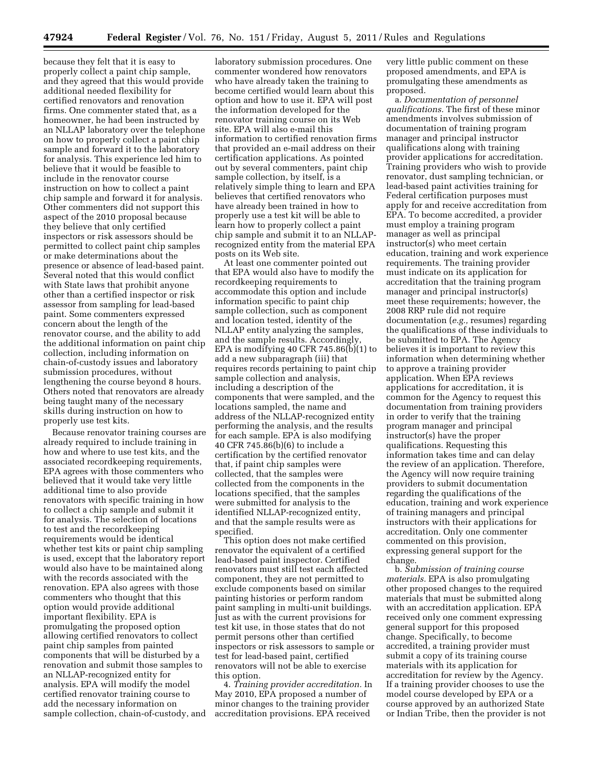because they felt that it is easy to properly collect a paint chip sample, and they agreed that this would provide additional needed flexibility for certified renovators and renovation firms. One commenter stated that, as a homeowner, he had been instructed by an NLLAP laboratory over the telephone on how to properly collect a paint chip sample and forward it to the laboratory for analysis. This experience led him to believe that it would be feasible to include in the renovator course instruction on how to collect a paint chip sample and forward it for analysis. Other commenters did not support this aspect of the 2010 proposal because they believe that only certified inspectors or risk assessors should be permitted to collect paint chip samples or make determinations about the presence or absence of lead-based paint. Several noted that this would conflict with State laws that prohibit anyone other than a certified inspector or risk assessor from sampling for lead-based paint. Some commenters expressed concern about the length of the renovator course, and the ability to add the additional information on paint chip collection, including information on chain-of-custody issues and laboratory submission procedures, without lengthening the course beyond 8 hours. Others noted that renovators are already being taught many of the necessary skills during instruction on how to properly use test kits.

Because renovator training courses are already required to include training in how and where to use test kits, and the associated recordkeeping requirements, EPA agrees with those commenters who believed that it would take very little additional time to also provide renovators with specific training in how to collect a chip sample and submit it for analysis. The selection of locations to test and the recordkeeping requirements would be identical whether test kits or paint chip sampling is used, except that the laboratory report would also have to be maintained along with the records associated with the renovation. EPA also agrees with those commenters who thought that this option would provide additional important flexibility. EPA is promulgating the proposed option allowing certified renovators to collect paint chip samples from painted components that will be disturbed by a renovation and submit those samples to an NLLAP-recognized entity for analysis. EPA will modify the model certified renovator training course to add the necessary information on sample collection, chain-of-custody, and laboratory submission procedures. One commenter wondered how renovators who have already taken the training to become certified would learn about this option and how to use it. EPA will post the information developed for the renovator training course on its Web site. EPA will also e-mail this information to certified renovation firms that provided an e-mail address on their certification applications. As pointed out by several commenters, paint chip sample collection, by itself, is a relatively simple thing to learn and EPA believes that certified renovators who have already been trained in how to properly use a test kit will be able to learn how to properly collect a paint chip sample and submit it to an NLLAP-recognized entity from the material EPA posts on its Web site.

At least one commenter pointed out that EPA would also have to modify the recordkeeping requirements to accommodate this option and include information specific to paint chip sample collection, such as component and location tested, identity of the NLLAP entity analyzing the samples, and the sample results. Accordingly, EPA is modifying 40 CFR 745.86(b)(1) to add a new subparagraph (iii) that requires records pertaining to paint chip sample collection and analysis, including a description of the components that were sampled, and the locations sampled, the name and address of the NLLAP-recognized entity performing the analysis, and the results for each sample. EPA is also modifying 40 CFR 745.86(b)(6) to include a certification by the certified renovator that, if paint chip samples were collected, that the samples were collected from the components in the locations specified, that the samples were submitted for analysis to the identified NLLAP-recognized entity, and that the sample results were as specified.

This option does not make certified renovator the equivalent of a certified lead-based paint inspector. Certified renovators must still test each affected component, they are not permitted to exclude components based on similar painting histories or perform random paint sampling in multi-unit buildings. Just as with the current provisions for test kit use, in those states that do not permit persons other than certified inspectors or risk assessors to sample or test for lead-based paint, certified renovators will not be able to exercise this option.

4. *Training provider accreditation.* In May 2010, EPA proposed a number of minor changes to the training provider accreditation provisions. EPA received very little public comment on these proposed amendments, and EPA is promulgating these amendments as proposed.

a. *Documentation of personnel qualifications.* The first of these minor amendments involves submission of documentation of training program manager and principal instructor qualifications along with training provider applications for accreditation. Training providers who wish to provide renovator, dust sampling technician, or lead-based paint activities training for Federal certification purposes must apply for and receive accreditation from EPA. To become accredited, a provider must employ a training program manager as well as principal instructor(s) who meet certain education, training and work experience requirements. The training provider must indicate on its application for accreditation that the training program manager and principal instructor(s) meet these requirements; however, the 2008 RRP rule did not require documentation (*e.g.,* resumes) regarding the qualifications of these individuals to be submitted to EPA. The Agency believes it is important to review this information when determining whether to approve a training provider application. When EPA reviews applications for accreditation, it is common for the Agency to request this documentation from training providers in order to verify that the training program manager and principal instructor(s) have the proper qualifications. Requesting this information takes time and can delay the review of an application. Therefore, the Agency will now require training providers to submit documentation regarding the qualifications of the education, training and work experience of training managers and principal instructors with their applications for accreditation. Only one commenter commented on this provision, expressing general support for the change.

b. *Submission of training course materials.* EPA is also promulgating other proposed changes to the required materials that must be submitted along with an accreditation application. EPA received only one comment expressing general support for this proposed change. Specifically, to become accredited, a training provider must submit a copy of its training course materials with its application for accreditation for review by the Agency. If a training provider chooses to use the model course developed by EPA or a course approved by an authorized State or Indian Tribe, then the provider is not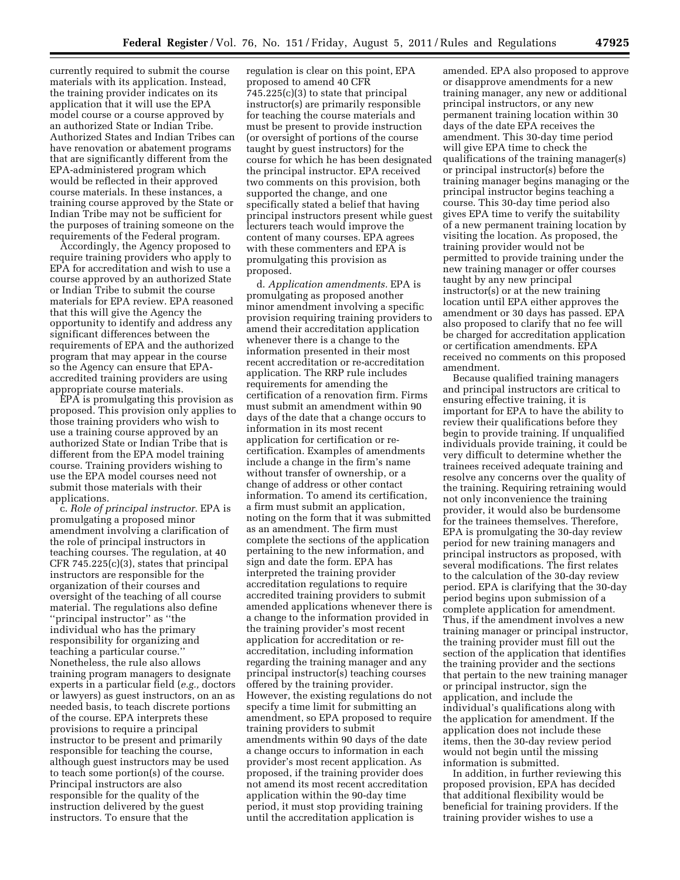currently required to submit the course materials with its application. Instead, the training provider indicates on its application that it will use the EPA model course or a course approved by an authorized State or Indian Tribe. Authorized States and Indian Tribes can have renovation or abatement programs that are significantly different from the EPA-administered program which would be reflected in their approved course materials. In these instances, a training course approved by the State or Indian Tribe may not be sufficient for the purposes of training someone on the requirements of the Federal program.

Accordingly, the Agency proposed to require training providers who apply to EPA for accreditation and wish to use a course approved by an authorized State or Indian Tribe to submit the course materials for EPA review. EPA reasoned that this will give the Agency the opportunity to identify and address any significant differences between the requirements of EPA and the authorized program that may appear in the course so the Agency can ensure that EPA-accredited training providers are using appropriate course materials.

EPA is promulgating this provision as proposed. This provision only applies to those training providers who wish to use a training course approved by an authorized State or Indian Tribe that is different from the EPA model training course. Training providers wishing to use the EPA model courses need not submit those materials with their applications.

c. *Role of principal instructor.* EPA is promulgating a proposed minor amendment involving a clarification of the role of principal instructors in teaching courses. The regulation, at 40 CFR 745.225(c)(3), states that principal instructors are responsible for the organization of their courses and oversight of the teaching of all course material. The regulations also define ''principal instructor'' as ''the individual who has the primary responsibility for organizing and teaching a particular course.'' Nonetheless, the rule also allows training program managers to designate experts in a particular field (*e.g.,* doctors or lawyers) as guest instructors, on an as needed basis, to teach discrete portions of the course. EPA interprets these provisions to require a principal instructor to be present and primarily responsible for teaching the course, although guest instructors may be used to teach some portion(s) of the course. Principal instructors are also responsible for the quality of the instruction delivered by the guest instructors. To ensure that the regulation is clear on this point, EPA proposed to amend 40 CFR 745.225(c)(3) to state that principal instructor(s) are primarily responsible for teaching the course materials and must be present to provide instruction (or oversight of portions of the course taught by guest instructors) for the course for which he has been designated the principal instructor. EPA received two comments on this provision, both supported the change, and one specifically stated a belief that having principal instructors present while guest lecturers teach would improve the content of many courses. EPA agrees with these commenters and EPA is promulgating this provision as proposed.

d. *Application amendments.* EPA is promulgating as proposed another minor amendment involving a specific provision requiring training providers to amend their accreditation application whenever there is a change to the information presented in their most recent accreditation or re-accreditation application. The RRP rule includes requirements for amending the certification of a renovation firm. Firms must submit an amendment within 90 days of the date that a change occurs to information in its most recent application for certification or re-certification. Examples of amendments include a change in the firm's name without transfer of ownership, or a change of address or other contact information. To amend its certification, a firm must submit an application, noting on the form that it was submitted as an amendment. The firm must complete the sections of the application pertaining to the new information, and sign and date the form. EPA has interpreted the training provider accreditation regulations to require accredited training providers to submit amended applications whenever there is a change to the information provided in the training provider's most recent application for accreditation or re-accreditation, including information regarding the training manager and any principal instructor(s) teaching courses offered by the training provider. However, the existing regulations do not specify a time limit for submitting an amendment, so EPA proposed to require training providers to submit amendments within 90 days of the date a change occurs to information in each provider's most recent application. As proposed, if the training provider does not amend its most recent accreditation application within the 90-day time period, it must stop providing training until the accreditation application is amended. EPA also proposed to approve or disapprove amendments for a new training manager, any new or additional principal instructors, or any new permanent training location within 30 days of the date EPA receives the amendment. This 30-day time period will give EPA time to check the qualifications of the training manager(s) or principal instructor(s) before the training manager begins managing or the principal instructor begins teaching a course. This 30-day time period also gives EPA time to verify the suitability of a new permanent training location by visiting the location. As proposed, the training provider would not be permitted to provide training under the new training manager or offer courses taught by any new principal instructor(s) or at the new training location until EPA either approves the amendment or 30 days has passed. EPA also proposed to clarify that no fee will be charged for accreditation application or certification amendments. EPA received no comments on this proposed amendment.

Because qualified training managers and principal instructors are critical to ensuring effective training, it is important for EPA to have the ability to review their qualifications before they begin to provide training. If unqualified individuals provide training, it could be very difficult to determine whether the trainees received adequate training and resolve any concerns over the quality of the training. Requiring retraining would not only inconvenience the training provider, it would also be burdensome for the trainees themselves. Therefore, EPA is promulgating the 30-day review period for new training managers and principal instructors as proposed, with several modifications. The first relates to the calculation of the 30-day review period. EPA is clarifying that the 30-day period begins upon submission of a complete application for amendment. Thus, if the amendment involves a new training manager or principal instructor, the training provider must fill out the section of the application that identifies the training provider and the sections that pertain to the new training manager or principal instructor, sign the application, and include the individual's qualifications along with the application for amendment. If the application does not include these items, then the 30-day review period would not begin until the missing information is submitted.

In addition, in further reviewing this proposed provision, EPA has decided that additional flexibility would be beneficial for training providers. If the training provider wishes to use a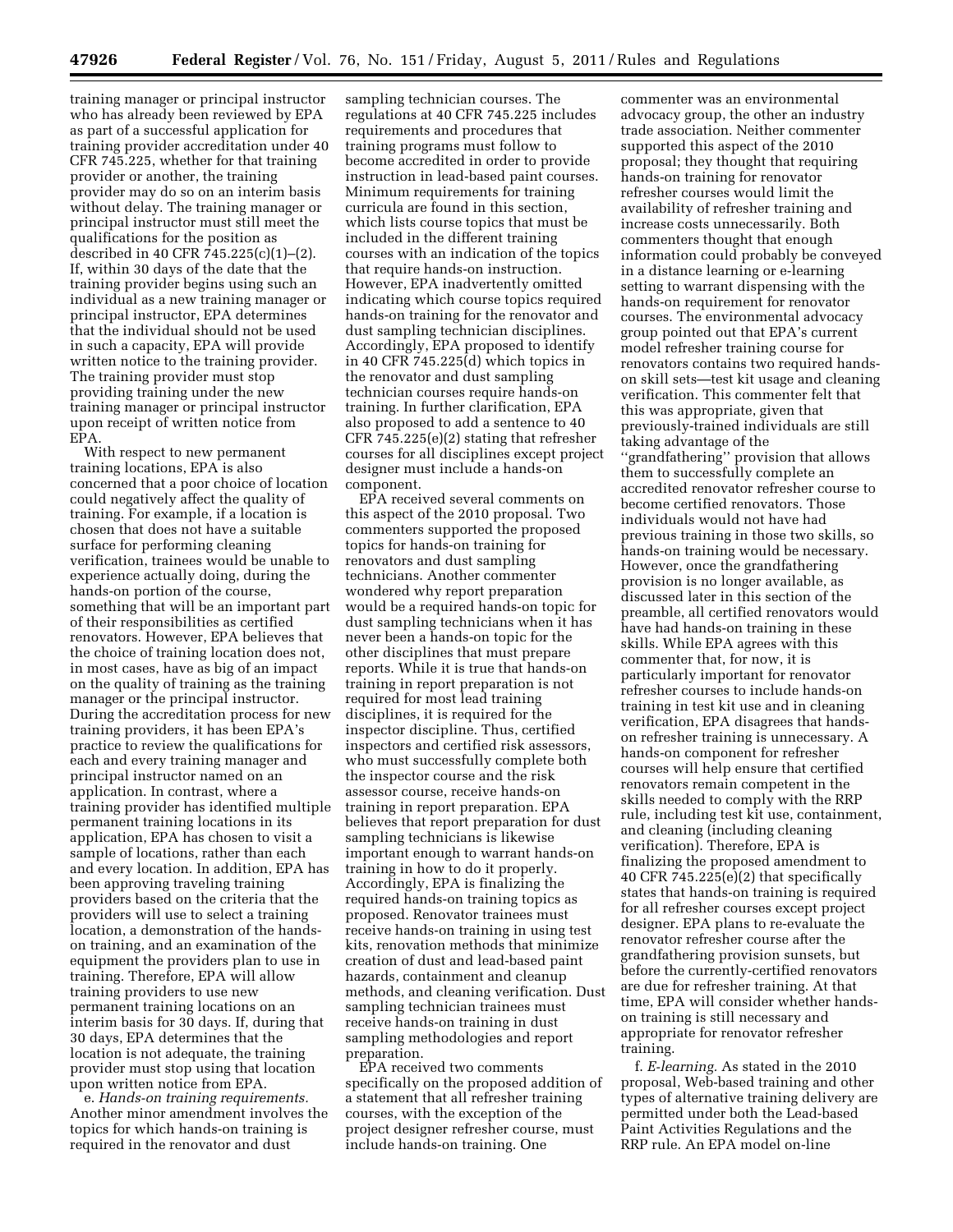training manager or principal instructor who has already been reviewed by EPA as part of a successful application for training provider accreditation under 40 CFR 745.225, whether for that training provider or another, the training provider may do so on an interim basis without delay. The training manager or principal instructor must still meet the qualifications for the position as described in 40 CFR 745.225(c)(1)–(2). If, within 30 days of the date that the training provider begins using such an individual as a new training manager or principal instructor, EPA determines that the individual should not be used in such a capacity, EPA will provide written notice to the training provider. The training provider must stop providing training under the new training manager or principal instructor upon receipt of written notice from EPA.

With respect to new permanent training locations, EPA is also concerned that a poor choice of location could negatively affect the quality of training. For example, if a location is chosen that does not have a suitable surface for performing cleaning verification, trainees would be unable to experience actually doing, during the hands-on portion of the course, something that will be an important part of their responsibilities as certified renovators. However, EPA believes that the choice of training location does not, in most cases, have as big of an impact on the quality of training as the training manager or the principal instructor. During the accreditation process for new training providers, it has been EPA's practice to review the qualifications for each and every training manager and principal instructor named on an application. In contrast, where a training provider has identified multiple permanent training locations in its application, EPA has chosen to visit a sample of locations, rather than each and every location. In addition, EPA has been approving traveling training providers based on the criteria that the providers will use to select a training location, a demonstration of the hands-on training, and an examination of the equipment the providers plan to use in training. Therefore, EPA will allow training providers to use new permanent training locations on an interim basis for 30 days. If, during that 30 days, EPA determines that the location is not adequate, the training provider must stop using that location upon written notice from EPA.

e. *Hands-on training requirements.* Another minor amendment involves the topics for which hands-on training is required in the renovator and dust sampling technician courses. The regulations at 40 CFR 745.225 includes requirements and procedures that training programs must follow to become accredited in order to provide instruction in lead-based paint courses. Minimum requirements for training curricula are found in this section, which lists course topics that must be included in the different training courses with an indication of the topics that require hands-on instruction. However, EPA inadvertently omitted indicating which course topics required hands-on training for the renovator and dust sampling technician disciplines. Accordingly, EPA proposed to identify in 40 CFR 745.225(d) which topics in the renovator and dust sampling technician courses require hands-on training. In further clarification, EPA also proposed to add a sentence to 40 CFR 745.225(e)(2) stating that refresher courses for all disciplines except project designer must include a hands-on component.

EPA received several comments on this aspect of the 2010 proposal. Two commenters supported the proposed topics for hands-on training for renovators and dust sampling technicians. Another commenter wondered why report preparation would be a required hands-on topic for dust sampling technicians when it has never been a hands-on topic for the other disciplines that must prepare reports. While it is true that hands-on training in report preparation is not required for most lead training disciplines, it is required for the inspector discipline. Thus, certified inspectors and certified risk assessors, who must successfully complete both the inspector course and the risk assessor course, receive hands-on training in report preparation. EPA believes that report preparation for dust sampling technicians is likewise important enough to warrant hands-on training in how to do it properly. Accordingly, EPA is finalizing the required hands-on training topics as proposed. Renovator trainees must receive hands-on training in using test kits, renovation methods that minimize creation of dust and lead-based paint hazards, containment and cleanup methods, and cleaning verification. Dust sampling technician trainees must receive hands-on training in dust sampling methodologies and report preparation.

EPA received two comments specifically on the proposed addition of a statement that all refresher training courses, with the exception of the project designer refresher course, must include hands-on training. One commenter was an environmental advocacy group, the other an industry trade association. Neither commenter supported this aspect of the 2010 proposal; they thought that requiring hands-on training for renovator refresher courses would limit the availability of refresher training and increase costs unnecessarily. Both commenters thought that enough information could probably be conveyed in a distance learning or e-learning setting to warrant dispensing with the hands-on requirement for renovator courses. The environmental advocacy group pointed out that EPA's current model refresher training course for renovators contains two required hands-on skill sets—test kit usage and cleaning verification. This commenter felt that this was appropriate, given that previously-trained individuals are still taking advantage of the "grandfathering" provision that allows them to successfully complete an accredited renovator refresher course to become certified renovators. Those individuals would not have had previous training in those two skills, so hands-on training would be necessary. However, once the grandfathering provision is no longer available, as discussed later in this section of the preamble, all certified renovators would have had hands-on training in these skills. While EPA agrees with this commenter that, for now, it is particularly important for renovator refresher courses to include hands-on training in test kit use and in cleaning verification, EPA disagrees that hands-on refresher training is unnecessary. A hands-on component for refresher courses will help ensure that certified renovators remain competent in the skills needed to comply with the RRP rule, including test kit use, containment, and cleaning (including cleaning verification). Therefore, EPA is finalizing the proposed amendment to 40 CFR 745.225(e)(2) that specifically states that hands-on training is required for all refresher courses except project designer. EPA plans to re-evaluate the renovator refresher course after the grandfathering provision sunsets, but before the currently-certified renovators are due for refresher training. At that time, EPA will consider whether hands-on training is still necessary and appropriate for renovator refresher training.

f. *E-learning.* As stated in the 2010 proposal, Web-based training and other types of alternative training delivery are permitted under both the Lead-based Paint Activities Regulations and the RRP rule. An EPA model on-line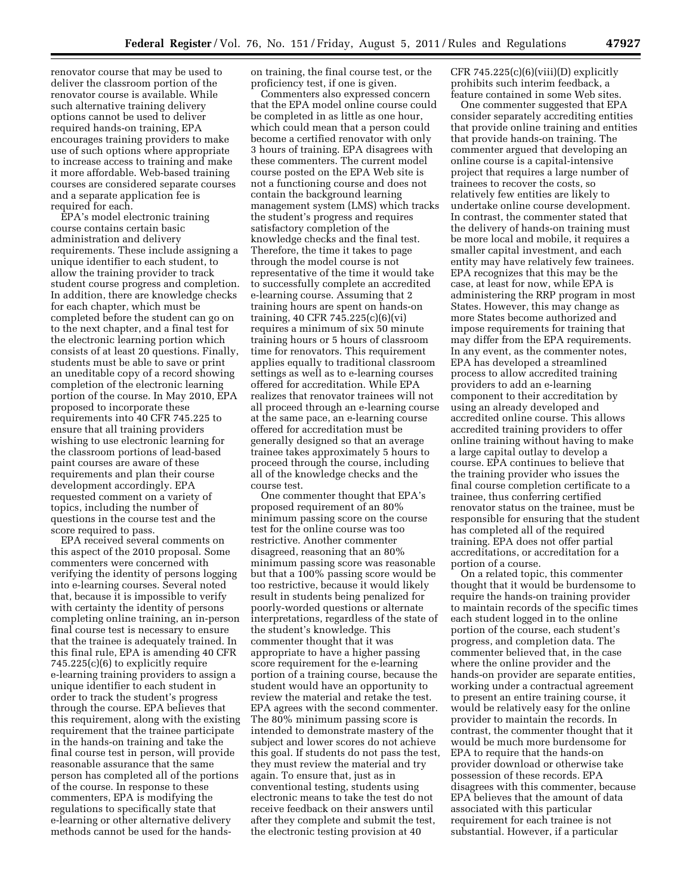renovator course that may be used to deliver the classroom portion of the renovator course is available. While such alternative training delivery options cannot be used to deliver required hands-on training, EPA encourages training providers to make use of such options where appropriate to increase access to training and make it more affordable. Web-based training courses are considered separate courses and a separate application fee is required for each.

EPA's model electronic training course contains certain basic administration and delivery requirements. These include assigning a unique identifier to each student, to allow the training provider to track student course progress and completion. In addition, there are knowledge checks for each chapter, which must be completed before the student can go on to the next chapter, and a final test for the electronic learning portion which consists of at least 20 questions. Finally, students must be able to save or print an uneditable copy of a record showing completion of the electronic learning portion of the course. In May 2010, EPA proposed to incorporate these requirements into 40 CFR 745.225 to ensure that all training providers wishing to use electronic learning for the classroom portions of lead-based paint courses are aware of these requirements and plan their course development accordingly. EPA requested comment on a variety of topics, including the number of questions in the course test and the score required to pass.

EPA received several comments on this aspect of the 2010 proposal. Some commenters were concerned with verifying the identity of persons logging into e-learning courses. Several noted that, because it is impossible to verify with certainty the identity of persons completing online training, an in-person final course test is necessary to ensure that the trainee is adequately trained. In this final rule, EPA is amending 40 CFR 745.225(c)(6) to explicitly require e-learning training providers to assign a unique identifier to each student in order to track the student's progress through the course. EPA believes that this requirement, along with the existing requirement that the trainee participate in the hands-on training and take the final course test in person, will provide reasonable assurance that the same person has completed all of the portions of the course. In response to these commenters, EPA is modifying the regulations to specifically state that e-learning or other alternative delivery methods cannot be used for the hands-on training, the final course test, or the proficiency test, if one is given.

Commenters also expressed concern that the EPA model online course could be completed in as little as one hour, which could mean that a person could become a certified renovator with only 3 hours of training. EPA disagrees with these commenters. The current model course posted on the EPA Web site is not a functioning course and does not contain the background learning management system (LMS) which tracks the student's progress and requires satisfactory completion of the knowledge checks and the final test. Therefore, the time it takes to page through the model course is not representative of the time it would take to successfully complete an accredited e-learning course. Assuming that 2 training hours are spent on hands-on training, 40 CFR 745.225(c)(6)(vi) requires a minimum of six 50 minute training hours or 5 hours of classroom time for renovators. This requirement applies equally to traditional classroom settings as well as to e-learning courses offered for accreditation. While EPA realizes that renovator trainees will not all proceed through an e-learning course at the same pace, an e-learning course offered for accreditation must be generally designed so that an average trainee takes approximately 5 hours to proceed through the course, including all of the knowledge checks and the course test.

One commenter thought that EPA's proposed requirement of an 80% minimum passing score on the course test for the online course was too restrictive. Another commenter disagreed, reasoning that an 80% minimum passing score was reasonable but that a 100% passing score would be too restrictive, because it would likely result in students being penalized for poorly-worded questions or alternate interpretations, regardless of the state of the student's knowledge. This commenter thought that it was appropriate to have a higher passing score requirement for the e-learning portion of a training course, because the student would have an opportunity to review the material and retake the test. EPA agrees with the second commenter. The 80% minimum passing score is intended to demonstrate mastery of the subject and lower scores do not achieve this goal. If students do not pass the test, they must review the material and try again. To ensure that, just as in conventional testing, students using electronic means to take the test do not receive feedback on their answers until after they complete and submit the test, the electronic testing provision at 40 CFR 745.225(c)(6)(viii)(D) explicitly prohibits such interim feedback, a feature contained in some Web sites.

One commenter suggested that EPA consider separately accrediting entities that provide online training and entities that provide hands-on training. The commenter argued that developing an online course is a capital-intensive project that requires a large number of trainees to recover the costs, so relatively few entities are likely to undertake online course development. In contrast, the commenter stated that the delivery of hands-on training must be more local and mobile, it requires a smaller capital investment, and each entity may have relatively few trainees. EPA recognizes that this may be the case, at least for now, while EPA is administering the RRP program in most States. However, this may change as more States become authorized and impose requirements for training that may differ from the EPA requirements. In any event, as the commenter notes, EPA has developed a streamlined process to allow accredited training providers to add an e-learning component to their accreditation by using an already developed and accredited online course. This allows accredited training providers to offer online training without having to make a large capital outlay to develop a course. EPA continues to believe that the training provider who issues the final course completion certificate to a trainee, thus conferring certified renovator status on the trainee, must be responsible for ensuring that the student has completed all of the required training. EPA does not offer partial accreditations, or accreditation for a portion of a course.

On a related topic, this commenter thought that it would be burdensome to require the hands-on training provider to maintain records of the specific times each student logged in to the online portion of the course, each student's progress, and completion data. The commenter believed that, in the case where the online provider and the hands-on provider are separate entities, working under a contractual agreement to present an entire training course, it would be relatively easy for the online provider to maintain the records. In contrast, the commenter thought that it would be much more burdensome for EPA to require that the hands-on provider download or otherwise take possession of these records. EPA disagrees with this commenter, because EPA believes that the amount of data associated with this particular requirement for each trainee is not substantial. However, if a particular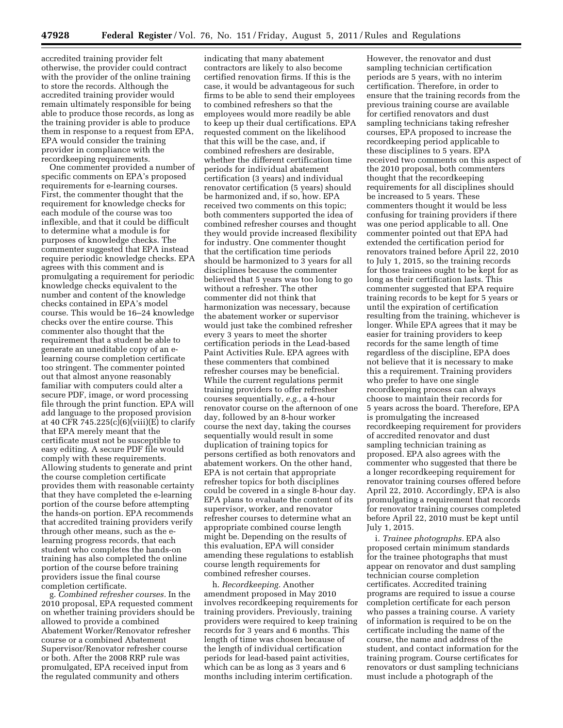accredited training provider felt otherwise, the provider could contract with the provider of the online training to store the records. Although the accredited training provider would remain ultimately responsible for being able to produce those records, as long as the training provider is able to produce them in response to a request from EPA, EPA would consider the training provider in compliance with the recordkeeping requirements.

One commenter provided a number of specific comments on EPA's proposed requirements for e-learning courses. First, the commenter thought that the requirement for knowledge checks for each module of the course was too inflexible, and that it could be difficult to determine what a module is for purposes of knowledge checks. The commenter suggested that EPA instead require periodic knowledge checks. EPA agrees with this comment and is promulgating a requirement for periodic knowledge checks equivalent to the number and content of the knowledge checks contained in EPA's model course. This would be 16–24 knowledge checks over the entire course. This commenter also thought that the requirement that a student be able to generate an uneditable copy of an e-learning course completion certificate too stringent. The commenter pointed out that almost anyone reasonably familiar with computers could alter a secure PDF, image, or word processing file through the print function. EPA will add language to the proposed provision at 40 CFR 745.225(c)(6)(viii)(E) to clarify that EPA merely meant that the certificate must not be susceptible to easy editing. A secure PDF file would comply with these requirements. Allowing students to generate and print the course completion certificate provides them with reasonable certainty that they have completed the e-learning portion of the course before attempting the hands-on portion. EPA recommends that accredited training providers verify through other means, such as the e-learning progress records, that each student who completes the hands-on training has also completed the online portion of the course before training providers issue the final course completion certificate.

g. *Combined refresher courses.* In the 2010 proposal, EPA requested comment on whether training providers should be allowed to provide a combined Abatement Worker/Renovator refresher course or a combined Abatement Supervisor/Renovator refresher course or both. After the 2008 RRP rule was promulgated, EPA received input from the regulated community and others indicating that many abatement contractors are likely to also become certified renovation firms. If this is the case, it would be advantageous for such firms to be able to send their employees to combined refreshers so that the employees would more readily be able to keep up their dual certifications. EPA requested comment on the likelihood that this will be the case, and, if combined refreshers are desirable, whether the different certification time periods for individual abatement certification (3 years) and individual renovator certification (5 years) should be harmonized and, if so, how. EPA received two comments on this topic; both commenters supported the idea of combined refresher courses and thought they would provide increased flexibility for industry. One commenter thought that the certification time periods should be harmonized to 3 years for all disciplines because the commenter believed that 5 years was too long to go without a refresher. The other commenter did not think that harmonization was necessary, because the abatement worker or supervisor would just take the combined refresher every 3 years to meet the shorter certification periods in the Lead-based Paint Activities Rule. EPA agrees with these commenters that combined refresher courses may be beneficial. While the current regulations permit training providers to offer refresher courses sequentially, *e.g.,* a 4-hour renovator course on the afternoon of one day, followed by an 8-hour worker course the next day, taking the courses sequentially would result in some duplication of training topics for persons certified as both renovators and abatement workers. On the other hand, EPA is not certain that appropriate refresher topics for both disciplines could be covered in a single 8-hour day. EPA plans to evaluate the content of its supervisor, worker, and renovator refresher courses to determine what an appropriate combined course length might be. Depending on the results of this evaluation, EPA will consider amending these regulations to establish course length requirements for combined refresher courses.

h. *Recordkeeping.* Another amendment proposed in May 2010 involves recordkeeping requirements for training providers. Previously, training providers were required to keep training records for 3 years and 6 months. This length of time was chosen because of the length of individual certification periods for lead-based paint activities, which can be as long as 3 years and 6 months including interim certification. However, the renovator and dust sampling technician certification periods are 5 years, with no interim certification. Therefore, in order to ensure that the training records from the previous training course are available for certified renovators and dust sampling technicians taking refresher courses, EPA proposed to increase the recordkeeping period applicable to these disciplines to 5 years. EPA received two comments on this aspect of the 2010 proposal, both commenters thought that the recordkeeping requirements for all disciplines should be increased to 5 years. These commenters thought it would be less confusing for training providers if there was one period applicable to all. One commenter pointed out that EPA had extended the certification period for renovators trained before April 22, 2010 to July 1, 2015, so the training records for those trainees ought to be kept for as long as their certification lasts. This commenter suggested that EPA require training records to be kept for 5 years or until the expiration of certification resulting from the training, whichever is longer. While EPA agrees that it may be easier for training providers to keep records for the same length of time regardless of the discipline, EPA does not believe that it is necessary to make this a requirement. Training providers who prefer to have one single recordkeeping process can always choose to maintain their records for 5 years across the board. Therefore, EPA is promulgating the increased recordkeeping requirement for providers of accredited renovator and dust sampling technician training as proposed. EPA also agrees with the commenter who suggested that there be a longer recordkeeping requirement for renovator training courses offered before April 22, 2010. Accordingly, EPA is also promulgating a requirement that records for renovator training courses completed before April 22, 2010 must be kept until July 1, 2015.

i. *Trainee photographs.* EPA also proposed certain minimum standards for the trainee photographs that must appear on renovator and dust sampling technician course completion certificates. Accredited training programs are required to issue a course completion certificate for each person who passes a training course. A variety of information is required to be on the certificate including the name of the course, the name and address of the student, and contact information for the training program. Course certificates for renovators or dust sampling technicians must include a photograph of the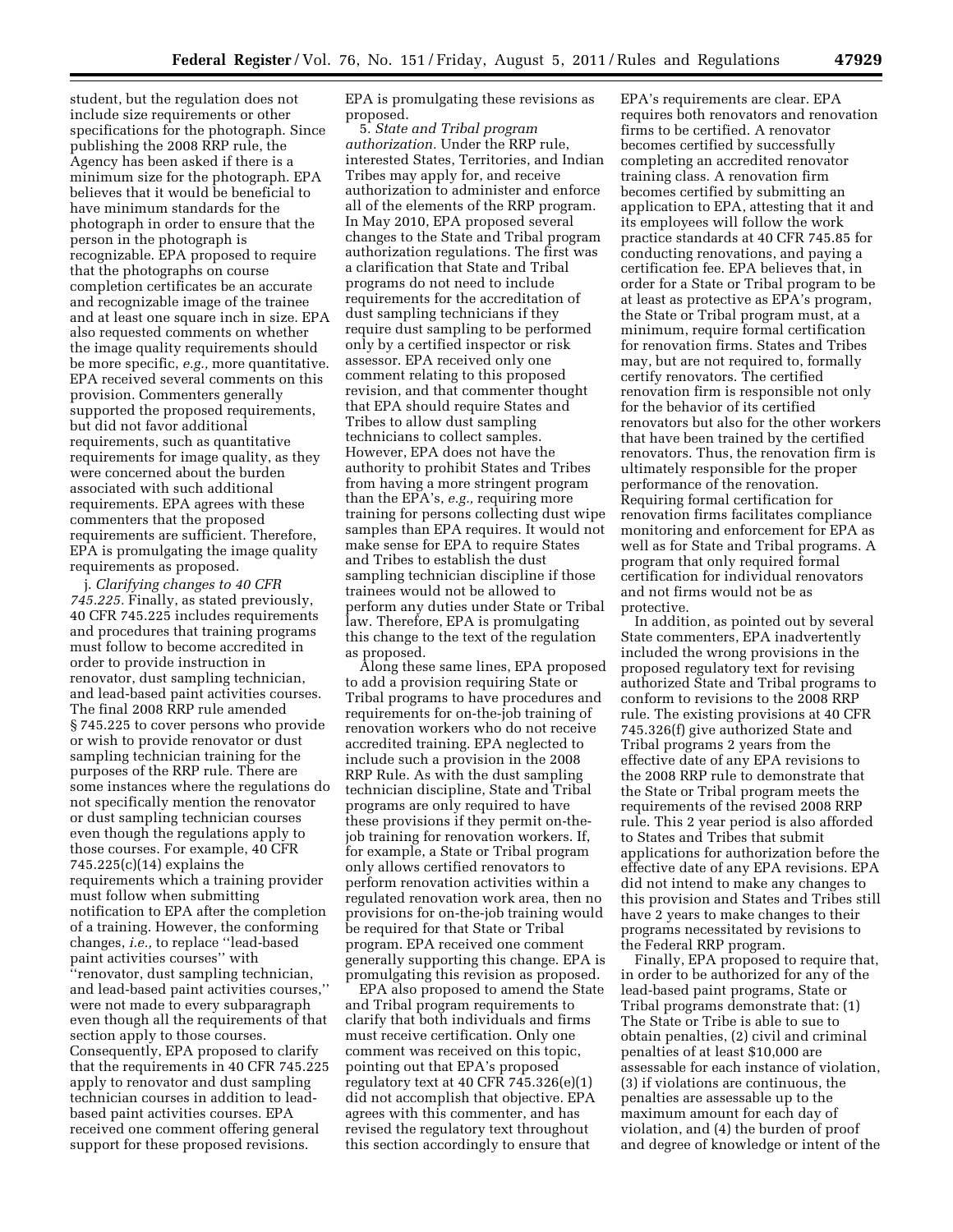student, but the regulation does not include size requirements or other specifications for the photograph. Since publishing the 2008 RRP rule, the Agency has been asked if there is a minimum size for the photograph. EPA believes that it would be beneficial to have minimum standards for the photograph in order to ensure that the person in the photograph is recognizable. EPA proposed to require that the photographs on course completion certificates be an accurate and recognizable image of the trainee and at least one square inch in size. EPA also requested comments on whether the image quality requirements should be more specific, *e.g.,* more quantitative. EPA received several comments on this provision. Commenters generally supported the proposed requirements, but did not favor additional requirements, such as quantitative requirements for image quality, as they were concerned about the burden associated with such additional requirements. EPA agrees with these commenters that the proposed requirements are sufficient. Therefore, EPA is promulgating the image quality requirements as proposed.

j. *Clarifying changes to 40 CFR 745.225.* Finally, as stated previously, 40 CFR 745.225 includes requirements and procedures that training programs must follow to become accredited in order to provide instruction in renovator, dust sampling technician, and lead-based paint activities courses. The final 2008 RRP rule amended § 745.225 to cover persons who provide or wish to provide renovator or dust sampling technician training for the purposes of the RRP rule. There are some instances where the regulations do not specifically mention the renovator or dust sampling technician courses even though the regulations apply to those courses. For example, 40 CFR 745.225(c)(14) explains the requirements which a training provider must follow when submitting notification to EPA after the completion of a training. However, the conforming changes, *i.e.,* to replace ''lead-based paint activities courses'' with ''renovator, dust sampling technician, and lead-based paint activities courses,'' were not made to every subparagraph even though all the requirements of that section apply to those courses. Consequently, EPA proposed to clarify that the requirements in 40 CFR 745.225 apply to renovator and dust sampling technician courses in addition to lead-based paint activities courses. EPA received one comment offering general support for these proposed revisions. EPA is promulgating these revisions as proposed.

5. *State and Tribal program authorization.* Under the RRP rule, interested States, Territories, and Indian Tribes may apply for, and receive authorization to administer and enforce all of the elements of the RRP program. In May 2010, EPA proposed several changes to the State and Tribal program authorization regulations. The first was a clarification that State and Tribal programs do not need to include requirements for the accreditation of dust sampling technicians if they require dust sampling to be performed only by a certified inspector or risk assessor. EPA received only one comment relating to this proposed revision, and that commenter thought that EPA should require States and Tribes to allow dust sampling technicians to collect samples. However, EPA does not have the authority to prohibit States and Tribes from having a more stringent program than the EPA's, *e.g.,* requiring more training for persons collecting dust wipe samples than EPA requires. It would not make sense for EPA to require States and Tribes to establish the dust sampling technician discipline if those trainees would not be allowed to perform any duties under State or Tribal law. Therefore, EPA is promulgating this change to the text of the regulation as proposed.

Along these same lines, EPA proposed to add a provision requiring State or Tribal programs to have procedures and requirements for on-the-job training of renovation workers who do not receive accredited training. EPA neglected to include such a provision in the 2008 RRP Rule. As with the dust sampling technician discipline, State and Tribal programs are only required to have these provisions if they permit on-the-job training for renovation workers. If, for example, a State or Tribal program only allows certified renovators to perform renovation activities within a regulated renovation work area, then no provisions for on-the-job training would be required for that State or Tribal program. EPA received one comment generally supporting this change. EPA is promulgating this revision as proposed.

EPA also proposed to amend the State and Tribal program requirements to clarify that both individuals and firms must receive certification. Only one comment was received on this topic, pointing out that EPA's proposed regulatory text at 40 CFR 745.326(e)(1) did not accomplish that objective. EPA agrees with this commenter, and has revised the regulatory text throughout this section accordingly to ensure that EPA's requirements are clear. EPA requires both renovators and renovation firms to be certified. A renovator becomes certified by successfully completing an accredited renovator training class. A renovation firm becomes certified by submitting an application to EPA, attesting that it and its employees will follow the work practice standards at 40 CFR 745.85 for conducting renovations, and paying a certification fee. EPA believes that, in order for a State or Tribal program to be at least as protective as EPA's program, the State or Tribal program must, at a minimum, require formal certification for renovation firms. States and Tribes may, but are not required to, formally certify renovators. The certified renovation firm is responsible not only for the behavior of its certified renovators but also for the other workers that have been trained by the certified renovators. Thus, the renovation firm is ultimately responsible for the proper performance of the renovation. Requiring formal certification for renovation firms facilitates compliance monitoring and enforcement for EPA as well as for State and Tribal programs. A program that only required formal certification for individual renovators and not firms would not be as protective.

In addition, as pointed out by several State commenters, EPA inadvertently included the wrong provisions in the proposed regulatory text for revising authorized State and Tribal programs to conform to revisions to the 2008 RRP rule. The existing provisions at 40 CFR 745.326(f) give authorized State and Tribal programs 2 years from the effective date of any EPA revisions to the 2008 RRP rule to demonstrate that the State or Tribal program meets the requirements of the revised 2008 RRP rule. This 2 year period is also afforded to States and Tribes that submit applications for authorization before the effective date of any EPA revisions. EPA did not intend to make any changes to this provision and States and Tribes still have 2 years to make changes to their programs necessitated by revisions to the Federal RRP program.

Finally, EPA proposed to require that, in order to be authorized for any of the lead-based paint programs, State or Tribal programs demonstrate that: (1) The State or Tribe is able to sue to obtain penalties, (2) civil and criminal penalties of at least $10,000 are assessable for each instance of violation, (3) if violations are continuous, the penalties are assessable up to the maximum amount for each day of violation, and (4) the burden of proof and degree of knowledge or intent of the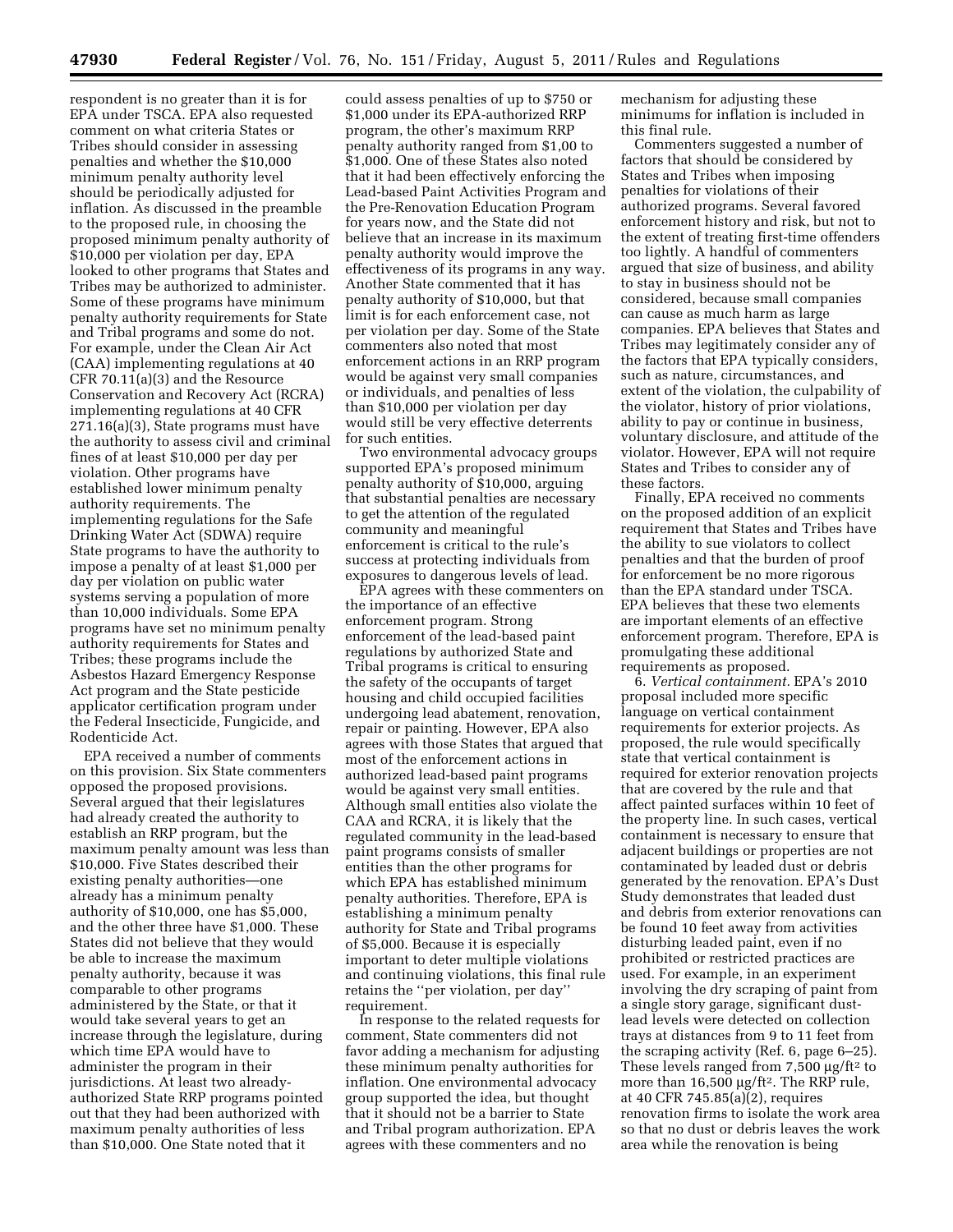respondent is no greater than it is for EPA under TSCA. EPA also requested comment on what criteria States or Tribes should consider in assessing penalties and whether the $10,000 minimum penalty authority level should be periodically adjusted for inflation. As discussed in the preamble to the proposed rule, in choosing the proposed minimum penalty authority of $10,000 per violation per day, EPA looked to other programs that States and Tribes may be authorized to administer. Some of these programs have minimum penalty authority requirements for State and Tribal programs and some do not. For example, under the Clean Air Act (CAA) implementing regulations at 40 CFR 70.11(a)(3) and the Resource Conservation and Recovery Act (RCRA) implementing regulations at 40 CFR 271.16(a)(3), State programs must have the authority to assess civil and criminal fines of at least $10,000 per day per violation. Other programs have established lower minimum penalty authority requirements. The implementing regulations for the Safe Drinking Water Act (SDWA) require State programs to have the authority to impose a penalty of at least $1,000 per day per violation on public water systems serving a population of more than 10,000 individuals. Some EPA programs have set no minimum penalty authority requirements for States and Tribes; these programs include the Asbestos Hazard Emergency Response Act program and the State pesticide applicator certification program under the Federal Insecticide, Fungicide, and Rodenticide Act.

EPA received a number of comments on this provision. Six State commenters opposed the proposed provisions. Several argued that their legislatures had already created the authority to establish an RRP program, but the maximum penalty amount was less than $10,000. Five States described their existing penalty authorities—one already has a minimum penalty authority of $10,000, one has $5,000, and the other three have $1,000. These States did not believe that they would be able to increase the maximum penalty authority, because it was comparable to other programs administered by the State, or that it would take several years to get an increase through the legislature, during which time EPA would have to administer the program in their jurisdictions. At least two already-authorized State RRP programs pointed out that they had been authorized with maximum penalty authorities of less than $10,000. One State noted that it could assess penalties of up to $750 or $1,000 under its EPA-authorized RRP program, the other's maximum RRP penalty authority ranged from $1,00 to $1,000. One of these States also noted that it had been effectively enforcing the Lead-based Paint Activities Program and the Pre-Renovation Education Program for years now, and the State did not believe that an increase in its maximum penalty authority would improve the effectiveness of its programs in any way. Another State commented that it has penalty authority of $10,000, but that limit is for each enforcement case, not per violation per day. Some of the State commenters also noted that most enforcement actions in an RRP program would be against very small companies or individuals, and penalties of less than $10,000 per violation per day would still be very effective deterrents for such entities.

Two environmental advocacy groups supported EPA's proposed minimum penalty authority of $10,000, arguing that substantial penalties are necessary to get the attention of the regulated community and meaningful enforcement is critical to the rule's success at protecting individuals from exposures to dangerous levels of lead.

EPA agrees with these commenters on the importance of an effective enforcement program. Strong enforcement of the lead-based paint regulations by authorized State and Tribal programs is critical to ensuring the safety of the occupants of target housing and child occupied facilities undergoing lead abatement, renovation, repair or painting. However, EPA also agrees with those States that argued that most of the enforcement actions in authorized lead-based paint programs would be against very small entities. Although small entities also violate the CAA and RCRA, it is likely that the regulated community in the lead-based paint programs consists of smaller entities than the other programs for which EPA has established minimum penalty authorities. Therefore, EPA is establishing a minimum penalty authority for State and Tribal programs of $5,000. Because it is especially important to deter multiple violations and continuing violations, this final rule retains the ''per violation, per day'' requirement.

In response to the related requests for comment, State commenters did not favor adding a mechanism for adjusting these minimum penalty authorities for inflation. One environmental advocacy group supported the idea, but thought that it should not be a barrier to State and Tribal program authorization. EPA agrees with these commenters and no mechanism for adjusting these minimums for inflation is included in this final rule.

Commenters suggested a number of factors that should be considered by States and Tribes when imposing penalties for violations of their authorized programs. Several favored enforcement history and risk, but not to the extent of treating first-time offenders too lightly. A handful of commenters argued that size of business, and ability to stay in business should not be considered, because small companies can cause as much harm as large companies. EPA believes that States and Tribes may legitimately consider any of the factors that EPA typically considers, such as nature, circumstances, and extent of the violation, the culpability of the violator, history of prior violations, ability to pay or continue in business, voluntary disclosure, and attitude of the violator. However, EPA will not require States and Tribes to consider any of these factors.

Finally, EPA received no comments on the proposed addition of an explicit requirement that States and Tribes have the ability to sue violators to collect penalties and that the burden of proof for enforcement be no more rigorous than the EPA standard under TSCA. EPA believes that these two elements are important elements of an effective enforcement program. Therefore, EPA is promulgating these additional requirements as proposed.

6. *Vertical containment.* EPA's 2010 proposal included more specific language on vertical containment requirements for exterior projects. As proposed, the rule would specifically state that vertical containment is required for exterior renovation projects that are covered by the rule and that affect painted surfaces within 10 feet of the property line. In such cases, vertical containment is necessary to ensure that adjacent buildings or properties are not contaminated by leaded dust or debris generated by the renovation. EPA's Dust Study demonstrates that leaded dust and debris from exterior renovations can be found 10 feet away from activities disturbing leaded paint, even if no prohibited or restricted practices are used. For example, in an experiment involving the dry scraping of paint from a single story garage, significant dust-lead levels were detected on collection trays at distances from 9 to 11 feet from the scraping activity (Ref. 6, page 6–25). These levels ranged from 7,500 µg/ft$^2$ to more than 16,500 µg/ft$^2$. The RRP rule, at 40 CFR 745.85(a)(2), requires renovation firms to isolate the work area so that no dust or debris leaves the work area while the renovation is being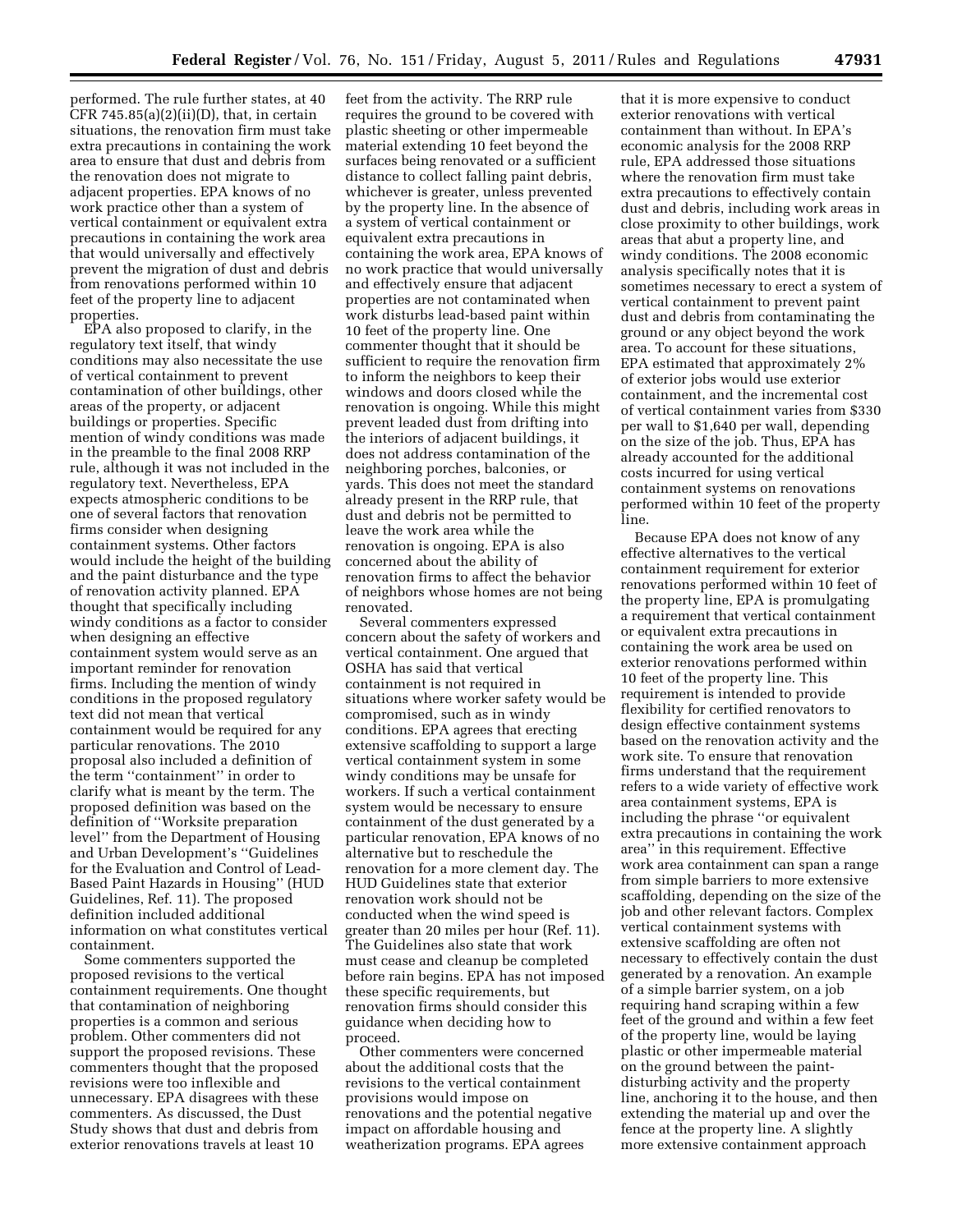performed. The rule further states, at 40 CFR 745.85(a)(2)(ii)(D), that, in certain situations, the renovation firm must take extra precautions in containing the work area to ensure that dust and debris from the renovation does not migrate to adjacent properties. EPA knows of no work practice other than a system of vertical containment or equivalent extra precautions in containing the work area that would universally and effectively prevent the migration of dust and debris from renovations performed within 10 feet of the property line to adjacent properties.

EPA also proposed to clarify, in the regulatory text itself, that windy conditions may also necessitate the use of vertical containment to prevent contamination of other buildings, other areas of the property, or adjacent buildings or properties. Specific mention of windy conditions was made in the preamble to the final 2008 RRP rule, although it was not included in the regulatory text. Nevertheless, EPA expects atmospheric conditions to be one of several factors that renovation firms consider when designing containment systems. Other factors would include the height of the building and the paint disturbance and the type of renovation activity planned. EPA thought that specifically including windy conditions as a factor to consider when designing an effective containment system would serve as an important reminder for renovation firms. Including the mention of windy conditions in the proposed regulatory text did not mean that vertical containment would be required for any particular renovations. The 2010 proposal also included a definition of the term ''containment'' in order to clarify what is meant by the term. The proposed definition was based on the definition of ''Worksite preparation level'' from the Department of Housing and Urban Development's ''Guidelines for the Evaluation and Control of Lead-Based Paint Hazards in Housing'' (HUD Guidelines, Ref. 11). The proposed definition included additional information on what constitutes vertical containment.

Some commenters supported the proposed revisions to the vertical containment requirements. One thought that contamination of neighboring properties is a common and serious problem. Other commenters did not support the proposed revisions. These commenters thought that the proposed revisions were too inflexible and unnecessary. EPA disagrees with these commenters. As discussed, the Dust Study shows that dust and debris from exterior renovations travels at least 10 feet from the activity. The RRP rule requires the ground to be covered with plastic sheeting or other impermeable material extending 10 feet beyond the surfaces being renovated or a sufficient distance to collect falling paint debris, whichever is greater, unless prevented by the property line. In the absence of a system of vertical containment or equivalent extra precautions in containing the work area, EPA knows of no work practice that would universally and effectively ensure that adjacent properties are not contaminated when work disturbs lead-based paint within 10 feet of the property line. One commenter thought that it should be sufficient to require the renovation firm to inform the neighbors to keep their windows and doors closed while the renovation is ongoing. While this might prevent leaded dust from drifting into the interiors of adjacent buildings, it does not address contamination of the neighboring porches, balconies, or yards. This does not meet the standard already present in the RRP rule, that dust and debris not be permitted to leave the work area while the renovation is ongoing. EPA is also concerned about the ability of renovation firms to affect the behavior of neighbors whose homes are not being renovated.

Several commenters expressed concern about the safety of workers and vertical containment. One argued that OSHA has said that vertical containment is not required in situations where worker safety would be compromised, such as in windy conditions. EPA agrees that erecting extensive scaffolding to support a large vertical containment system in some windy conditions may be unsafe for workers. If such a vertical containment system would be necessary to ensure containment of the dust generated by a particular renovation, EPA knows of no alternative but to reschedule the renovation for a more clement day. The HUD Guidelines state that exterior renovation work should not be conducted when the wind speed is greater than 20 miles per hour (Ref. 11). The Guidelines also state that work must cease and cleanup be completed before rain begins. EPA has not imposed these specific requirements, but renovation firms should consider this guidance when deciding how to proceed.

Other commenters were concerned about the additional costs that the revisions to the vertical containment provisions would impose on renovations and the potential negative impact on affordable housing and weatherization programs. EPA agrees that it is more expensive to conduct exterior renovations with vertical containment than without. In EPA's economic analysis for the 2008 RRP rule, EPA addressed those situations where the renovation firm must take extra precautions to effectively contain dust and debris, including work areas in close proximity to other buildings, work areas that abut a property line, and windy conditions. The 2008 economic analysis specifically notes that it is sometimes necessary to erect a system of vertical containment to prevent paint dust and debris from contaminating the ground or any object beyond the work area. To account for these situations, EPA estimated that approximately 2% of exterior jobs would use exterior containment, and the incremental cost of vertical containment varies from $330 per wall to $1,640 per wall, depending on the size of the job. Thus, EPA has already accounted for the additional costs incurred for using vertical containment systems on renovations performed within 10 feet of the property line.

Because EPA does not know of any effective alternatives to the vertical containment requirement for exterior renovations performed within 10 feet of the property line, EPA is promulgating a requirement that vertical containment or equivalent extra precautions in containing the work area be used on exterior renovations performed within 10 feet of the property line. This requirement is intended to provide flexibility for certified renovators to design effective containment systems based on the renovation activity and the work site. To ensure that renovation firms understand that the requirement refers to a wide variety of effective work area containment systems, EPA is including the phrase ''or equivalent extra precautions in containing the work area'' in this requirement. Effective work area containment can span a range from simple barriers to more extensive scaffolding, depending on the size of the job and other relevant factors. Complex vertical containment systems with extensive scaffolding are often not necessary to effectively contain the dust generated by a renovation. An example of a simple barrier system, on a job requiring hand scraping within a few feet of the ground and within a few feet of the property line, would be laying plastic or other impermeable material on the ground between the paint-disturbing activity and the property line, anchoring it to the house, and then extending the material up and over the fence at the property line. A slightly more extensive containment approach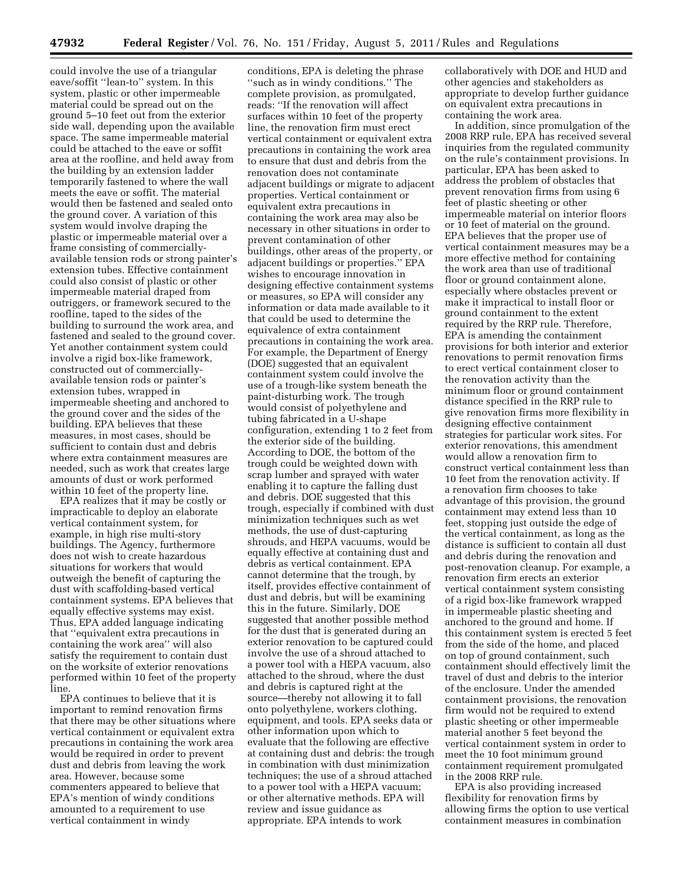could involve the use of a triangular eave/soffit ''lean-to'' system. In this system, plastic or other impermeable material could be spread out on the ground 5–10 feet out from the exterior side wall, depending upon the available space. The same impermeable material could be attached to the eave or soffit area at the roofline, and held away from the building by an extension ladder temporarily fastened to where the wall meets the eave or soffit. The material would then be fastened and sealed onto the ground cover. A variation of this system would involve draping the plastic or impermeable material over a frame consisting of commercially-available tension rods or strong painter's extension tubes. Effective containment could also consist of plastic or other impermeable material draped from outriggers, or framework secured to the roofline, taped to the sides of the building to surround the work area, and fastened and sealed to the ground cover. Yet another containment system could involve a rigid box-like framework, constructed out of commercially-available tension rods or painter's extension tubes, wrapped in impermeable sheeting and anchored to the ground cover and the sides of the building. EPA believes that these measures, in most cases, should be sufficient to contain dust and debris where extra containment measures are needed, such as work that creates large amounts of dust or work performed within 10 feet of the property line.

EPA realizes that it may be costly or impracticable to deploy an elaborate vertical containment system, for example, in high rise multi-story buildings. The Agency, furthermore does not wish to create hazardous situations for workers that would outweigh the benefit of capturing the dust with scaffolding-based vertical containment systems. EPA believes that equally effective systems may exist. Thus, EPA added language indicating that ''equivalent extra precautions in containing the work area'' will also satisfy the requirement to contain dust on the worksite of exterior renovations performed within 10 feet of the property line.

EPA continues to believe that it is important to remind renovation firms that there may be other situations where vertical containment or equivalent extra precautions in containing the work area would be required in order to prevent dust and debris from leaving the work area. However, because some commenters appeared to believe that EPA's mention of windy conditions amounted to a requirement to use vertical containment in windy conditions, EPA is deleting the phrase ''such as in windy conditions.'' The complete provision, as promulgated, reads: ''If the renovation will affect surfaces within 10 feet of the property line, the renovation firm must erect vertical containment or equivalent extra precautions in containing the work area to ensure that dust and debris from the renovation does not contaminate adjacent buildings or migrate to adjacent properties. Vertical containment or equivalent extra precautions in containing the work area may also be necessary in other situations in order to prevent contamination of other buildings, other areas of the property, or adjacent buildings or properties.'' EPA wishes to encourage innovation in designing effective containment systems or measures, so EPA will consider any information or data made available to it that could be used to determine the equivalence of extra containment precautions in containing the work area. For example, the Department of Energy (DOE) suggested that an equivalent containment system could involve the use of a trough-like system beneath the paint-disturbing work. The trough would consist of polyethylene and tubing fabricated in a U-shape configuration, extending 1 to 2 feet from the exterior side of the building. According to DOE, the bottom of the trough could be weighted down with scrap lumber and sprayed with water enabling it to capture the falling dust and debris. DOE suggested that this trough, especially if combined with dust minimization techniques such as wet methods, the use of dust-capturing shrouds, and HEPA vacuums, would be equally effective at containing dust and debris as vertical containment. EPA cannot determine that the trough, by itself, provides effective containment of dust and debris, but will be examining this in the future. Similarly, DOE suggested that another possible method for the dust that is generated during an exterior renovation to be captured could involve the use of a shroud attached to a power tool with a HEPA vacuum, also attached to the shroud, where the dust and debris is captured right at the source—thereby not allowing it to fall onto polyethylene, workers clothing, equipment, and tools. EPA seeks data or other information upon which to evaluate that the following are effective at containing dust and debris: the trough in combination with dust minimization techniques; the use of a shroud attached to a power tool with a HEPA vacuum; or other alternative methods. EPA will review and issue guidance as appropriate. EPA intends to work collaboratively with DOE and HUD and other agencies and stakeholders as appropriate to develop further guidance on equivalent extra precautions in containing the work area.

In addition, since promulgation of the 2008 RRP rule, EPA has received several inquiries from the regulated community on the rule's containment provisions. In particular, EPA has been asked to address the problem of obstacles that prevent renovation firms from using 6 feet of plastic sheeting or other impermeable material on interior floors or 10 feet of material on the ground. EPA believes that the proper use of vertical containment measures may be a more effective method for containing the work area than use of traditional floor or ground containment alone, especially where obstacles prevent or make it impractical to install floor or ground containment to the extent required by the RRP rule. Therefore, EPA is amending the containment provisions for both interior and exterior renovations to permit renovation firms to erect vertical containment closer to the renovation activity than the minimum floor or ground containment distance specified in the RRP rule to give renovation firms more flexibility in designing effective containment strategies for particular work sites. For exterior renovations, this amendment would allow a renovation firm to construct vertical containment less than 10 feet from the renovation activity. If a renovation firm chooses to take advantage of this provision, the ground containment may extend less than 10 feet, stopping just outside the edge of the vertical containment, as long as the distance is sufficient to contain all dust and debris during the renovation and post-renovation cleanup. For example, a renovation firm erects an exterior vertical containment system consisting of a rigid box-like framework wrapped in impermeable plastic sheeting and anchored to the ground and home. If this containment system is erected 5 feet from the side of the home, and placed on top of ground containment, such containment should effectively limit the travel of dust and debris to the interior of the enclosure. Under the amended containment provisions, the renovation firm would not be required to extend plastic sheeting or other impermeable material another 5 feet beyond the vertical containment system in order to meet the 10 foot minimum ground containment requirement promulgated in the 2008 RRP rule.

EPA is also providing increased flexibility for renovation firms by allowing firms the option to use vertical containment measures in combination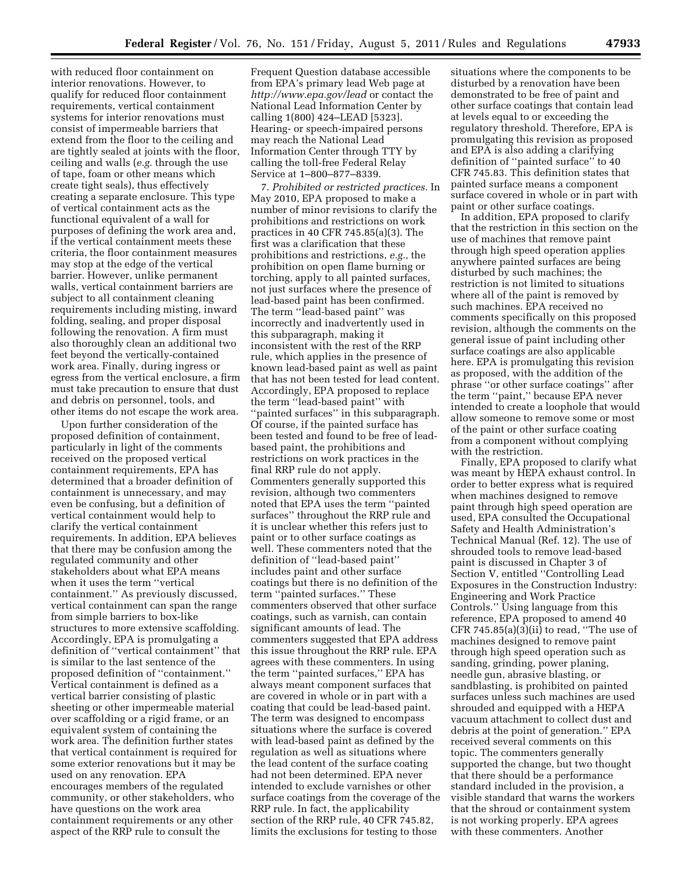with reduced floor containment on interior renovations. However, to qualify for reduced floor containment requirements, vertical containment systems for interior renovations must consist of impermeable barriers that extend from the floor to the ceiling and are tightly sealed at joints with the floor, ceiling and walls (*e.g.* through the use of tape, foam or other means which create tight seals), thus effectively creating a separate enclosure. This type of vertical containment acts as the functional equivalent of a wall for purposes of defining the work area and, if the vertical containment meets these criteria, the floor containment measures may stop at the edge of the vertical barrier. However, unlike permanent walls, vertical containment barriers are subject to all containment cleaning requirements including misting, inward folding, sealing, and proper disposal following the renovation. A firm must also thoroughly clean an additional two feet beyond the vertically-contained work area. Finally, during ingress or egress from the vertical enclosure, a firm must take precaution to ensure that dust and debris on personnel, tools, and other items do not escape the work area.

Upon further consideration of the proposed definition of containment, particularly in light of the comments received on the proposed vertical containment requirements, EPA has determined that a broader definition of containment is unnecessary, and may even be confusing, but a definition of vertical containment would help to clarify the vertical containment requirements. In addition, EPA believes that there may be confusion among the regulated community and other stakeholders about what EPA means when it uses the term ''vertical containment.'' As previously discussed, vertical containment can span the range from simple barriers to box-like structures to more extensive scaffolding. Accordingly, EPA is promulgating a definition of ''vertical containment'' that is similar to the last sentence of the proposed definition of ''containment.'' Vertical containment is defined as a vertical barrier consisting of plastic sheeting or other impermeable material over scaffolding or a rigid frame, or an equivalent system of containing the work area. The definition further states that vertical containment is required for some exterior renovations but it may be used on any renovation. EPA encourages members of the regulated community, or other stakeholders, who have questions on the work area containment requirements or any other aspect of the RRP rule to consult the Frequent Question database accessible from EPA's primary lead Web page at *http://www.epa.gov/lead* or contact the National Lead Information Center by calling 1(800) 424–LEAD [5323]. Hearing- or speech-impaired persons may reach the National Lead Information Center through TTY by calling the toll-free Federal Relay Service at 1–800–877–8339.

7. *Prohibited or restricted practices.* In May 2010, EPA proposed to make a number of minor revisions to clarify the prohibitions and restrictions on work practices in 40 CFR 745.85(a)(3). The first was a clarification that these prohibitions and restrictions, *e.g.,* the prohibition on open flame burning or torching, apply to all painted surfaces, not just surfaces where the presence of lead-based paint has been confirmed. The term ''lead-based paint'' was incorrectly and inadvertently used in this subparagraph, making it inconsistent with the rest of the RRP rule, which applies in the presence of known lead-based paint as well as paint that has not been tested for lead content. Accordingly, EPA proposed to replace the term ''lead-based paint'' with ''painted surfaces'' in this subparagraph. Of course, if the painted surface has been tested and found to be free of lead-based paint, the prohibitions and restrictions on work practices in the final RRP rule do not apply. Commenters generally supported this revision, although two commenters noted that EPA uses the term ''painted surfaces'' throughout the RRP rule and it is unclear whether this refers just to paint or to other surface coatings as well. These commenters noted that the definition of ''lead-based paint'' includes paint and other surface coatings but there is no definition of the term ''painted surfaces.'' These commenters observed that other surface coatings, such as varnish, can contain significant amounts of lead. The commenters suggested that EPA address this issue throughout the RRP rule. EPA agrees with these commenters. In using the term ''painted surfaces,'' EPA has always meant component surfaces that are covered in whole or in part with a coating that could be lead-based paint. The term was designed to encompass situations where the surface is covered with lead-based paint as defined by the regulation as well as situations where the lead content of the surface coating had not been determined. EPA never intended to exclude varnishes or other surface coatings from the coverage of the RRP rule. In fact, the applicability section of the RRP rule, 40 CFR 745.82, limits the exclusions for testing to those situations where the components to be disturbed by a renovation have been demonstrated to be free of paint and other surface coatings that contain lead at levels equal to or exceeding the regulatory threshold. Therefore, EPA is promulgating this revision as proposed and EPA is also adding a clarifying definition of ''painted surface'' to 40 CFR 745.83. This definition states that painted surface means a component surface covered in whole or in part with paint or other surface coatings.

In addition, EPA proposed to clarify that the restriction in this section on the use of machines that remove paint through high speed operation applies anywhere painted surfaces are being disturbed by such machines; the restriction is not limited to situations where all of the paint is removed by such machines. EPA received no comments specifically on this proposed revision, although the comments on the general issue of paint including other surface coatings are also applicable here. EPA is promulgating this revision as proposed, with the addition of the phrase ''or other surface coatings'' after the term ''paint,'' because EPA never intended to create a loophole that would allow someone to remove some or most of the paint or other surface coating from a component without complying with the restriction.

Finally, EPA proposed to clarify what was meant by HEPA exhaust control. In order to better express what is required when machines designed to remove paint through high speed operation are used, EPA consulted the Occupational Safety and Health Administration's Technical Manual (Ref. 12). The use of shrouded tools to remove lead-based paint is discussed in Chapter 3 of Section V, entitled ''Controlling Lead Exposures in the Construction Industry: Engineering and Work Practice Controls.'' Using language from this reference, EPA proposed to amend 40 CFR 745.85(a)(3)(ii) to read, ''The use of machines designed to remove paint through high speed operation such as sanding, grinding, power planing, needle gun, abrasive blasting, or sandblasting, is prohibited on painted surfaces unless such machines are used shrouded and equipped with a HEPA vacuum attachment to collect dust and debris at the point of generation.'' EPA received several comments on this topic. The commenters generally supported the change, but two thought that there should be a performance standard included in the provision, a visible standard that warns the workers that the shroud or containment system is not working properly. EPA agrees with these commenters. Another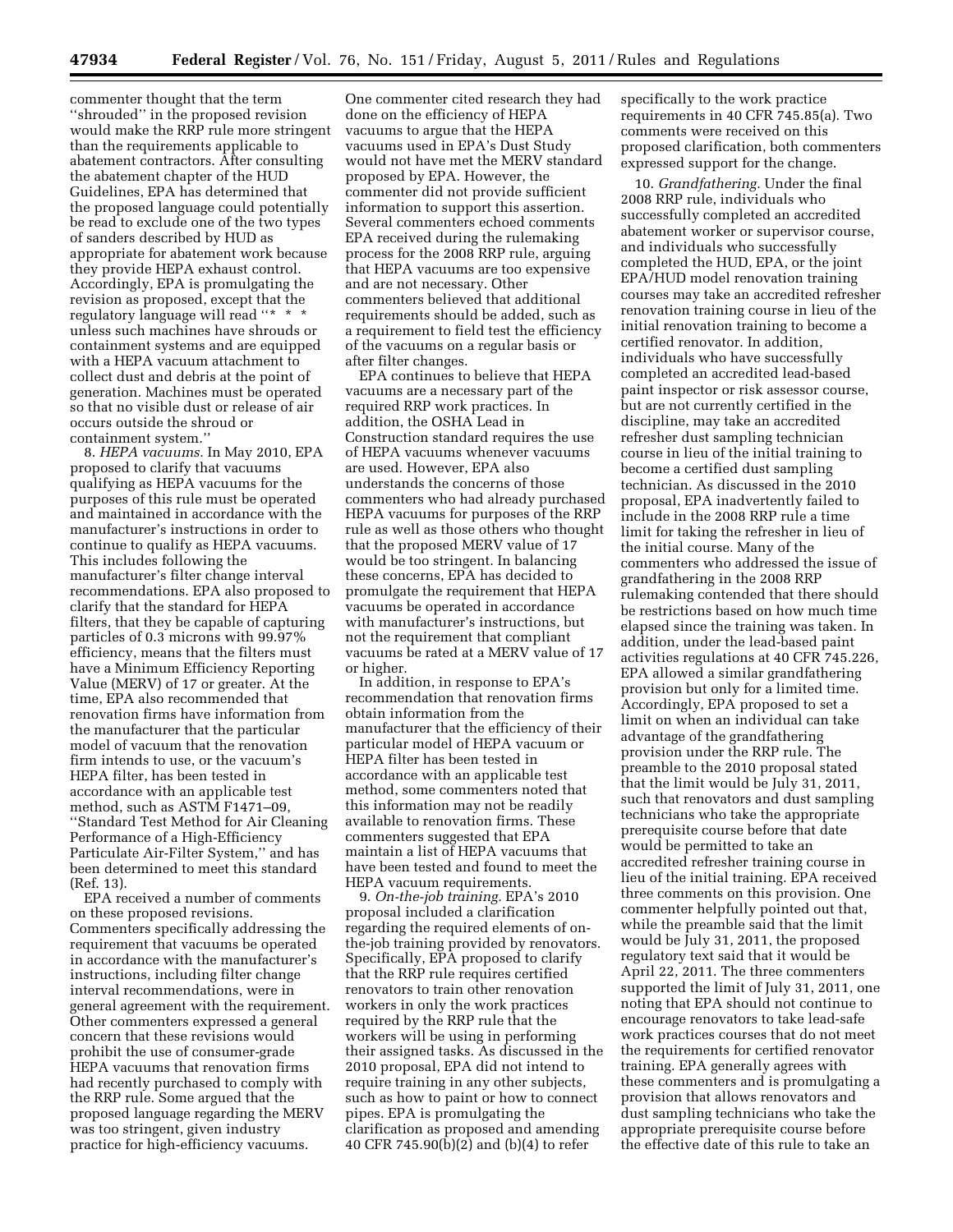commenter thought that the term ''shrouded'' in the proposed revision would make the RRP rule more stringent than the requirements applicable to abatement contractors. After consulting the abatement chapter of the HUD Guidelines, EPA has determined that the proposed language could potentially be read to exclude one of the two types of sanders described by HUD as appropriate for abatement work because they provide HEPA exhaust control. Accordingly, EPA is promulgating the revision as proposed, except that the regulatory language will read ''* * * unless such machines have shrouds or containment systems and are equipped with a HEPA vacuum attachment to collect dust and debris at the point of generation. Machines must be operated so that no visible dust or release of air occurs outside the shroud or containment system.''

8. *HEPA vacuums.* In May 2010, EPA proposed to clarify that vacuums qualifying as HEPA vacuums for the purposes of this rule must be operated and maintained in accordance with the manufacturer's instructions in order to continue to qualify as HEPA vacuums. This includes following the manufacturer's filter change interval recommendations. EPA also proposed to clarify that the standard for HEPA filters, that they be capable of capturing particles of 0.3 microns with 99.97% efficiency, means that the filters must have a Minimum Efficiency Reporting Value (MERV) of 17 or greater. At the time, EPA also recommended that renovation firms have information from the manufacturer that the particular model of vacuum that the renovation firm intends to use, or the vacuum's HEPA filter, has been tested in accordance with an applicable test method, such as ASTM F1471–09, ''Standard Test Method for Air Cleaning Performance of a High-Efficiency Particulate Air-Filter System,'' and has been determined to meet this standard (Ref. 13).

EPA received a number of comments on these proposed revisions. Commenters specifically addressing the requirement that vacuums be operated in accordance with the manufacturer's instructions, including filter change interval recommendations, were in general agreement with the requirement. Other commenters expressed a general concern that these revisions would prohibit the use of consumer-grade HEPA vacuums that renovation firms had recently purchased to comply with the RRP rule. Some argued that the proposed language regarding the MERV was too stringent, given industry practice for high-efficiency vacuums.

One commenter cited research they had done on the efficiency of HEPA vacuums to argue that the HEPA vacuums used in EPA's Dust Study would not have met the MERV standard proposed by EPA. However, the commenter did not provide sufficient information to support this assertion. Several commenters echoed comments EPA received during the rulemaking process for the 2008 RRP rule, arguing that HEPA vacuums are too expensive and are not necessary. Other commenters believed that additional requirements should be added, such as a requirement to field test the efficiency of the vacuums on a regular basis or after filter changes.

EPA continues to believe that HEPA vacuums are a necessary part of the required RRP work practices. In addition, the OSHA Lead in Construction standard requires the use of HEPA vacuums whenever vacuums are used. However, EPA also understands the concerns of those commenters who had already purchased HEPA vacuums for purposes of the RRP rule as well as those others who thought that the proposed MERV value of 17 would be too stringent. In balancing these concerns, EPA has decided to promulgate the requirement that HEPA vacuums be operated in accordance with manufacturer's instructions, but not the requirement that compliant vacuums be rated at a MERV value of 17 or higher.

In addition, in response to EPA's recommendation that renovation firms obtain information from the manufacturer that the efficiency of their particular model of HEPA vacuum or HEPA filter has been tested in accordance with an applicable test method, some commenters noted that this information may not be readily available to renovation firms. These commenters suggested that EPA maintain a list of HEPA vacuums that have been tested and found to meet the HEPA vacuum requirements.

9. *On-the-job training.* EPA's 2010 proposal included a clarification regarding the required elements of on-the-job training provided by renovators. Specifically, EPA proposed to clarify that the RRP rule requires certified renovators to train other renovation workers in only the work practices required by the RRP rule that the workers will be using in performing their assigned tasks. As discussed in the 2010 proposal, EPA did not intend to require training in any other subjects, such as how to paint or how to connect pipes. EPA is promulgating the clarification as proposed and amending 40 CFR 745.90(b)(2) and (b)(4) to refer specifically to the work practice requirements in 40 CFR 745.85(a). Two comments were received on this proposed clarification, both commenters expressed support for the change.

10. *Grandfathering.* Under the final 2008 RRP rule, individuals who successfully completed an accredited abatement worker or supervisor course, and individuals who successfully completed the HUD, EPA, or the joint EPA/HUD model renovation training courses may take an accredited refresher renovation training course in lieu of the initial renovation training to become a certified renovator. In addition, individuals who have successfully completed an accredited lead-based paint inspector or risk assessor course, but are not currently certified in the discipline, may take an accredited refresher dust sampling technician course in lieu of the initial training to become a certified dust sampling technician. As discussed in the 2010 proposal, EPA inadvertently failed to include in the 2008 RRP rule a time limit for taking the refresher in lieu of the initial course. Many of the commenters who addressed the issue of grandfathering in the 2008 RRP rulemaking contended that there should be restrictions based on how much time elapsed since the training was taken. In addition, under the lead-based paint activities regulations at 40 CFR 745.226, EPA allowed a similar grandfathering provision but only for a limited time. Accordingly, EPA proposed to set a limit on when an individual can take advantage of the grandfathering provision under the RRP rule. The preamble to the 2010 proposal stated that the limit would be July 31, 2011, such that renovators and dust sampling technicians who take the appropriate prerequisite course before that date would be permitted to take an accredited refresher training course in lieu of the initial training. EPA received three comments on this provision. One commenter helpfully pointed out that, while the preamble said that the limit would be July 31, 2011, the proposed regulatory text said that it would be April 22, 2011. The three commenters supported the limit of July 31, 2011, one noting that EPA should not continue to encourage renovators to take lead-safe work practices courses that do not meet the requirements for certified renovator training. EPA generally agrees with these commenters and is promulgating a provision that allows renovators and dust sampling technicians who take the appropriate prerequisite course before the effective date of this rule to take an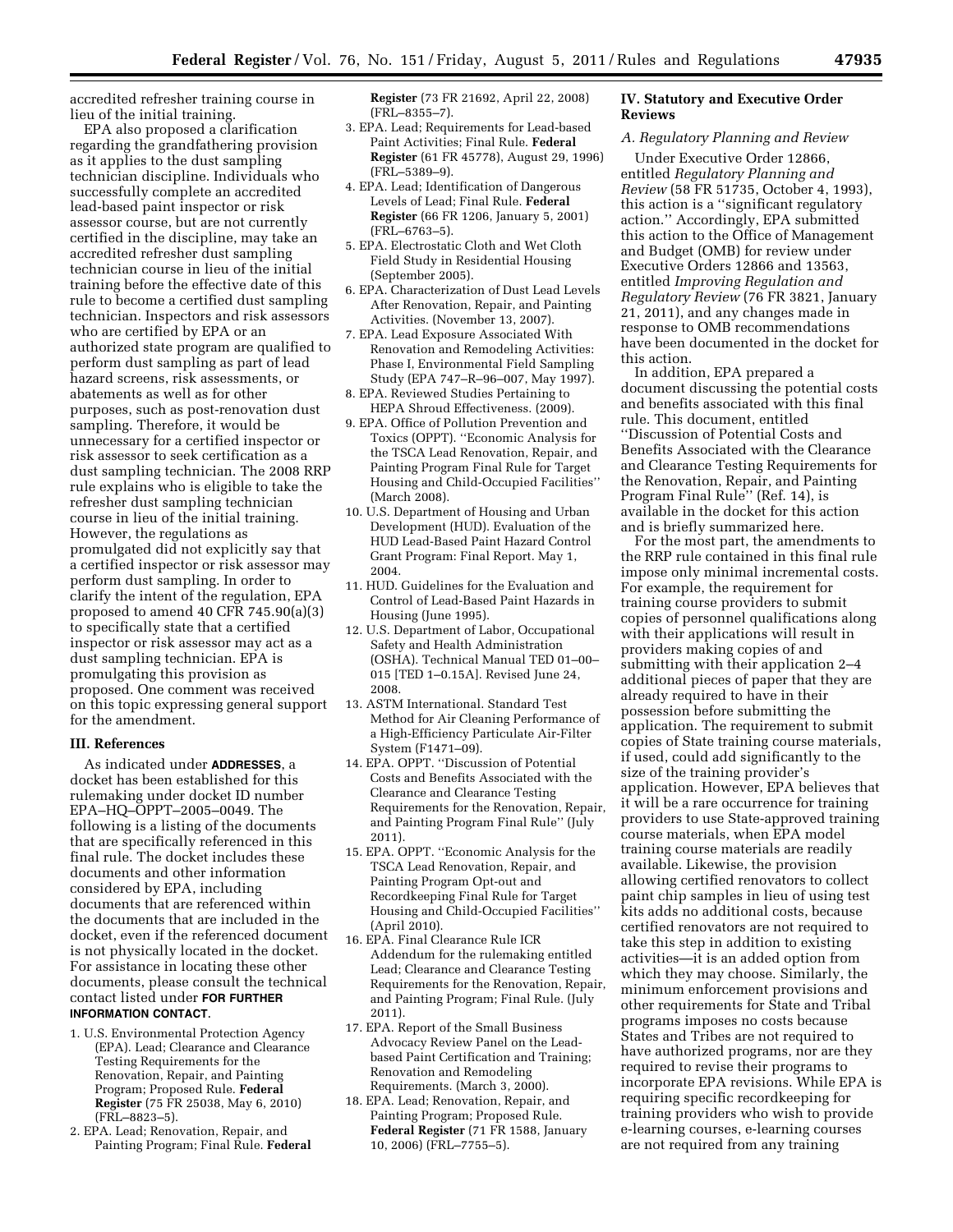accredited refresher training course in lieu of the initial training.

EPA also proposed a clarification regarding the grandfathering provision as it applies to the dust sampling technician discipline. Individuals who successfully complete an accredited lead-based paint inspector or risk assessor course, but are not currently certified in the discipline, may take an accredited refresher dust sampling technician course in lieu of the initial training before the effective date of this rule to become a certified dust sampling technician. Inspectors and risk assessors who are certified by EPA or an authorized state program are qualified to perform dust sampling as part of lead hazard screens, risk assessments, or abatements as well as for other purposes, such as post-renovation dust sampling. Therefore, it would be unnecessary for a certified inspector or risk assessor to seek certification as a dust sampling technician. The 2008 RRP rule explains who is eligible to take the refresher dust sampling technician course in lieu of the initial training. However, the regulations as promulgated did not explicitly say that a certified inspector or risk assessor may perform dust sampling. In order to clarify the intent of the regulation, EPA proposed to amend 40 CFR 745.90(a)(3) to specifically state that a certified inspector or risk assessor may act as a dust sampling technician. EPA is promulgating this provision as proposed. One comment was received on this topic expressing general support for the amendment.

## III. References

As indicated under **ADDRESSES**, a docket has been established for this rulemaking under docket ID number EPA–HQ–OPPT–2005–0049. The following is a listing of the documents that are specifically referenced in this final rule. The docket includes these documents and other information considered by EPA, including documents that are referenced within the documents that are included in the docket, even if the referenced document is not physically located in the docket. For assistance in locating these other documents, please consult the technical contact listed under **FOR FURTHER INFORMATION CONTACT**.

1. U.S. Environmental Protection Agency (EPA). Lead; Clearance and Clearance Testing Requirements for the Renovation, Repair, and Painting Program; Proposed Rule. **Federal Register** (75 FR 25038, May 6, 2010) (FRL–8823–5).
2. EPA. Lead; Renovation, Repair, and Painting Program; Final Rule. **Federal Register** (73 FR 21692, April 22, 2008) (FRL–8355–7).
3. EPA. Lead; Requirements for Lead-based Paint Activities; Final Rule. **Federal Register** (61 FR 45778), August 29, 1996) (FRL–5389–9).
4. EPA. Lead; Identification of Dangerous Levels of Lead; Final Rule. **Federal Register** (66 FR 1206, January 5, 2001) (FRL–6763–5).
5. EPA. Electrostatic Cloth and Wet Cloth Field Study in Residential Housing (September 2005).
6. EPA. Characterization of Dust Lead Levels After Renovation, Repair, and Painting Activities. (November 13, 2007).
7. EPA. Lead Exposure Associated With Renovation and Remodeling Activities: Phase I, Environmental Field Sampling Study (EPA 747–R–96–007, May 1997).
8. EPA. Reviewed Studies Pertaining to HEPA Shroud Effectiveness. (2009).
9. EPA. Office of Pollution Prevention and Toxics (OPPT). ''Economic Analysis for the TSCA Lead Renovation, Repair, and Painting Program Final Rule for Target Housing and Child-Occupied Facilities'' (March 2008).
10. U.S. Department of Housing and Urban Development (HUD). Evaluation of the HUD Lead-Based Paint Hazard Control Grant Program: Final Report. May 1, 2004.
11. HUD. Guidelines for the Evaluation and Control of Lead-Based Paint Hazards in Housing (June 1995).
12. U.S. Department of Labor, Occupational Safety and Health Administration (OSHA). Technical Manual TED 01–00–015 [TED 1–0.15A]. Revised June 24, 2008.
13. ASTM International. Standard Test Method for Air Cleaning Performance of a High-Efficiency Particulate Air-Filter System (F1471–09).
14. EPA. OPPT. ''Discussion of Potential Costs and Benefits Associated with the Clearance and Clearance Testing Requirements for the Renovation, Repair, and Painting Program Final Rule'' (July 2011).
15. EPA. OPPT. ''Economic Analysis for the TSCA Lead Renovation, Repair, and Painting Program Opt-out and Recordkeeping Final Rule for Target Housing and Child-Occupied Facilities'' (April 2010).
16. EPA. Final Clearance Rule ICR Addendum for the rulemaking entitled Lead; Clearance and Clearance Testing Requirements for the Renovation, Repair, and Painting Program; Final Rule. (July 2011).
17. EPA. Report of the Small Business Advocacy Review Panel on the Lead-based Paint Certification and Training; Renovation and Remodeling Requirements. (March 3, 2000).
18. EPA. Lead; Renovation, Repair, and Painting Program; Proposed Rule. **Federal Register** (71 FR 1588, January 10, 2006) (FRL–7755–5).

## IV. Statutory and Executive Order Reviews

### *A. Regulatory Planning and Review*

Under Executive Order 12866, entitled *Regulatory Planning and Review* (58 FR 51735, October 4, 1993), this action is a ''significant regulatory action.'' Accordingly, EPA submitted this action to the Office of Management and Budget (OMB) for review under Executive Orders 12866 and 13563, entitled *Improving Regulation and Regulatory Review* (76 FR 3821, January 21, 2011), and any changes made in response to OMB recommendations have been documented in the docket for this action.

In addition, EPA prepared a document discussing the potential costs and benefits associated with this final rule. This document, entitled ''Discussion of Potential Costs and Benefits Associated with the Clearance and Clearance Testing Requirements for the Renovation, Repair, and Painting Program Final Rule'' (Ref. 14), is available in the docket for this action and is briefly summarized here.

For the most part, the amendments to the RRP rule contained in this final rule impose only minimal incremental costs. For example, the requirement for training course providers to submit copies of personnel qualifications along with their applications will result in providers making copies of and submitting with their application 2–4 additional pieces of paper that they are already required to have in their possession before submitting the application. The requirement to submit copies of State training course materials, if used, could add significantly to the size of the training provider's application. However, EPA believes that it will be a rare occurrence for training providers to use State-approved training course materials, when EPA model training course materials are readily available. Likewise, the provision allowing certified renovators to collect paint chip samples in lieu of using test kits adds no additional costs, because certified renovators are not required to take this step in addition to existing activities—it is an added option from which they may choose. Similarly, the minimum enforcement provisions and other requirements for State and Tribal programs imposes no costs because States and Tribes are not required to have authorized programs, nor are they required to revise their programs to incorporate EPA revisions. While EPA is requiring specific recordkeeping for training providers who wish to provide e-learning courses, e-learning courses are not required from any training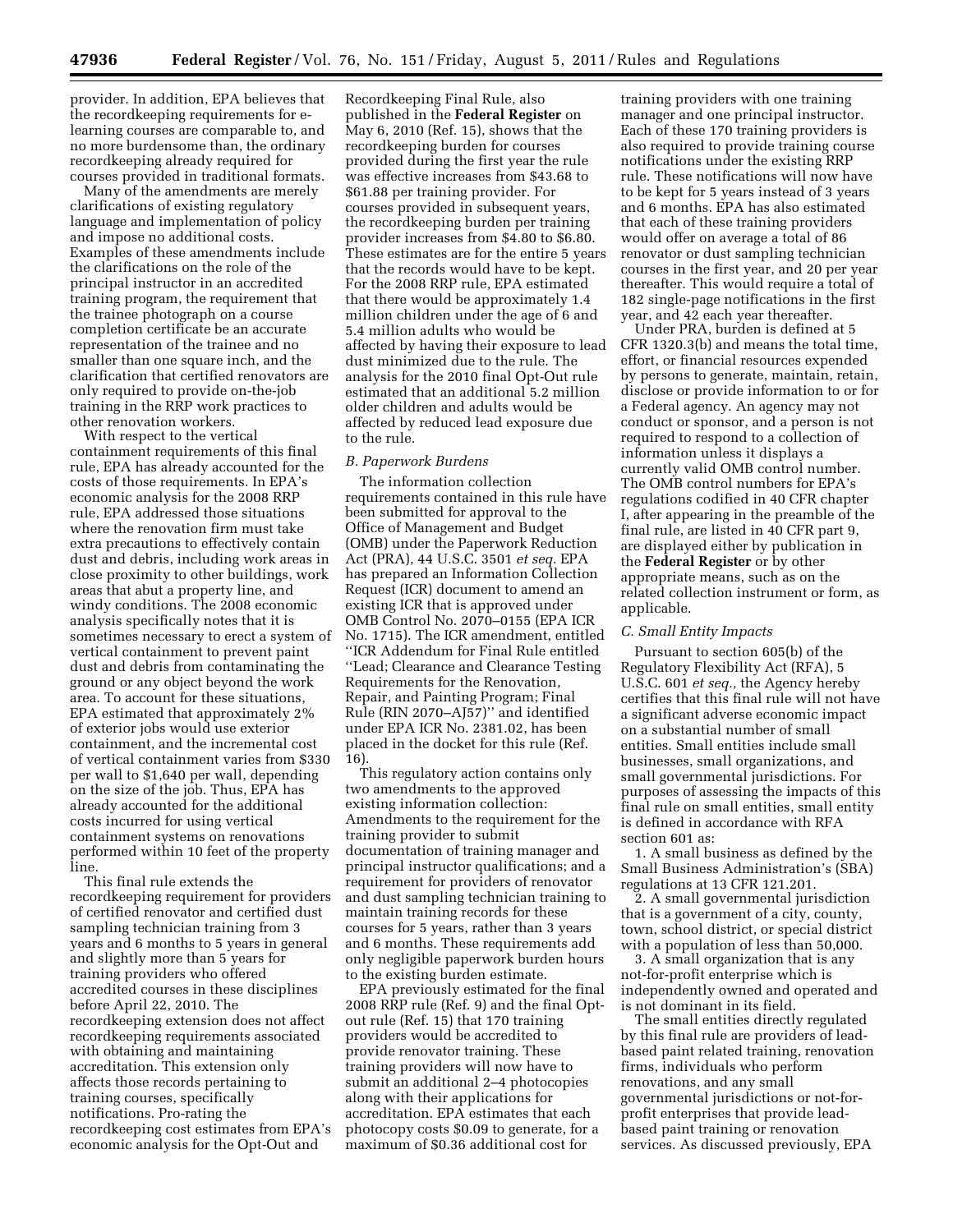provider. In addition, EPA believes that the recordkeeping requirements for e-learning courses are comparable to, and no more burdensome than, the ordinary recordkeeping already required for courses provided in traditional formats.

Many of the amendments are merely clarifications of existing regulatory language and implementation of policy and impose no additional costs. Examples of these amendments include the clarifications on the role of the principal instructor in an accredited training program, the requirement that the trainee photograph on a course completion certificate be an accurate representation of the trainee and no smaller than one square inch, and the clarification that certified renovators are only required to provide on-the-job training in the RRP work practices to other renovation workers.

With respect to the vertical containment requirements of this final rule, EPA has already accounted for the costs of those requirements. In EPA's economic analysis for the 2008 RRP rule, EPA addressed those situations where the renovation firm must take extra precautions to effectively contain dust and debris, including work areas in close proximity to other buildings, work areas that abut a property line, and windy conditions. The 2008 economic analysis specifically notes that it is sometimes necessary to erect a system of vertical containment to prevent paint dust and debris from contaminating the ground or any object beyond the work area. To account for these situations, EPA estimated that approximately 2% of exterior jobs would use exterior containment, and the incremental cost of vertical containment varies from $330 per wall to $1,640 per wall, depending on the size of the job. Thus, EPA has already accounted for the additional costs incurred for using vertical containment systems on renovations performed within 10 feet of the property line.

This final rule extends the recordkeeping requirement for providers of certified renovator and certified dust sampling technician training from 3 years and 6 months to 5 years in general and slightly more than 5 years for training providers who offered accredited courses in these disciplines before April 22, 2010. The recordkeeping extension does not affect recordkeeping requirements associated with obtaining and maintaining accreditation. This extension only affects those records pertaining to training courses, specifically notifications. Pro-rating the recordkeeping cost estimates from EPA's economic analysis for the Opt-Out and Recordkeeping Final Rule, also published in the **Federal Register** on May 6, 2010 (Ref. 15), shows that the recordkeeping burden for courses provided during the first year the rule was effective increases from $43.68 to $61.88 per training provider. For courses provided in subsequent years, the recordkeeping burden per training provider increases from $4.80 to $6.80. These estimates are for the entire 5 years that the records would have to be kept. For the 2008 RRP rule, EPA estimated that there would be approximately 1.4 million children under the age of 6 and 5.4 million adults who would be affected by having their exposure to lead dust minimized due to the rule. The analysis for the 2010 final Opt-Out rule estimated that an additional 5.2 million older children and adults would be affected by reduced lead exposure due to the rule.

### *B. Paperwork Burdens*

The information collection requirements contained in this rule have been submitted for approval to the Office of Management and Budget (OMB) under the Paperwork Reduction Act (PRA), 44 U.S.C. 3501 *et seq.* EPA has prepared an Information Collection Request (ICR) document to amend an existing ICR that is approved under OMB Control No. 2070–0155 (EPA ICR No. 1715). The ICR amendment, entitled ''ICR Addendum for Final Rule entitled ''Lead; Clearance and Clearance Testing Requirements for the Renovation, Repair, and Painting Program; Final Rule (RIN 2070–AJ57)'' and identified under EPA ICR No. 2381.02, has been placed in the docket for this rule (Ref. 16).

This regulatory action contains only two amendments to the approved existing information collection: Amendments to the requirement for the training provider to submit documentation of training manager and principal instructor qualifications; and a requirement for providers of renovator and dust sampling technician training to maintain training records for these courses for 5 years, rather than 3 years and 6 months. These requirements add only negligible paperwork burden hours to the existing burden estimate.

EPA previously estimated for the final 2008 RRP rule (Ref. 9) and the final Opt-out rule (Ref. 15) that 170 training providers would be accredited to provide renovator training. These training providers will now have to submit an additional 2–4 photocopies along with their applications for accreditation. EPA estimates that each photocopy costs $0.09 to generate, for a maximum of $0.36 additional cost for training providers with one training manager and one principal instructor. Each of these 170 training providers is also required to provide training course notifications under the existing RRP rule. These notifications will now have to be kept for 5 years instead of 3 years and 6 months. EPA has also estimated that each of these training providers would offer on average a total of 86 renovator or dust sampling technician courses in the first year, and 20 per year thereafter. This would require a total of 182 single-page notifications in the first year, and 42 each year thereafter.

Under PRA, burden is defined at 5 CFR 1320.3(b) and means the total time, effort, or financial resources expended by persons to generate, maintain, retain, disclose or provide information to or for a Federal agency. An agency may not conduct or sponsor, and a person is not required to respond to a collection of information unless it displays a currently valid OMB control number. The OMB control numbers for EPA's regulations codified in 40 CFR chapter I, after appearing in the preamble of the final rule, are listed in 40 CFR part 9, are displayed either by publication in the **Federal Register** or by other appropriate means, such as on the related collection instrument or form, as applicable.

### *C. Small Entity Impacts*

Pursuant to section 605(b) of the Regulatory Flexibility Act (RFA), 5 U.S.C. 601 *et seq.,* the Agency hereby certifies that this final rule will not have a significant adverse economic impact on a substantial number of small entities. Small entities include small businesses, small organizations, and small governmental jurisdictions. For purposes of assessing the impacts of this final rule on small entities, small entity is defined in accordance with RFA section 601 as:

1. A small business as defined by the Small Business Administration's (SBA) regulations at 13 CFR 121.201.

2. A small governmental jurisdiction that is a government of a city, county, town, school district, or special district with a population of less than 50,000.

3. A small organization that is any not-for-profit enterprise which is independently owned and operated and is not dominant in its field.

The small entities directly regulated by this final rule are providers of lead-based paint related training, renovation firms, individuals who perform renovations, and any small governmental jurisdictions or not-for-profit enterprises that provide lead-based paint training or renovation services. As discussed previously, EPA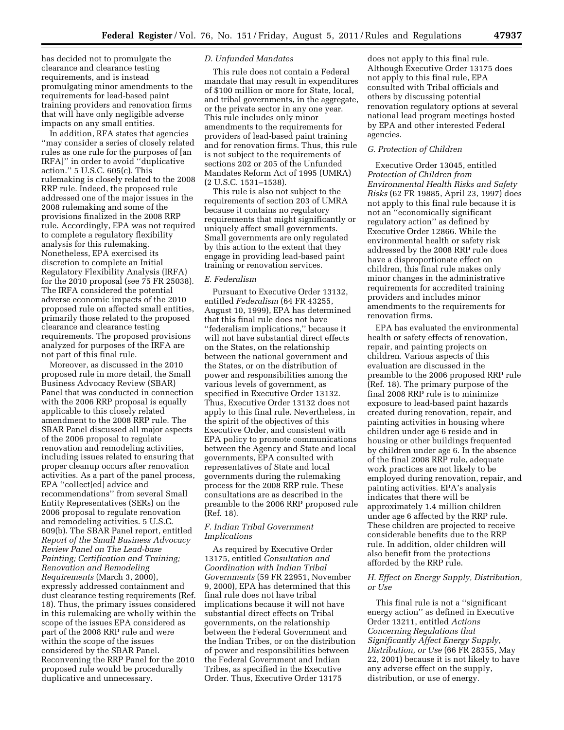has decided not to promulgate the clearance and clearance testing requirements, and is instead promulgating minor amendments to the requirements for lead-based paint training providers and renovation firms that will have only negligible adverse impacts on any small entities.

In addition, RFA states that agencies "may consider a series of closely related rules as one rule for the purposes of [an IRFA]" in order to avoid "duplicative action." 5 U.S.C. 605(c). This rulemaking is closely related to the 2008 RRP rule. Indeed, the proposed rule addressed one of the major issues in the 2008 rulemaking and some of the provisions finalized in the 2008 RRP rule. Accordingly, EPA was not required to complete a regulatory flexibility analysis for this rulemaking. Nonetheless, EPA exercised its discretion to complete an Initial Regulatory Flexibility Analysis (IRFA) for the 2010 proposal (see 75 FR 25038). The IRFA considered the potential adverse economic impacts of the 2010 proposed rule on affected small entities, primarily those related to the proposed clearance and clearance testing requirements. The proposed provisions analyzed for purposes of the IRFA are not part of this final rule.

Moreover, as discussed in the 2010 proposed rule in more detail, the Small Business Advocacy Review (SBAR) Panel that was conducted in connection with the 2006 RRP proposal is equally applicable to this closely related amendment to the 2008 RRP rule. The SBAR Panel discussed all major aspects of the 2006 proposal to regulate renovation and remodeling activities, including issues related to ensuring that proper cleanup occurs after renovation activities. As a part of the panel process, EPA "collect[ed] advice and recommendations" from several Small Entity Representatives (SERs) on the 2006 proposal to regulate renovation and remodeling activities. 5 U.S.C. 609(b). The SBAR Panel report, entitled *Report of the Small Business Advocacy Review Panel on The Lead-base Painting; Certification and Training; Renovation and Remodeling Requirements* (March 3, 2000), expressly addressed containment and dust clearance testing requirements (Ref. 18). Thus, the primary issues considered in this rulemaking are wholly within the scope of the issues EPA considered as part of the 2008 RRP rule and were within the scope of the issues considered by the SBAR Panel. Reconvening the RRP Panel for the 2010 proposed rule would be procedurally duplicative and unnecessary.

### *D. Unfunded Mandates*

This rule does not contain a Federal mandate that may result in expenditures of $100 million or more for State, local, and tribal governments, in the aggregate, or the private sector in any one year. This rule includes only minor amendments to the requirements for providers of lead-based paint training and for renovation firms. Thus, this rule is not subject to the requirements of sections 202 or 205 of the Unfunded Mandates Reform Act of 1995 (UMRA) (2 U.S.C. 1531–1538).

This rule is also not subject to the requirements of section 203 of UMRA because it contains no regulatory requirements that might significantly or uniquely affect small governments. Small governments are only regulated by this action to the extent that they engage in providing lead-based paint training or renovation services.

### *E. Federalism*

Pursuant to Executive Order 13132, entitled *Federalism* (64 FR 43255, August 10, 1999), EPA has determined that this final rule does not have "federalism implications," because it will not have substantial direct effects on the States, on the relationship between the national government and the States, or on the distribution of power and responsibilities among the various levels of government, as specified in Executive Order 13132. Thus, Executive Order 13132 does not apply to this final rule. Nevertheless, in the spirit of the objectives of this Executive Order, and consistent with EPA policy to promote communications between the Agency and State and local governments, EPA consulted with representatives of State and local governments during the rulemaking process for the 2008 RRP rule. These consultations are as described in the preamble to the 2006 RRP proposed rule (Ref. 18).

### *F. Indian Tribal Government Implications*

As required by Executive Order 13175, entitled *Consultation and Coordination with Indian Tribal Governments* (59 FR 22951, November 9, 2000), EPA has determined that this final rule does not have tribal implications because it will not have substantial direct effects on Tribal governments, on the relationship between the Federal Government and the Indian Tribes, or on the distribution of power and responsibilities between the Federal Government and Indian Tribes, as specified in the Executive Order. Thus, Executive Order 13175 does not apply to this final rule. Although Executive Order 13175 does not apply to this final rule, EPA consulted with Tribal officials and others by discussing potential renovation regulatory options at several national lead program meetings hosted by EPA and other interested Federal agencies.

### *G. Protection of Children*

Executive Order 13045, entitled *Protection of Children from Environmental Health Risks and Safety Risks* (62 FR 19885, April 23, 1997) does not apply to this final rule because it is not an "economically significant regulatory action" as defined by Executive Order 12866. While the environmental health or safety risk addressed by the 2008 RRP rule does have a disproportionate effect on children, this final rule makes only minor changes in the administrative requirements for accredited training providers and includes minor amendments to the requirements for renovation firms.

EPA has evaluated the environmental health or safety effects of renovation, repair, and painting projects on children. Various aspects of this evaluation are discussed in the preamble to the 2006 proposed RRP rule (Ref. 18). The primary purpose of the final 2008 RRP rule is to minimize exposure to lead-based paint hazards created during renovation, repair, and painting activities in housing where children under age 6 reside and in housing or other buildings frequented by children under age 6. In the absence of the final 2008 RRP rule, adequate work practices are not likely to be employed during renovation, repair, and painting activities. EPA's analysis indicates that there will be approximately 1.4 million children under age 6 affected by the RRP rule. These children are projected to receive considerable benefits due to the RRP rule. In addition, older children will also benefit from the protections afforded by the RRP rule.

### *H. Effect on Energy Supply, Distribution, or Use*

This final rule is not a "significant energy action" as defined in Executive Order 13211, entitled *Actions Concerning Regulations that Significantly Affect Energy Supply, Distribution, or Use* (66 FR 28355, May 22, 2001) because it is not likely to have any adverse effect on the supply, distribution, or use of energy.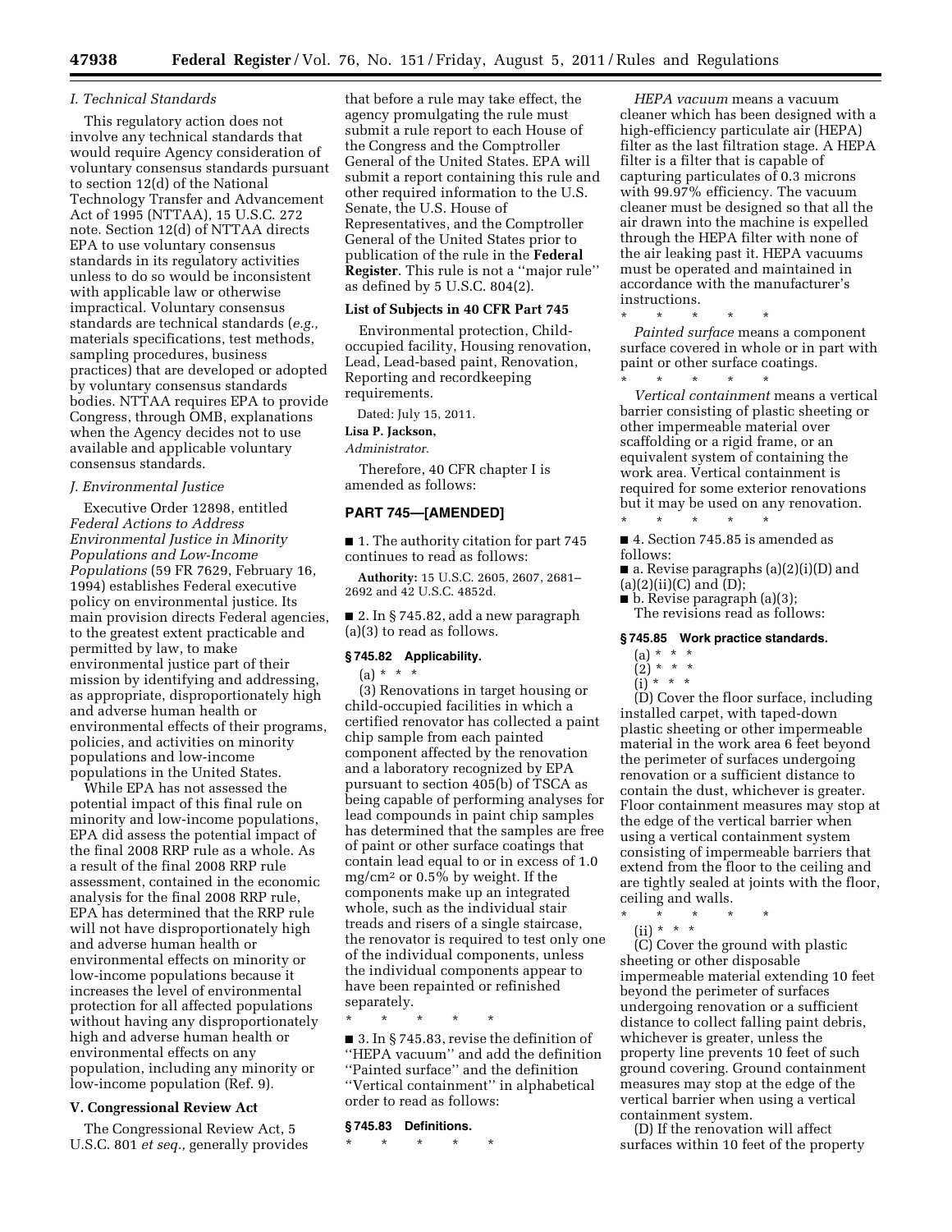### I. Technical Standards

This regulatory action does not involve any technical standards that would require Agency consideration of voluntary consensus standards pursuant to section 12(d) of the National Technology Transfer and Advancement Act of 1995 (NTTAA), 15 U.S.C. 272 note. Section 12(d) of NTTAA directs EPA to use voluntary consensus standards in its regulatory activities unless to do so would be inconsistent with applicable law or otherwise impractical. Voluntary consensus standards are technical standards (*e.g.,* materials specifications, test methods, sampling procedures, business practices) that are developed or adopted by voluntary consensus standards bodies. NTTAA requires EPA to provide Congress, through OMB, explanations when the Agency decides not to use available and applicable voluntary consensus standards.

### J. Environmental Justice

Executive Order 12898, entitled *Federal Actions to Address Environmental Justice in Minority Populations and Low-Income Populations* (59 FR 7629, February 16, 1994) establishes Federal executive policy on environmental justice. Its main provision directs Federal agencies, to the greatest extent practicable and permitted by law, to make environmental justice part of their mission by identifying and addressing, as appropriate, disproportionately high and adverse human health or environmental effects of their programs, policies, and activities on minority populations and low-income populations in the United States.

While EPA has not assessed the potential impact of this final rule on minority and low-income populations, EPA did assess the potential impact of the final 2008 RRP rule as a whole. As a result of the final 2008 RRP rule assessment, contained in the economic analysis for the final 2008 RRP rule, EPA has determined that the RRP rule will not have disproportionately high and adverse human health or environmental effects on minority or low-income populations because it increases the level of environmental protection for all affected populations without having any disproportionately high and adverse human health or environmental effects on any population, including any minority or low-income population (Ref. 9).

## V. Congressional Review Act

The Congressional Review Act, 5 U.S.C. 801 *et seq.,* generally provides that before a rule may take effect, the agency promulgating the rule must submit a rule report to each House of the Congress and the Comptroller General of the United States. EPA will submit a report containing this rule and other required information to the U.S. Senate, the U.S. House of Representatives, and the Comptroller General of the United States prior to publication of the rule in the **Federal Register**. This rule is not a ''major rule'' as defined by 5 U.S.C. 804(2).

### List of Subjects in 40 CFR Part 745

Environmental protection, Child-occupied facility, Housing renovation, Lead, Lead-based paint, Renovation, Reporting and recordkeeping requirements.

Dated: July 15, 2011.

**Lisa P. Jackson,**

*Administrator.*

Therefore, 40 CFR chapter I is amended as follows:

## PART 745—[AMENDED]

■ 1. The authority citation for part 745 continues to read as follows:

**Authority:** 15 U.S.C. 2605, 2607, 2681–2692 and 42 U.S.C. 4852d.

■ 2. In § 745.82, add a new paragraph (a)(3) to read as follows.

### § 745.82 Applicability.

(a) * * *

(3) Renovations in target housing or child-occupied facilities in which a certified renovator has collected a paint chip sample from each painted component affected by the renovation and a laboratory recognized by EPA pursuant to section 405(b) of TSCA as being capable of performing analyses for lead compounds in paint chip samples has determined that the samples are free of paint or other surface coatings that contain lead equal to or in excess of 1.0 mg/cm$^2$ or 0.5% by weight. If the components make up an integrated whole, such as the individual stair treads and risers of a single staircase, the renovator is required to test only one of the individual components, unless the individual components appear to have been repainted or refinished separately.

\* \* \* \* \*

■ 3. In § 745.83, revise the definition of ''HEPA vacuum'' and add the definition ''Painted surface'' and the definition ''Vertical containment'' in alphabetical order to read as follows:

### § 745.83 Definitions.

\* \* \* \* \*

*HEPA vacuum* means a vacuum cleaner which has been designed with a high-efficiency particulate air (HEPA) filter as the last filtration stage. A HEPA filter is a filter that is capable of capturing particulates of 0.3 microns with 99.97% efficiency. The vacuum cleaner must be designed so that all the air drawn into the machine is expelled through the HEPA filter with none of the air leaking past it. HEPA vacuums must be operated and maintained in accordance with the manufacturer's instructions.

\* \* \* \* \*

*Painted surface* means a component surface covered in whole or in part with paint or other surface coatings.

\* \* \* \* \*

*Vertical containment* means a vertical barrier consisting of plastic sheeting or other impermeable material over scaffolding or a rigid frame, or an equivalent system of containing the work area. Vertical containment is required for some exterior renovations but it may be used on any renovation.

\* \* \* \* \*

■ 4. Section 745.85 is amended as follows:

■ a. Revise paragraphs (a)(2)(i)(D) and (a)(2)(ii)(C) and (D);

■ b. Revise paragraph (a)(3);

The revisions read as follows:

### § 745.85 Work practice standards.

(a) * * *

(2) * * *

(i) * * *

(D) Cover the floor surface, including installed carpet, with taped-down plastic sheeting or other impermeable material in the work area 6 feet beyond the perimeter of surfaces undergoing renovation or a sufficient distance to contain the dust, whichever is greater. Floor containment measures may stop at the edge of the vertical barrier when using a vertical containment system consisting of impermeable barriers that extend from the floor to the ceiling and are tightly sealed at joints with the floor, ceiling and walls.

\* \* \* \* \*

(ii) * * *

(C) Cover the ground with plastic sheeting or other disposable impermeable material extending 10 feet beyond the perimeter of surfaces undergoing renovation or a sufficient distance to collect falling paint debris, whichever is greater, unless the property line prevents 10 feet of such ground covering. Ground containment measures may stop at the edge of the vertical barrier when using a vertical containment system.

(D) If the renovation will affect surfaces within 10 feet of the property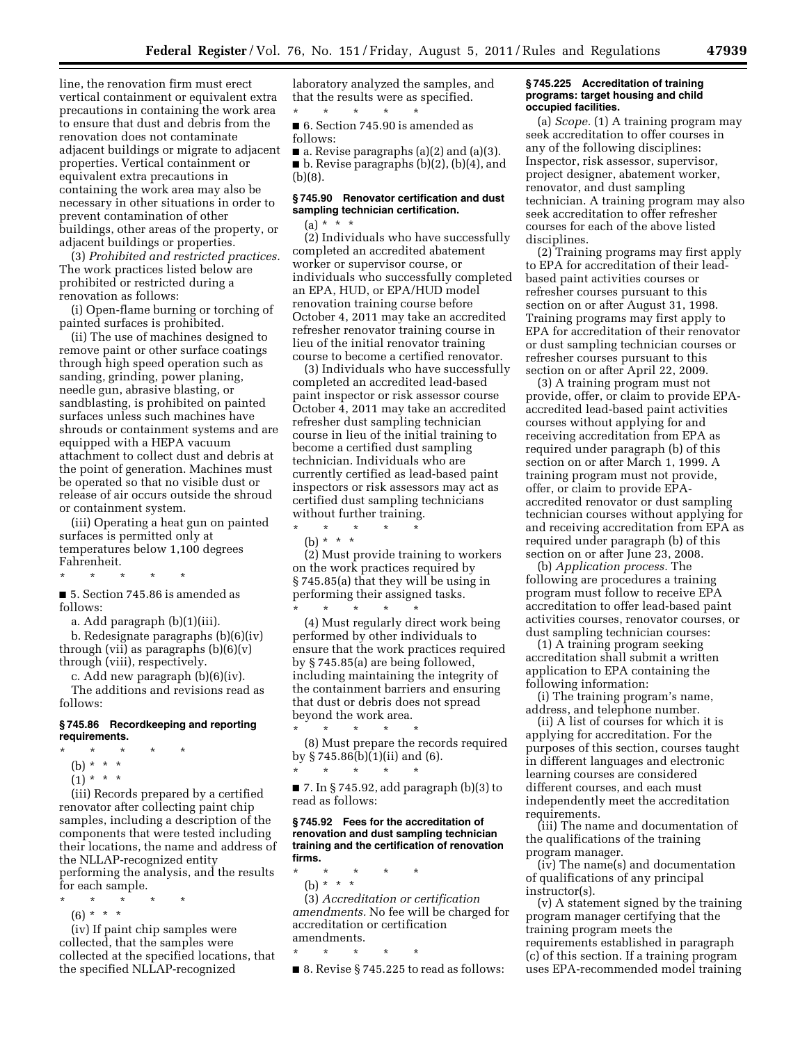line, the renovation firm must erect vertical containment or equivalent extra precautions in containing the work area to ensure that dust and debris from the renovation does not contaminate adjacent buildings or migrate to adjacent properties. Vertical containment or equivalent extra precautions in containing the work area may also be necessary in other situations in order to prevent contamination of other buildings, other areas of the property, or adjacent buildings or properties.

(3) *Prohibited and restricted practices.* The work practices listed below are prohibited or restricted during a renovation as follows:

(i) Open-flame burning or torching of painted surfaces is prohibited.

(ii) The use of machines designed to remove paint or other surface coatings through high speed operation such as sanding, grinding, power planing, needle gun, abrasive blasting, or sandblasting, is prohibited on painted surfaces unless such machines have shrouds or containment systems and are equipped with a HEPA vacuum attachment to collect dust and debris at the point of generation. Machines must be operated so that no visible dust or release of air occurs outside the shroud or containment system.

(iii) Operating a heat gun on painted surfaces is permitted only at temperatures below 1,100 degrees Fahrenheit.

\* \* \* \* \*

■ 5. Section 745.86 is amended as follows:

a. Add paragraph (b)(1)(iii).

b. Redesignate paragraphs (b)(6)(iv) through (vii) as paragraphs (b)(6)(v) through (viii), respectively.

c. Add new paragraph (b)(6)(iv).

The additions and revisions read as follows:

### § 745.86 Recordkeeping and reporting requirements.

\* \* \* \* \*

(b) \* \* \*

(1) \* \* \*

(iii) Records prepared by a certified renovator after collecting paint chip samples, including a description of the components that were tested including their locations, the name and address of the NLLAP-recognized entity performing the analysis, and the results for each sample.

\* \* \* \* \*

(6) \* \* \*

(iv) If paint chip samples were collected, that the samples were collected at the specified locations, that the specified NLLAP-recognized laboratory analyzed the samples, and that the results were as specified.

\* \* \* \* \*

■ 6. Section 745.90 is amended as follows:

■ a. Revise paragraphs (a)(2) and (a)(3).

■ b. Revise paragraphs (b)(2), (b)(4), and (b)(8).

### § 745.90 Renovator certification and dust sampling technician certification.

(a) \* \* \*

(2) Individuals who have successfully completed an accredited abatement worker or supervisor course, or individuals who successfully completed an EPA, HUD, or EPA/HUD model renovation training course before October 4, 2011 may take an accredited refresher renovator training course in lieu of the initial renovator training course to become a certified renovator.

(3) Individuals who have successfully completed an accredited lead-based paint inspector or risk assessor course before October 4, 2011 may take an accredited refresher dust sampling technician course in lieu of the initial training to become a certified dust sampling technician. Individuals who are currently certified as lead-based paint inspectors or risk assessors may act as certified dust sampling technicians without further training.

\* \* \* \* \*

(b) \* \* \*

(2) Must provide training to workers on the work practices required by § 745.85(a) that they will be using in performing their assigned tasks.

\* \* \* \* \*

(4) Must regularly direct work being performed by other individuals to ensure that the work practices required by § 745.85(a) are being followed, including maintaining the integrity of the containment barriers and ensuring that dust or debris does not spread beyond the work area.

\* \* \* \* \*

(8) Must prepare the records required by § 745.86(b)(1)(ii) and (6).

\* \* \* \* \*

■ 7. In § 745.92, add paragraph (b)(3) to read as follows:

### § 745.92 Fees for the accreditation of renovation and dust sampling technician training and the certification of renovation firms.

\* \* \* \* \*

(b) \* \* \*

(3) *Accreditation or certification amendments.* No fee will be charged for accreditation or certification amendments.

\* \* \* \* \*

■ 8. Revise § 745.225 to read as follows:

### § 745.225 Accreditation of training programs: target housing and child occupied facilities.

(a) *Scope.* (1) A training program may seek accreditation to offer courses in any of the following disciplines: Inspector, risk assessor, supervisor, project designer, abatement worker, renovator, and dust sampling technician. A training program may also seek accreditation to offer refresher courses for each of the above listed disciplines.

(2) Training programs may first apply to EPA for accreditation of their lead-based paint activities courses or refresher courses pursuant to this section on or after August 31, 1998. Training programs may first apply to EPA for accreditation of their renovator or dust sampling technician courses or refresher courses pursuant to this section on or after April 22, 2009.

(3) A training program must not provide, offer, or claim to provide EPA-accredited lead-based paint activities courses without applying for and receiving accreditation from EPA as required under paragraph (b) of this section on or after March 1, 1999. A training program must not provide, offer, or claim to provide EPA-accredited renovator or dust sampling technician courses without applying for and receiving accreditation from EPA as required under paragraph (b) of this section on or after June 23, 2008.

(b) *Application process.* The following are procedures a training program must follow to receive EPA accreditation to offer lead-based paint activities courses, renovator courses, or dust sampling technician courses:

(1) A training program seeking accreditation shall submit a written application to EPA containing the following information:

(i) The training program's name, address, and telephone number.

(ii) A list of courses for which it is applying for accreditation. For the purposes of this section, courses taught in different languages and electronic learning courses are considered different courses, and each must independently meet the accreditation requirements.

(iii) The name and documentation of the qualifications of the training program manager.

(iv) The name(s) and documentation of qualifications of any principal instructor(s).

(v) A statement signed by the training program manager certifying that the training program meets the requirements established in paragraph (c) of this section. If a training program uses EPA-recommended model training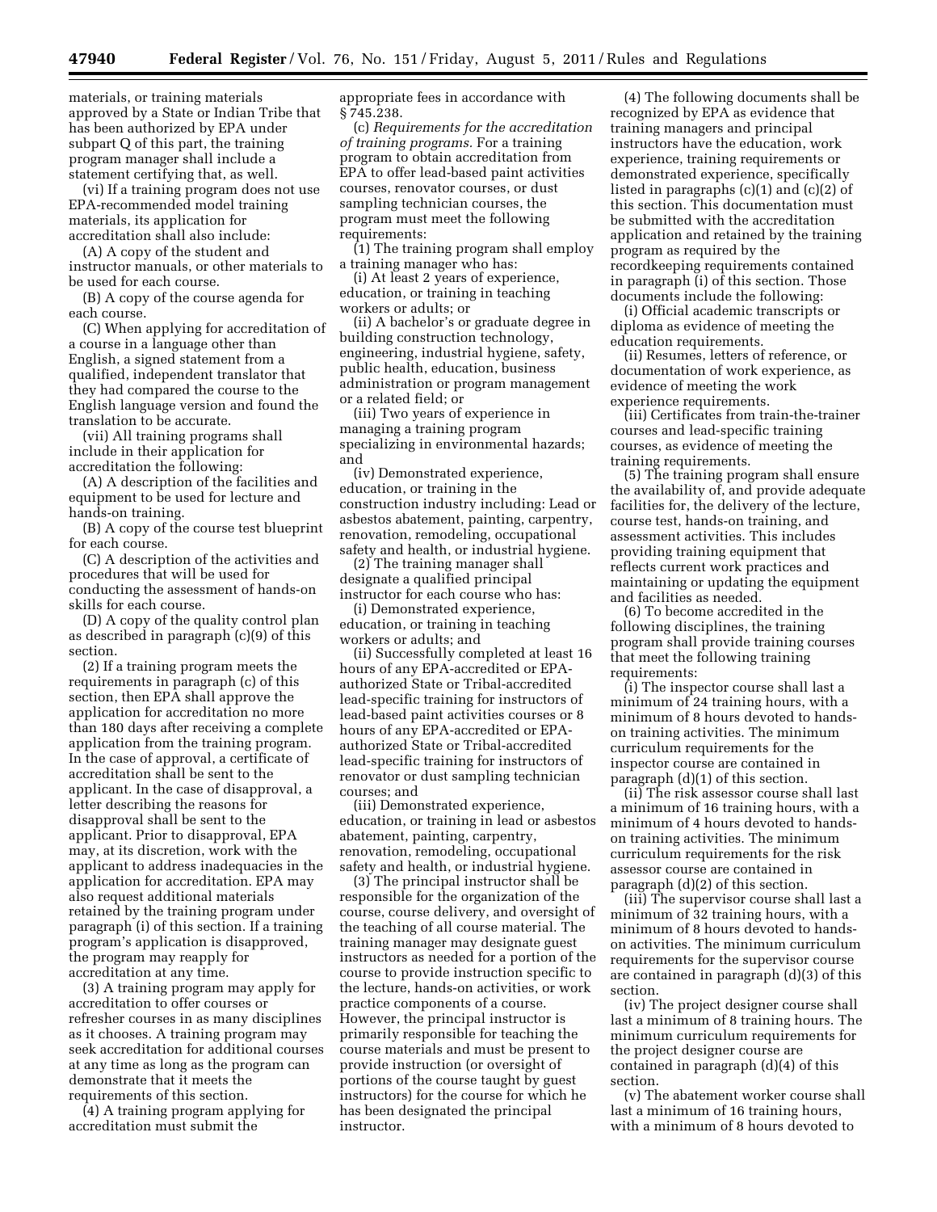materials, or training materials approved by a State or Indian Tribe that has been authorized by EPA under subpart Q of this part, the training program manager shall include a statement certifying that, as well.

(vi) If a training program does not use EPA-recommended model training materials, its application for accreditation shall also include:

(A) A copy of the student and instructor manuals, or other materials to be used for each course.

(B) A copy of the course agenda for each course.

(C) When applying for accreditation of a course in a language other than English, a signed statement from a qualified, independent translator that they had compared the course to the English language version and found the translation to be accurate.

(vii) All training programs shall include in their application for accreditation the following:

(A) A description of the facilities and equipment to be used for lecture and hands-on training.

(B) A copy of the course test blueprint for each course.

(C) A description of the activities and procedures that will be used for conducting the assessment of hands-on skills for each course.

(D) A copy of the quality control plan as described in paragraph (c)(9) of this section.

(2) If a training program meets the requirements in paragraph (c) of this section, then EPA shall approve the application for accreditation no more than 180 days after receiving a complete application from the training program. In the case of approval, a certificate of accreditation shall be sent to the applicant. In the case of disapproval, a letter describing the reasons for disapproval shall be sent to the applicant. Prior to disapproval, EPA may, at its discretion, work with the applicant to address inadequacies in the application for accreditation. EPA may also request additional materials retained by the training program under paragraph (i) of this section. If a training program's application is disapproved, the program may reapply for accreditation at any time.

(3) A training program may apply for accreditation to offer courses or refresher courses in as many disciplines as it chooses. A training program may seek accreditation for additional courses at any time as long as the program can demonstrate that it meets the requirements of this section.

(4) A training program applying for accreditation must submit the appropriate fees in accordance with § 745.238.

(c) *Requirements for the accreditation of training programs.* For a training program to obtain accreditation from EPA to offer lead-based paint activities courses, renovator courses, or dust sampling technician courses, the program must meet the following requirements:

(1) The training program shall employ a training manager who has:

(i) At least 2 years of experience, education, or training in teaching workers or adults; or

(ii) A bachelor's or graduate degree in building construction technology, engineering, industrial hygiene, safety, public health, education, business administration or program management or a related field; or

(iii) Two years of experience in managing a training program specializing in environmental hazards; and

(iv) Demonstrated experience, education, or training in the construction industry including: Lead or asbestos abatement, painting, carpentry, renovation, remodeling, occupational safety and health, or industrial hygiene.

(2) The training manager shall designate a qualified principal instructor for each course who has:

(i) Demonstrated experience, education, or training in teaching workers or adults; and

(ii) Successfully completed at least 16 hours of any EPA-accredited or EPA-authorized State or Tribal-accredited lead-specific training for instructors of lead-based paint activities courses or 8 hours of any EPA-accredited or EPA-authorized State or Tribal-accredited lead-specific training for instructors of renovator or dust sampling technician courses; and

(iii) Demonstrated experience, education, or training in lead or asbestos abatement, painting, carpentry, renovation, remodeling, occupational safety and health, or industrial hygiene.

(3) The principal instructor shall be responsible for the organization of the course, course delivery, and oversight of the teaching of all course material. The training manager may designate guest instructors as needed for a portion of the course to provide instruction specific to the lecture, hands-on activities, or work practice components of a course. However, the principal instructor is primarily responsible for teaching the course materials and must be present to provide instruction (or oversight of portions of the course taught by guest instructors) for the course for which he has been designated the principal instructor.

(4) The following documents shall be recognized by EPA as evidence that training managers and principal instructors have the education, work experience, training requirements or demonstrated experience, specifically listed in paragraphs (c)(1) and (c)(2) of this section. This documentation must be submitted with the accreditation application and retained by the training program as required by the recordkeeping requirements contained in paragraph (i) of this section. Those documents include the following:

(i) Official academic transcripts or diploma as evidence of meeting the education requirements.

(ii) Resumes, letters of reference, or documentation of work experience, as evidence of meeting the work experience requirements.

(iii) Certificates from train-the-trainer courses and lead-specific training courses, as evidence of meeting the training requirements.

(5) The training program shall ensure the availability of, and provide adequate facilities for, the delivery of the lecture, course test, hands-on training, and assessment activities. This includes providing training equipment that reflects current work practices and maintaining or updating the equipment and facilities as needed.

(6) To become accredited in the following disciplines, the training program shall provide training courses that meet the following training requirements:

(i) The inspector course shall last a minimum of 24 training hours, with a minimum of 8 hours devoted to hands-on training activities. The minimum curriculum requirements for the inspector course are contained in paragraph (d)(1) of this section.

(ii) The risk assessor course shall last a minimum of 16 training hours, with a minimum of 4 hours devoted to hands-on training activities. The minimum curriculum requirements for the risk assessor course are contained in paragraph (d)(2) of this section.

(iii) The supervisor course shall last a minimum of 32 training hours, with a minimum of 8 hours devoted to hands-on activities. The minimum curriculum requirements for the supervisor course are contained in paragraph (d)(3) of this section.

(iv) The project designer course shall last a minimum of 8 training hours. The minimum curriculum requirements for the project designer course are contained in paragraph (d)(4) of this section.

(v) The abatement worker course shall last a minimum of 16 training hours, with a minimum of 8 hours devoted to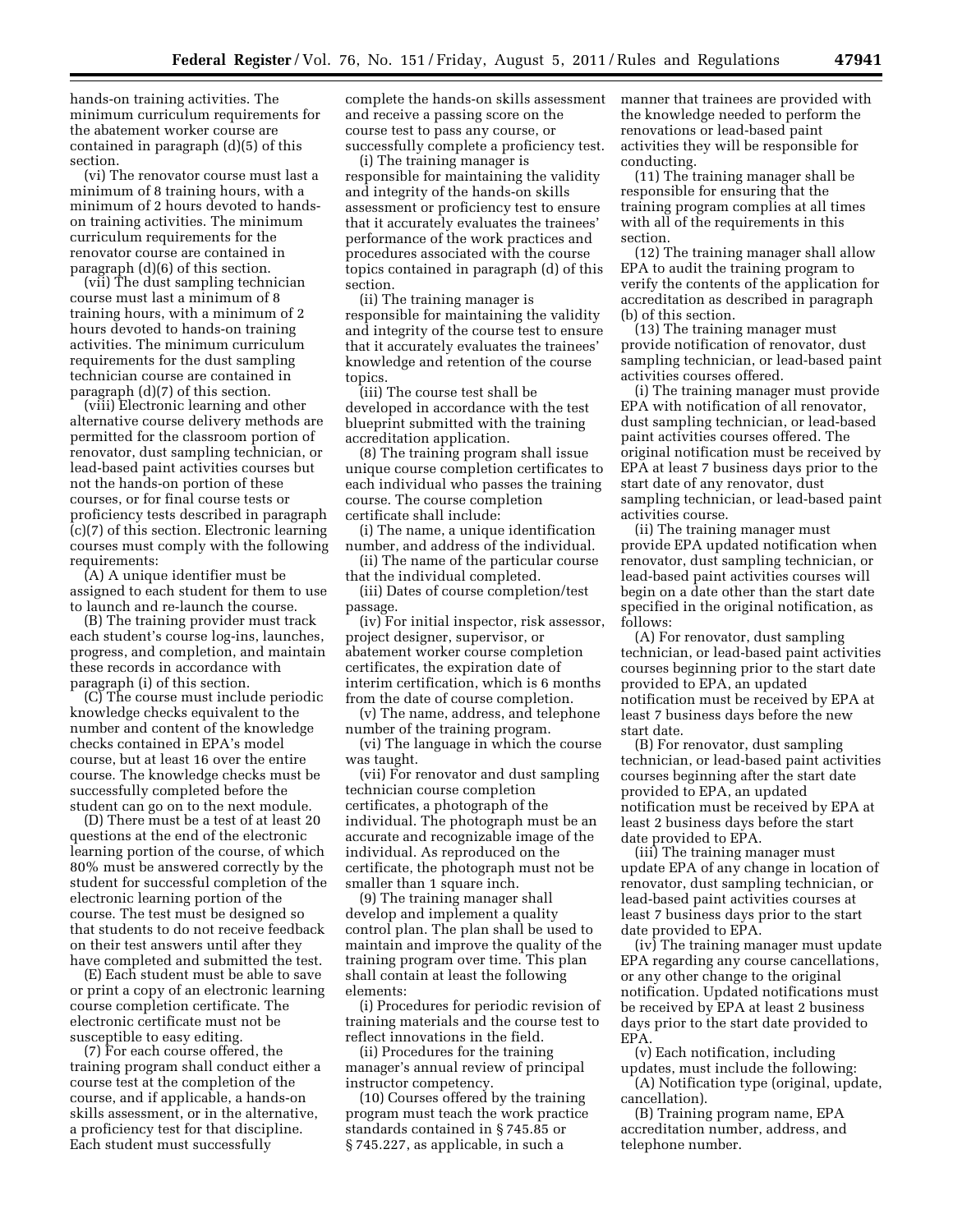hands-on training activities. The minimum curriculum requirements for the abatement worker course are contained in paragraph (d)(5) of this section.

(vi) The renovator course must last a minimum of 8 training hours, with a minimum of 2 hours devoted to hands-on training activities. The minimum curriculum requirements for the renovator course are contained in paragraph (d)(6) of this section.

(vii) The dust sampling technician course must last a minimum of 8 training hours, with a minimum of 2 hours devoted to hands-on training activities. The minimum curriculum requirements for the dust sampling technician course are contained in paragraph (d)(7) of this section.

(viii) Electronic learning and other alternative course delivery methods are permitted for the classroom portion of renovator, dust sampling technician, or lead-based paint activities courses but not the hands-on portion of these courses, or for final course tests or proficiency tests described in paragraph (c)(7) of this section. Electronic learning courses must comply with the following requirements:

(A) A unique identifier must be assigned to each student for them to use to launch and re-launch the course.

(B) The training provider must track each student's course log-ins, launches, progress, and completion, and maintain these records in accordance with paragraph (i) of this section.

(C) The course must include periodic knowledge checks equivalent to the number and content of the knowledge checks contained in EPA's model course, but at least 16 over the entire course. The knowledge checks must be successfully completed before the student can go on to the next module.

(D) There must be a test of at least 20 questions at the end of the electronic learning portion of the course, of which 80% must be answered correctly by the student for successful completion of the electronic learning portion of the course. The test must be designed so that students to do not receive feedback on their test answers until after they have completed and submitted the test.

(E) Each student must be able to save or print a copy of an electronic learning course completion certificate. The electronic certificate must not be susceptible to easy editing.

(7) For each course offered, the training program shall conduct either a course test at the completion of the course, and if applicable, a hands-on skills assessment, or in the alternative, a proficiency test for that discipline. Each student must successfully complete the hands-on skills assessment and receive a passing score on the course test to pass any course, or successfully complete a proficiency test.

(i) The training manager is responsible for maintaining the validity and integrity of the hands-on skills assessment or proficiency test to ensure that it accurately evaluates the trainees' performance of the work practices and procedures associated with the course topics contained in paragraph (d) of this section.

(ii) The training manager is responsible for maintaining the validity and integrity of the course test to ensure that it accurately evaluates the trainees' knowledge and retention of the course topics.

(iii) The course test shall be developed in accordance with the test blueprint submitted with the training accreditation application.

(8) The training program shall issue unique course completion certificates to each individual who passes the training course. The course completion certificate shall include:

(i) The name, a unique identification number, and address of the individual.

(ii) The name of the particular course that the individual completed.

(iii) Dates of course completion/test passage.

(iv) For initial inspector, risk assessor, project designer, supervisor, or abatement worker course completion certificates, the expiration date of interim certification, which is 6 months from the date of course completion.

(v) The name, address, and telephone number of the training program.

(vi) The language in which the course was taught.

(vii) For renovator and dust sampling technician course completion certificates, a photograph of the individual. The photograph must be an accurate and recognizable image of the individual. As reproduced on the certificate, the photograph must not be smaller than 1 square inch.

(9) The training manager shall develop and implement a quality control plan. The plan shall be used to maintain and improve the quality of the training program over time. This plan shall contain at least the following elements:

(i) Procedures for periodic revision of training materials and the course test to reflect innovations in the field.

(ii) Procedures for the training manager's annual review of principal instructor competency.

(10) Courses offered by the training program must teach the work practice standards contained in § 745.85 or § 745.227, as applicable, in such a manner that trainees are provided with the knowledge needed to perform the renovations or lead-based paint activities they will be responsible for conducting.

(11) The training manager shall be responsible for ensuring that the training program complies at all times with all of the requirements in this section.

(12) The training manager shall allow EPA to audit the training program to verify the contents of the application for accreditation as described in paragraph (b) of this section.

(13) The training manager must provide notification of renovator, dust sampling technician, or lead-based paint activities courses offered.

(i) The training manager must provide EPA with notification of all renovator, dust sampling technician, or lead-based paint activities courses offered. The original notification must be received by EPA at least 7 business days prior to the start date of any renovator, dust sampling technician, or lead-based paint activities course.

(ii) The training manager must provide EPA updated notification when renovator, dust sampling technician, or lead-based paint activities courses will begin on a date other than the start date specified in the original notification, as follows:

(A) For renovator, dust sampling technician, or lead-based paint activities courses beginning prior to the start date provided to EPA, an updated notification must be received by EPA at least 7 business days before the new start date.

(B) For renovator, dust sampling technician, or lead-based paint activities courses beginning after the start date provided to EPA, an updated notification must be received by EPA at least 2 business days before the start date provided to EPA.

(iii) The training manager must update EPA of any change in location of renovator, dust sampling technician, or lead-based paint activities courses at least 7 business days prior to the start date provided to EPA.

(iv) The training manager must update EPA regarding any course cancellations, or any other change to the original notification. Updated notifications must be received by EPA at least 2 business days prior to the start date provided to EPA.

(v) Each notification, including updates, must include the following:

(A) Notification type (original, update, cancellation).

(B) Training program name, EPA accreditation number, address, and telephone number.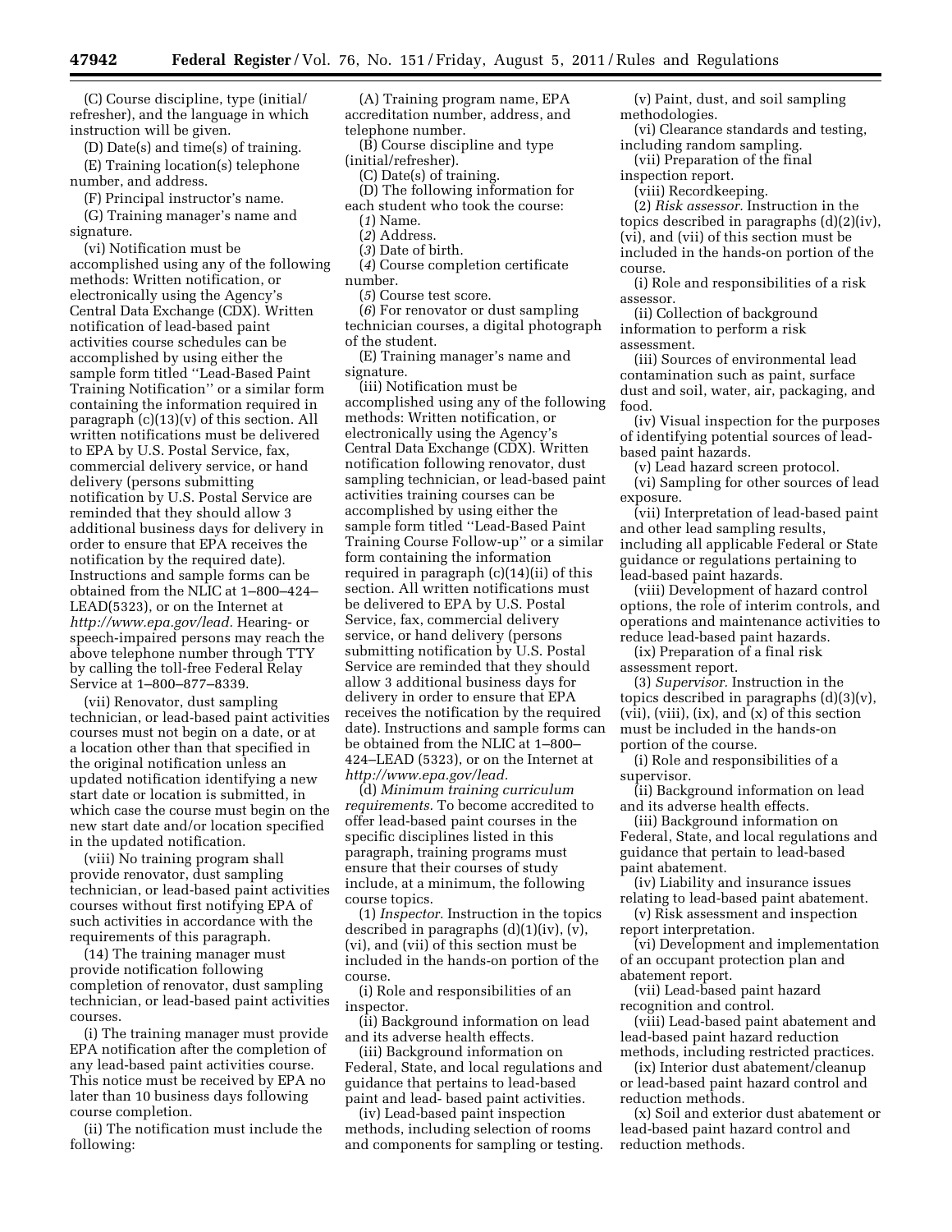(C) Course discipline, type (initial/refresher), and the language in which instruction will be given.

(D) Date(s) and time(s) of training.

(E) Training location(s) telephone number, and address.

(F) Principal instructor's name.

(G) Training manager's name and signature.

(vi) Notification must be accomplished using any of the following methods: Written notification, or electronically using the Agency's Central Data Exchange (CDX). Written notification of lead-based paint activities course schedules can be accomplished by using either the sample form titled ''Lead-Based Paint Training Notification'' or a similar form containing the information required in paragraph (c)(13)(v) of this section. All written notifications must be delivered to EPA by U.S. Postal Service, fax, commercial delivery service, or hand delivery (persons submitting notification by U.S. Postal Service are reminded that they should allow 3 additional business days for delivery in order to ensure that EPA receives the notification by the required date). Instructions and sample forms can be obtained from the NLIC at 1–800–424–LEAD(5323), or on the Internet at *http://www.epa.gov/lead.* Hearing- or speech-impaired persons may reach the above telephone number through TTY by calling the toll-free Federal Relay Service at 1–800–877–8339.

(vii) Renovator, dust sampling technician, or lead-based paint activities courses must not begin on a date, or at a location other than that specified in the original notification unless an updated notification identifying a new start date or location is submitted, in which case the course must begin on the new start date and/or location specified in the updated notification.

(viii) No training program shall provide renovator, dust sampling technician, or lead-based paint activities courses without first notifying EPA of such activities in accordance with the requirements of this paragraph.

(14) The training manager must provide notification following completion of renovator, dust sampling technician, or lead-based paint activities courses.

(i) The training manager must provide EPA notification after the completion of any lead-based paint activities course. This notice must be received by EPA no later than 10 business days following course completion.

(ii) The notification must include the following:

(A) Training program name, EPA accreditation number, address, and telephone number.

(B) Course discipline and type (initial/refresher).

(C) Date(s) of training.

(D) The following information for each student who took the course:

(*1*) Name.

(*2*) Address.

(*3*) Date of birth.

(*4*) Course completion certificate number.

(*5*) Course test score.

(*6*) For renovator or dust sampling technician courses, a digital photograph of the student.

(E) Training manager's name and signature.

(iii) Notification must be accomplished using any of the following methods: Written notification, or electronically using the Agency's Central Data Exchange (CDX). Written notification following renovator, dust sampling technician, or lead-based paint activities training courses can be accomplished by using either the sample form titled ''Lead-Based Paint Training Course Follow-up'' or a similar form containing the information required in paragraph (c)(14)(ii) of this section. All written notifications must be delivered to EPA by U.S. Postal Service, fax, commercial delivery service, or hand delivery (persons submitting notification by U.S. Postal Service are reminded that they should allow 3 additional business days for delivery in order to ensure that EPA receives the notification by the required date). Instructions and sample forms can be obtained from the NLIC at 1–800–424–LEAD (5323), or on the Internet at *http://www.epa.gov/lead.*

(d) *Minimum training curriculum requirements.* To become accredited to offer lead-based paint courses in the specific disciplines listed in this paragraph, training programs must ensure that their courses of study include, at a minimum, the following course topics.

(1) *Inspector.* Instruction in the topics described in paragraphs (d)(1)(iv), (v), (vi), and (vii) of this section must be included in the hands-on portion of the course.

(i) Role and responsibilities of an inspector.

(ii) Background information on lead and its adverse health effects.

(iii) Background information on Federal, State, and local regulations and guidance that pertains to lead-based paint and lead- based paint activities.

(iv) Lead-based paint inspection methods, including selection of rooms and components for sampling or testing.

(v) Paint, dust, and soil sampling methodologies.

(vi) Clearance standards and testing, including random sampling.

(vii) Preparation of the final inspection report.

(viii) Recordkeeping.

(2) *Risk assessor.* Instruction in the topics described in paragraphs (d)(2)(iv), (vi), and (vii) of this section must be included in the hands-on portion of the course.

(i) Role and responsibilities of a risk assessor.

(ii) Collection of background information to perform a risk assessment.

(iii) Sources of environmental lead contamination such as paint, surface dust and soil, water, air, packaging, and food.

(iv) Visual inspection for the purposes of identifying potential sources of lead-based paint hazards.

(v) Lead hazard screen protocol.

(vi) Sampling for other sources of lead exposure.

(vii) Interpretation of lead-based paint and other lead sampling results, including all applicable Federal or State guidance or regulations pertaining to lead-based paint hazards.

(viii) Development of hazard control options, the role of interim controls, and operations and maintenance activities to reduce lead-based paint hazards.

(ix) Preparation of a final risk assessment report.

(3) *Supervisor.* Instruction in the topics described in paragraphs (d)(3)(v), (vii), (viii), (ix), and (x) of this section must be included in the hands-on portion of the course.

(i) Role and responsibilities of a supervisor.

(ii) Background information on lead and its adverse health effects.

(iii) Background information on Federal, State, and local regulations and guidance that pertain to lead-based paint abatement.

(iv) Liability and insurance issues relating to lead-based paint abatement.

(v) Risk assessment and inspection report interpretation.

(vi) Development and implementation of an occupant protection plan and abatement report.

(vii) Lead-based paint hazard recognition and control.

(viii) Lead-based paint abatement and lead-based paint hazard reduction methods, including restricted practices.

(ix) Interior dust abatement/cleanup or lead-based paint hazard control and reduction methods.

(x) Soil and exterior dust abatement or lead-based paint hazard control and reduction methods.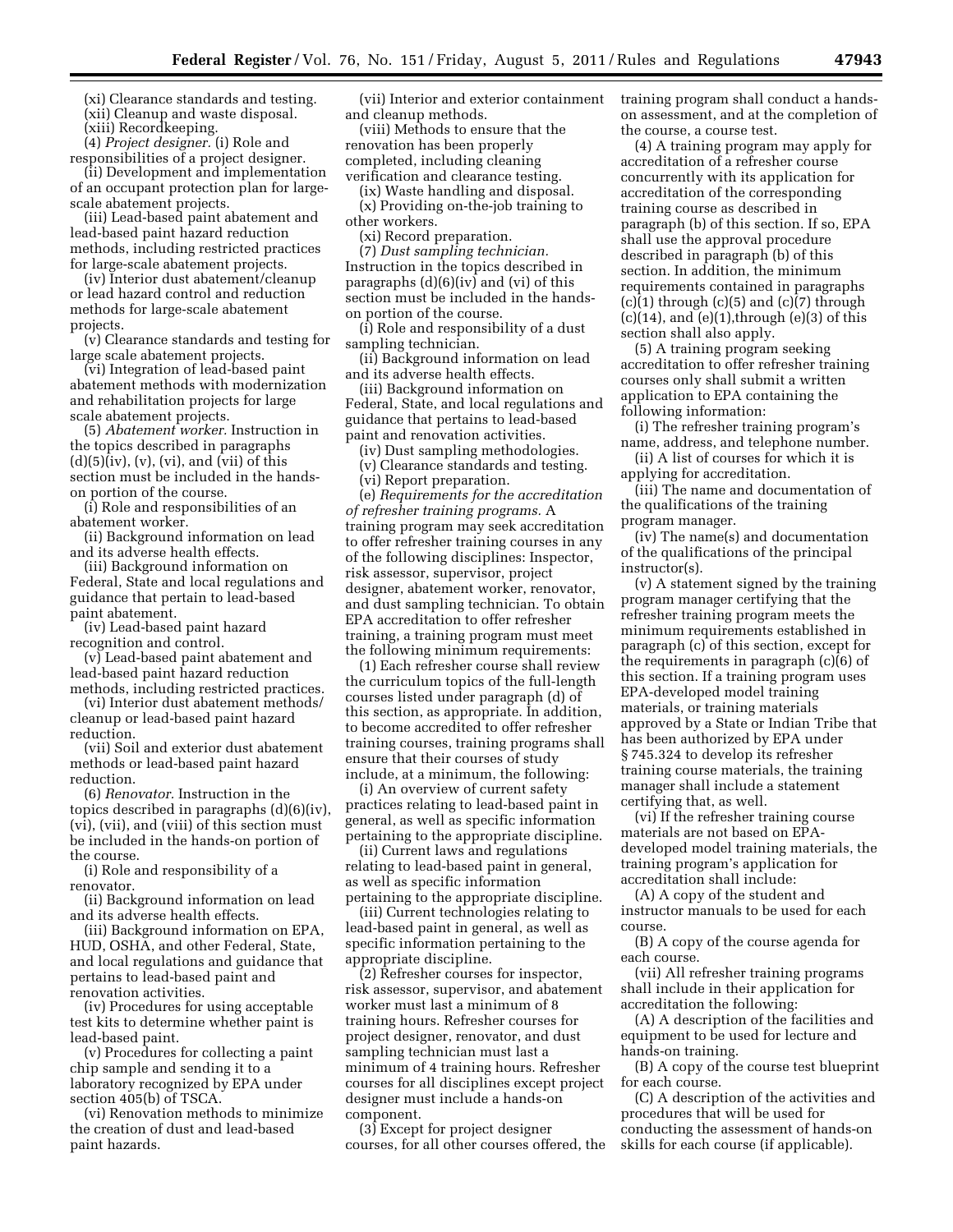(xi) Clearance standards and testing.

(xii) Cleanup and waste disposal.

(xiii) Recordkeeping.

(4) *Project designer.* (i) Role and responsibilities of a project designer.

(ii) Development and implementation of an occupant protection plan for large-scale abatement projects.

(iii) Lead-based paint abatement and lead-based paint hazard reduction methods, including restricted practices for large-scale abatement projects.

(iv) Interior dust abatement/cleanup or lead hazard control and reduction methods for large-scale abatement projects.

(v) Clearance standards and testing for large scale abatement projects.

(vi) Integration of lead-based paint abatement methods with modernization and rehabilitation projects for large scale abatement projects.

(5) *Abatement worker.* Instruction in the topics described in paragraphs (d)(5)(iv), (v), (vi), and (vii) of this section must be included in the hands-on portion of the course.

(i) Role and responsibilities of an abatement worker.

(ii) Background information on lead and its adverse health effects.

(iii) Background information on Federal, State and local regulations and guidance that pertain to lead-based paint abatement.

(iv) Lead-based paint hazard recognition and control.

(v) Lead-based paint abatement and lead-based paint hazard reduction methods, including restricted practices.

(vi) Interior dust abatement methods/cleanup or lead-based paint hazard reduction.

(vii) Soil and exterior dust abatement methods or lead-based paint hazard reduction.

(6) *Renovator.* Instruction in the topics described in paragraphs (d)(6)(iv), (vi), (vii), and (viii) of this section must be included in the hands-on portion of the course.

(i) Role and responsibility of a renovator.

(ii) Background information on lead and its adverse health effects.

(iii) Background information on EPA, HUD, OSHA, and other Federal, State, and local regulations and guidance that pertains to lead-based paint and renovation activities.

(iv) Procedures for using acceptable test kits to determine whether paint is lead-based paint.

(v) Procedures for collecting a paint chip sample and sending it to a laboratory recognized by EPA under section 405(b) of TSCA.

(vi) Renovation methods to minimize the creation of dust and lead-based paint hazards.

(vii) Interior and exterior containment and cleanup methods.

(viii) Methods to ensure that the renovation has been properly completed, including cleaning verification and clearance testing.

(ix) Waste handling and disposal.

(x) Providing on-the-job training to other workers.

(xi) Record preparation.

(7) *Dust sampling technician.* Instruction in the topics described in paragraphs (d)(6)(iv) and (vi) of this section must be included in the hands-on portion of the course.

(i) Role and responsibility of a dust sampling technician.

(ii) Background information on lead and its adverse health effects.

(iii) Background information on Federal, State, and local regulations and guidance that pertains to lead-based paint and renovation activities.

(iv) Dust sampling methodologies.

(v) Clearance standards and testing.

(vi) Report preparation.

(e) *Requirements for the accreditation of refresher training programs.* A training program may seek accreditation to offer refresher training courses in any of the following disciplines: Inspector, risk assessor, supervisor, project designer, abatement worker, renovator, and dust sampling technician. To obtain EPA accreditation to offer refresher training, a training program must meet the following minimum requirements:

(1) Each refresher course shall review the curriculum topics of the full-length courses listed under paragraph (d) of this section, as appropriate. In addition, to become accredited to offer refresher training courses, training programs shall ensure that their courses of study include, at a minimum, the following:

(i) An overview of current safety practices relating to lead-based paint in general, as well as specific information pertaining to the appropriate discipline.

(ii) Current laws and regulations relating to lead-based paint in general, as well as specific information pertaining to the appropriate discipline.

(iii) Current technologies relating to lead-based paint in general, as well as specific information pertaining to the appropriate discipline.

(2) Refresher courses for inspector, risk assessor, supervisor, and abatement worker must last a minimum of 8 training hours. Refresher courses for project designer, renovator, and dust sampling technician must last a minimum of 4 training hours. Refresher courses for all disciplines except project designer must include a hands-on component.

(3) Except for project designer courses, for all other courses offered, the training program shall conduct a hands-on assessment, and at the completion of the course, a course test.

(4) A training program may apply for accreditation of a refresher course concurrently with its application for accreditation of the corresponding training course as described in paragraph (b) of this section. If so, EPA shall use the approval procedure described in paragraph (b) of this section. In addition, the minimum requirements contained in paragraphs (c)(1) through (c)(5) and (c)(7) through (c)(14), and (e)(1),through (e)(3) of this section shall also apply.

(5) A training program seeking accreditation to offer refresher training courses only shall submit a written application to EPA containing the following information:

(i) The refresher training program's name, address, and telephone number.

(ii) A list of courses for which it is applying for accreditation.

(iii) The name and documentation of the qualifications of the training program manager.

(iv) The name(s) and documentation of the qualifications of the principal instructor(s).

(v) A statement signed by the training program manager certifying that the refresher training program meets the minimum requirements established in paragraph (c) of this section, except for the requirements in paragraph (c)(6) of this section. If a training program uses EPA-developed model training materials, or training materials approved by a State or Indian Tribe that has been authorized by EPA under § 745.324 to develop its refresher training course materials, the training manager shall include a statement certifying that, as well.

(vi) If the refresher training course materials are not based on EPA-developed model training materials, the training program's application for accreditation shall include:

(A) A copy of the student and instructor manuals to be used for each course.

(B) A copy of the course agenda for each course.

(vii) All refresher training programs shall include in their application for accreditation the following:

(A) A description of the facilities and equipment to be used for lecture and hands-on training.

(B) A copy of the course test blueprint for each course.

(C) A description of the activities and procedures that will be used for conducting the assessment of hands-on skills for each course (if applicable).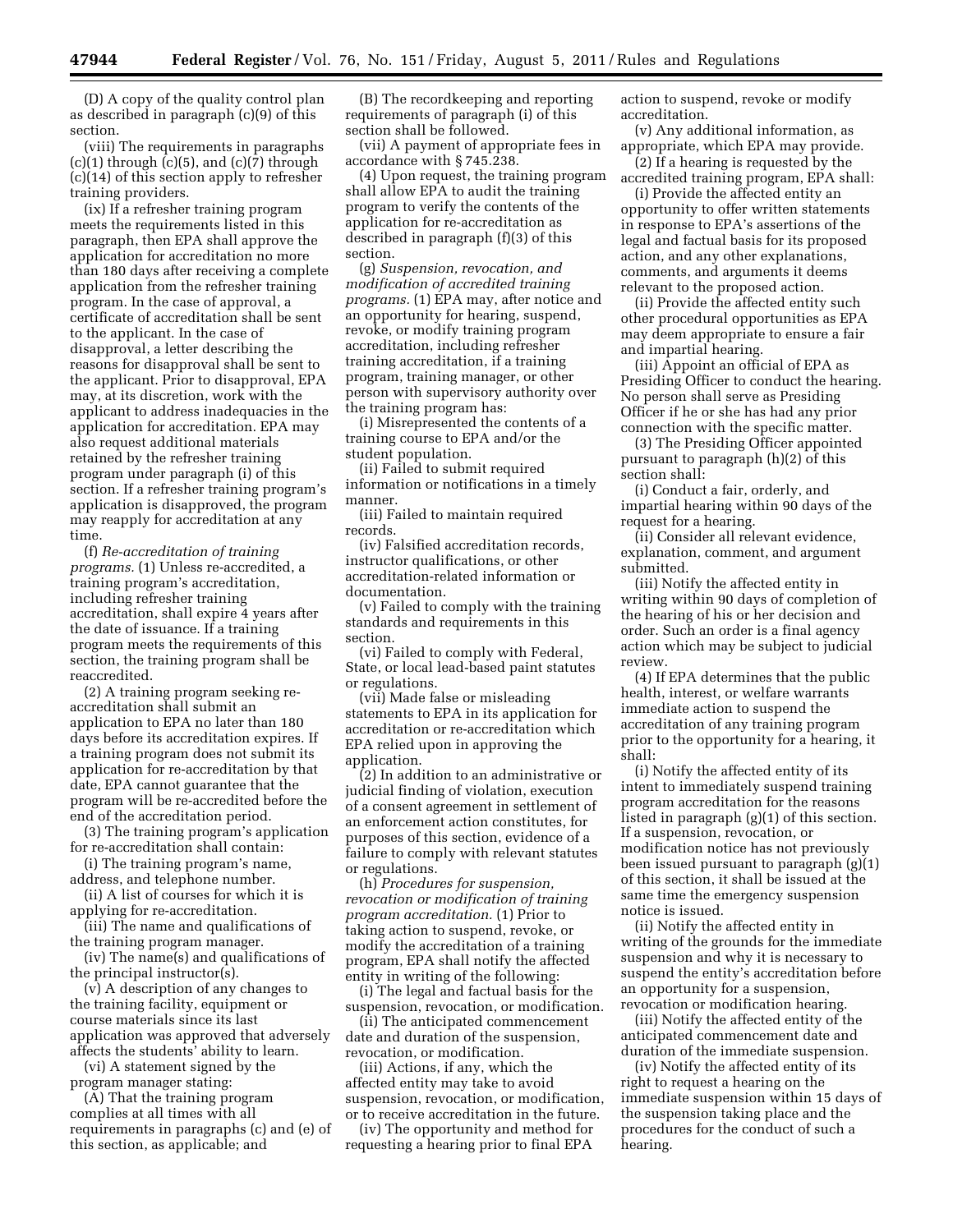(D) A copy of the quality control plan as described in paragraph (c)(9) of this section.

(viii) The requirements in paragraphs (c)(1) through (c)(5), and (c)(7) through (c)(14) of this section apply to refresher training providers.

(ix) If a refresher training program meets the requirements listed in this paragraph, then EPA shall approve the application for accreditation no more than 180 days after receiving a complete application from the refresher training program. In the case of approval, a certificate of accreditation shall be sent to the applicant. In the case of disapproval, a letter describing the reasons for disapproval shall be sent to the applicant. Prior to disapproval, EPA may, at its discretion, work with the applicant to address inadequacies in the application for accreditation. EPA may also request additional materials retained by the refresher training program under paragraph (i) of this section. If a refresher training program's application is disapproved, the program may reapply for accreditation at any time.

(f) *Re-accreditation of training programs.* (1) Unless re-accredited, a training program's accreditation, including refresher training accreditation, shall expire 4 years after the date of issuance. If a training program meets the requirements of this section, the training program shall be reaccredited.

(2) A training program seeking re-accreditation shall submit an application to EPA no later than 180 days before its accreditation expires. If a training program does not submit its application for re-accreditation by that date, EPA cannot guarantee that the program will be re-accredited before the end of the accreditation period.

(3) The training program's application for re-accreditation shall contain:

(i) The training program's name, address, and telephone number.

(ii) A list of courses for which it is applying for re-accreditation.

(iii) The name and qualifications of the training program manager.

(iv) The name(s) and qualifications of the principal instructor(s).

(v) A description of any changes to the training facility, equipment or course materials since its last application was approved that adversely affects the students' ability to learn.

(vi) A statement signed by the program manager stating:

(A) That the training program complies at all times with all requirements in paragraphs (c) and (e) of this section, as applicable; and

(B) The recordkeeping and reporting requirements of paragraph (i) of this section shall be followed.

(vii) A payment of appropriate fees in accordance with § 745.238.

(4) Upon request, the training program shall allow EPA to audit the training program to verify the contents of the application for re-accreditation as described in paragraph (f)(3) of this section.

(g) *Suspension, revocation, and modification of accredited training programs.* (1) EPA may, after notice and an opportunity for hearing, suspend, revoke, or modify training program accreditation, including refresher training accreditation, if a training program, training manager, or other person with supervisory authority over the training program has:

(i) Misrepresented the contents of a training course to EPA and/or the student population.

(ii) Failed to submit required information or notifications in a timely manner.

(iii) Failed to maintain required records.

(iv) Falsified accreditation records, instructor qualifications, or other accreditation-related information or documentation.

(v) Failed to comply with the training standards and requirements in this section.

(vi) Failed to comply with Federal, State, or local lead-based paint statutes or regulations.

(vii) Made false or misleading statements to EPA in its application for accreditation or re-accreditation which EPA relied upon in approving the application.

(2) In addition to an administrative or judicial finding of violation, execution of a consent agreement in settlement of an enforcement action constitutes, for purposes of this section, evidence of a failure to comply with relevant statutes or regulations.

(h) *Procedures for suspension, revocation or modification of training program accreditation.* (1) Prior to taking action to suspend, revoke, or modify the accreditation of a training program, EPA shall notify the affected entity in writing of the following:

(i) The legal and factual basis for the suspension, revocation, or modification.

(ii) The anticipated commencement date and duration of the suspension, revocation, or modification.

(iii) Actions, if any, which the affected entity may take to avoid suspension, revocation, or modification, or to receive accreditation in the future.

(iv) The opportunity and method for requesting a hearing prior to final EPA action to suspend, revoke or modify accreditation.

(v) Any additional information, as appropriate, which EPA may provide.

(2) If a hearing is requested by the accredited training program, EPA shall:

(i) Provide the affected entity an opportunity to offer written statements in response to EPA's assertions of the legal and factual basis for its proposed action, and any other explanations, comments, and arguments it deems relevant to the proposed action.

(ii) Provide the affected entity such other procedural opportunities as EPA may deem appropriate to ensure a fair and impartial hearing.

(iii) Appoint an official of EPA as Presiding Officer to conduct the hearing. No person shall serve as Presiding Officer if he or she has had any prior connection with the specific matter.

(3) The Presiding Officer appointed pursuant to paragraph (h)(2) of this section shall:

(i) Conduct a fair, orderly, and impartial hearing within 90 days of the request for a hearing.

(ii) Consider all relevant evidence, explanation, comment, and argument submitted.

(iii) Notify the affected entity in writing within 90 days of completion of the hearing of his or her decision and order. Such an order is a final agency action which may be subject to judicial review.

(4) If EPA determines that the public health, interest, or welfare warrants immediate action to suspend the accreditation of any training program prior to the opportunity for a hearing, it shall:

(i) Notify the affected entity of its intent to immediately suspend training program accreditation for the reasons listed in paragraph (g)(1) of this section. If a suspension, revocation, or modification notice has not previously been issued pursuant to paragraph (g)(1) of this section, it shall be issued at the same time the emergency suspension notice is issued.

(ii) Notify the affected entity in writing of the grounds for the immediate suspension and why it is necessary to suspend the entity's accreditation before an opportunity for a suspension, revocation or modification hearing.

(iii) Notify the affected entity of the anticipated commencement date and duration of the immediate suspension.

(iv) Notify the affected entity of its right to request a hearing on the immediate suspension within 15 days of the suspension taking place and the procedures for the conduct of such a hearing.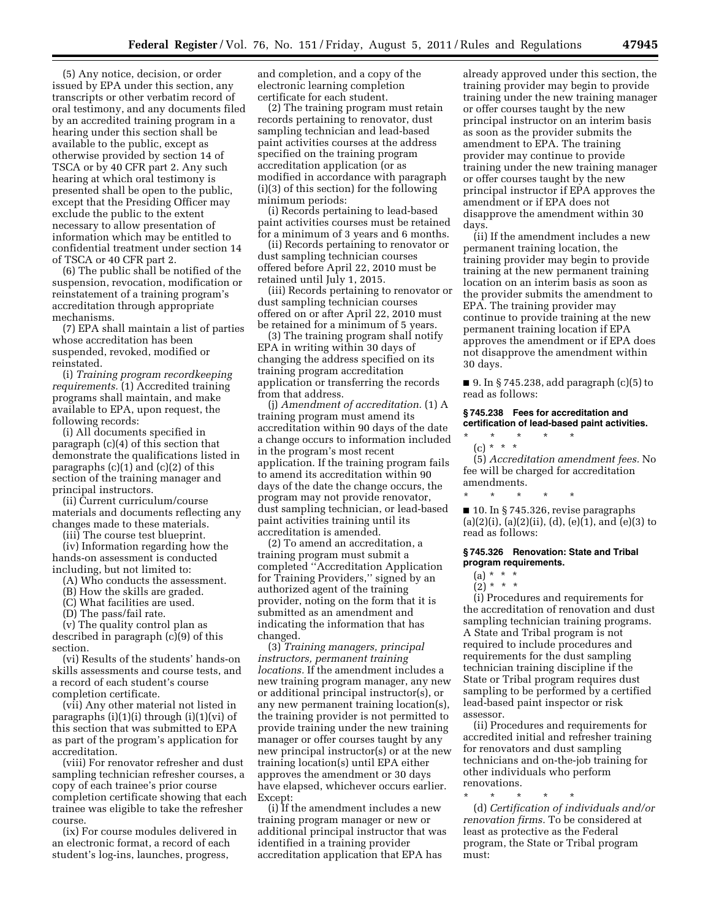(5) Any notice, decision, or order issued by EPA under this section, any transcripts or other verbatim record of oral testimony, and any documents filed by an accredited training program in a hearing under this section shall be available to the public, except as otherwise provided by section 14 of TSCA or by 40 CFR part 2. Any such hearing at which oral testimony is presented shall be open to the public, except that the Presiding Officer may exclude the public to the extent necessary to allow presentation of information which may be entitled to confidential treatment under section 14 of TSCA or 40 CFR part 2.

(6) The public shall be notified of the suspension, revocation, modification or reinstatement of a training program's accreditation through appropriate mechanisms.

(7) EPA shall maintain a list of parties whose accreditation has been suspended, revoked, modified or reinstated.

(i) *Training program recordkeeping requirements.* (1) Accredited training programs shall maintain, and make available to EPA, upon request, the following records:

(i) All documents specified in paragraph (c)(4) of this section that demonstrate the qualifications listed in paragraphs (c)(1) and (c)(2) of this section of the training manager and principal instructors.

(ii) Current curriculum/course materials and documents reflecting any changes made to these materials.

(iii) The course test blueprint.

(iv) Information regarding how the hands-on assessment is conducted including, but not limited to:

(A) Who conducts the assessment.

(B) How the skills are graded.

(C) What facilities are used.

(D) The pass/fail rate.

(v) The quality control plan as described in paragraph (c)(9) of this section.

(vi) Results of the students' hands-on skills assessments and course tests, and a record of each student's course completion certificate.

(vii) Any other material not listed in paragraphs (i)(1)(i) through (i)(1)(vi) of this section that was submitted to EPA as part of the program's application for accreditation.

(viii) For renovator refresher and dust sampling technician refresher courses, a copy of each trainee's prior course completion certificate showing that each trainee was eligible to take the refresher course.

(ix) For course modules delivered in an electronic format, a record of each student's log-ins, launches, progress, and completion, and a copy of the electronic learning completion certificate for each student.

(2) The training program must retain records pertaining to renovator, dust sampling technician and lead-based paint activities courses at the address specified on the training program accreditation application (or as modified in accordance with paragraph (i)(3) of this section) for the following minimum periods:

(i) Records pertaining to lead-based paint activities courses must be retained for a minimum of 3 years and 6 months.

(ii) Records pertaining to renovator or dust sampling technician courses offered before April 22, 2010 must be retained until July 1, 2015.

(iii) Records pertaining to renovator or dust sampling technician courses offered on or after April 22, 2010 must be retained for a minimum of 5 years.

(3) The training program shall notify EPA in writing within 30 days of changing the address specified on its training program accreditation application or transferring the records from that address.

(j) *Amendment of accreditation.* (1) A training program must amend its accreditation within 90 days of the date a change occurs to information included in the program's most recent application. If the training program fails to amend its accreditation within 90 days of the date the change occurs, the program may not provide renovator, dust sampling technician, or lead-based paint activities training until its accreditation is amended.

(2) To amend an accreditation, a training program must submit a completed "Accreditation Application for Training Providers," signed by an authorized agent of the training provider, noting on the form that it is submitted as an amendment and indicating the information that has changed.

(3) *Training managers, principal instructors, permanent training locations.* If the amendment includes a new training program manager, any new or additional principal instructor(s), or any new permanent training location(s), the training provider is not permitted to provide training under the new training manager or offer courses taught by any new principal instructor(s) or at the new training location(s) until EPA either approves the amendment or 30 days have elapsed, whichever occurs earlier. Except:

(i) If the amendment includes a new training program manager or new or additional principal instructor that was identified in a training provider accreditation application that EPA has already approved under this section, the training provider may begin to provide training under the new training manager or offer courses taught by the new principal instructor on an interim basis as soon as the provider submits the amendment to EPA. The training provider may continue to provide training under the new training manager or offer courses taught by the new principal instructor if EPA approves the amendment or if EPA does not disapprove the amendment within 30 days.

(ii) If the amendment includes a new permanent training location, the training provider may begin to provide training at the new permanent training location on an interim basis as soon as the provider submits the amendment to EPA. The training provider may continue to provide training at the new permanent training location if EPA approves the amendment or if EPA does not disapprove the amendment within 30 days.

■ 9. In § 745.238, add paragraph (c)(5) to read as follows:

### § 745.238 Fees for accreditation and certification of lead-based paint activities.

\* \* \* \* \*

(c) \* \* \*

(5) *Accreditation amendment fees.* No fee will be charged for accreditation amendments.

\* \* \* \* \*

■ 10. In § 745.326, revise paragraphs (a)(2)(i), (a)(2)(ii), (d), (e)(1), and (e)(3) to read as follows:

### § 745.326 Renovation: State and Tribal program requirements.

(a) \* \* \*

(2) \* \* \*

(i) Procedures and requirements for the accreditation of renovation and dust sampling technician training programs. A State and Tribal program is not required to include procedures and requirements for the dust sampling technician training discipline if the State or Tribal program requires dust sampling to be performed by a certified lead-based paint inspector or risk assessor.

(ii) Procedures and requirements for accredited initial and refresher training for renovators and dust sampling technicians and on-the-job training for other individuals who perform renovations.

\* \* \* \* \*

(d) *Certification of individuals and/or renovation firms.* To be considered at least as protective as the Federal program, the State or Tribal program must: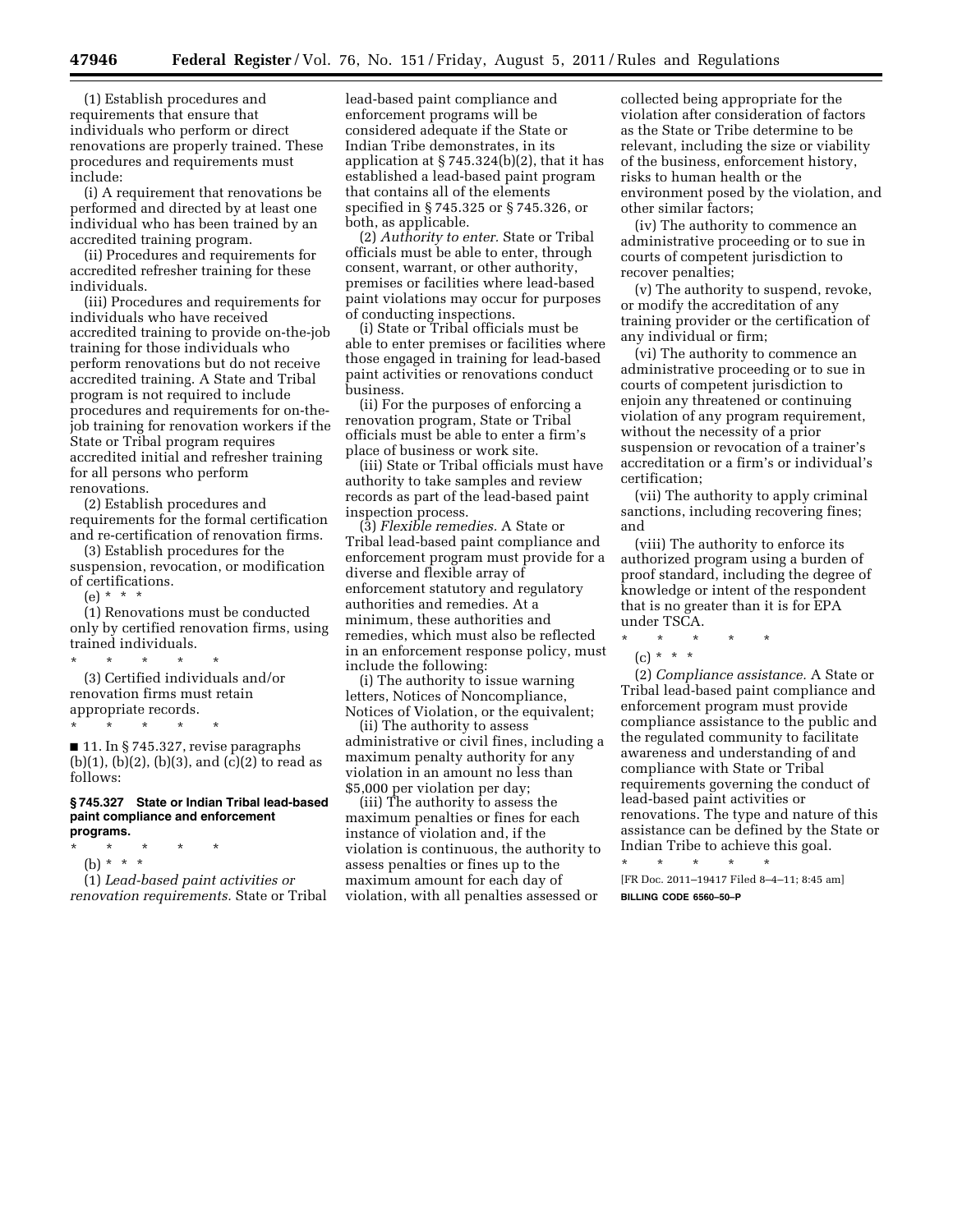(1) Establish procedures and requirements that ensure that individuals who perform or direct renovations are properly trained. These procedures and requirements must include:

(i) A requirement that renovations be performed and directed by at least one individual who has been trained by an accredited training program.

(ii) Procedures and requirements for accredited refresher training for these individuals.

(iii) Procedures and requirements for individuals who have received accredited training to provide on-the-job training for those individuals who perform renovations but do not receive accredited training. A State and Tribal program is not required to include procedures and requirements for on-the-job training for renovation workers if the State or Tribal program requires accredited initial and refresher training for all persons who perform renovations.

(2) Establish procedures and requirements for the formal certification and re-certification of renovation firms.

(3) Establish procedures for the suspension, revocation, or modification of certifications.

(e) * * *

(1) Renovations must be conducted only by certified renovation firms, using trained individuals.

\* \* \* \* \*

(3) Certified individuals and/or renovation firms must retain appropriate records.

\* \* \* \* \*

■ 11. In § 745.327, revise paragraphs (b)(1), (b)(2), (b)(3), and (c)(2) to read as follows:

**§ 745.327 State or Indian Tribal lead-based paint compliance and enforcement programs.**

\* \* \* \* \*

(b) * * *

(1) *Lead-based paint activities or renovation requirements.* State or Tribal lead-based paint compliance and enforcement programs will be considered adequate if the State or Indian Tribe demonstrates, in its application at § 745.324(b)(2), that it has established a lead-based paint program that contains all of the elements specified in § 745.325 or § 745.326, or both, as applicable.

(2) *Authority to enter.* State or Tribal officials must be able to enter, through consent, warrant, or other authority, premises or facilities where lead-based paint violations may occur for purposes of conducting inspections.

(i) State or Tribal officials must be able to enter premises or facilities where those engaged in training for lead-based paint activities or renovations conduct business.

(ii) For the purposes of enforcing a renovation program, State or Tribal officials must be able to enter a firm's place of business or work site.

(iii) State or Tribal officials must have authority to take samples and review records as part of the lead-based paint inspection process.

(3) *Flexible remedies.* A State or Tribal lead-based paint compliance and enforcement program must provide for a diverse and flexible array of enforcement statutory and regulatory authorities and remedies. At a minimum, these authorities and remedies, which must also be reflected in an enforcement response policy, must include the following:

(i) The authority to issue warning letters, Notices of Noncompliance, Notices of Violation, or the equivalent;

(ii) The authority to assess administrative or civil fines, including a maximum penalty authority for any violation in an amount no less than $5,000 per violation per day;

(iii) The authority to assess the maximum penalties or fines for each instance of violation and, if the violation is continuous, the authority to assess penalties or fines up to the maximum amount for each day of violation, with all penalties assessed or collected being appropriate for the violation after consideration of factors as the State or Tribe determine to be relevant, including the size or viability of the business, enforcement history, risks to human health or the environment posed by the violation, and other similar factors;

(iv) The authority to commence an administrative proceeding or to sue in courts of competent jurisdiction to recover penalties;

(v) The authority to suspend, revoke, or modify the accreditation of any training provider or the certification of any individual or firm;

(vi) The authority to commence an administrative proceeding or to sue in courts of competent jurisdiction to enjoin any threatened or continuing violation of any program requirement, without the necessity of a prior suspension or revocation of a trainer's accreditation or a firm's or individual's certification;

(vii) The authority to apply criminal sanctions, including recovering fines; and

(viii) The authority to enforce its authorized program using a burden of proof standard, including the degree of knowledge or intent of the respondent that is no greater than it is for EPA under TSCA.

\* \* \* \* \*

(c) * * *

(2) *Compliance assistance.* A State or Tribal lead-based paint compliance and enforcement program must provide compliance assistance to the public and the regulated community to facilitate awareness and understanding of and compliance with State or Tribal requirements governing the conduct of lead-based paint activities or renovations. The type and nature of this assistance can be defined by the State or Indian Tribe to achieve this goal.

\* \* \* \* \*

[FR Doc. 2011–19417 Filed 8–4–11; 8:45 am]

**BILLING CODE 6560–50–P**